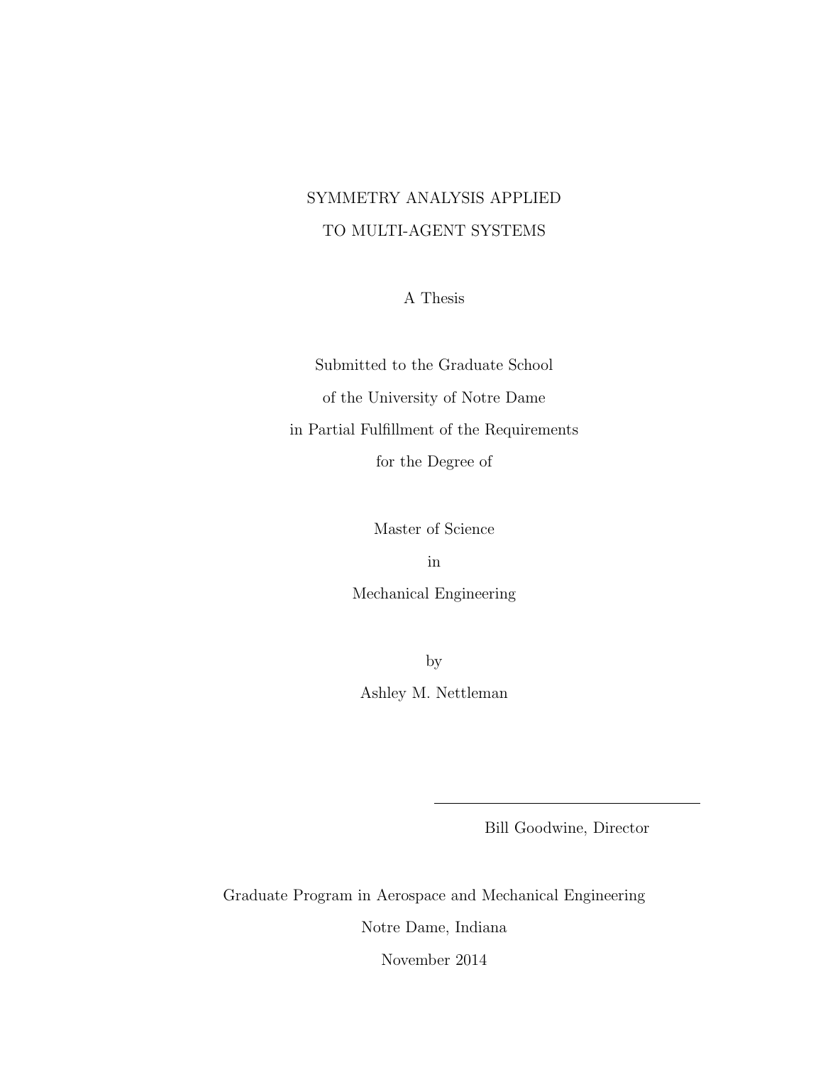# SYMMETRY ANALYSIS APPLIED TO MULTI-AGENT SYSTEMS

A Thesis

Submitted to the Graduate School

of the University of Notre Dame

in Partial Fulfillment of the Requirements

for the Degree of

Master of Science

in

Mechanical Engineering

by

Ashley M. Nettleman

---

Bill Goodwine, Director

Graduate Program in Aerospace and Mechanical Engineering

Notre Dame, Indiana

November 2014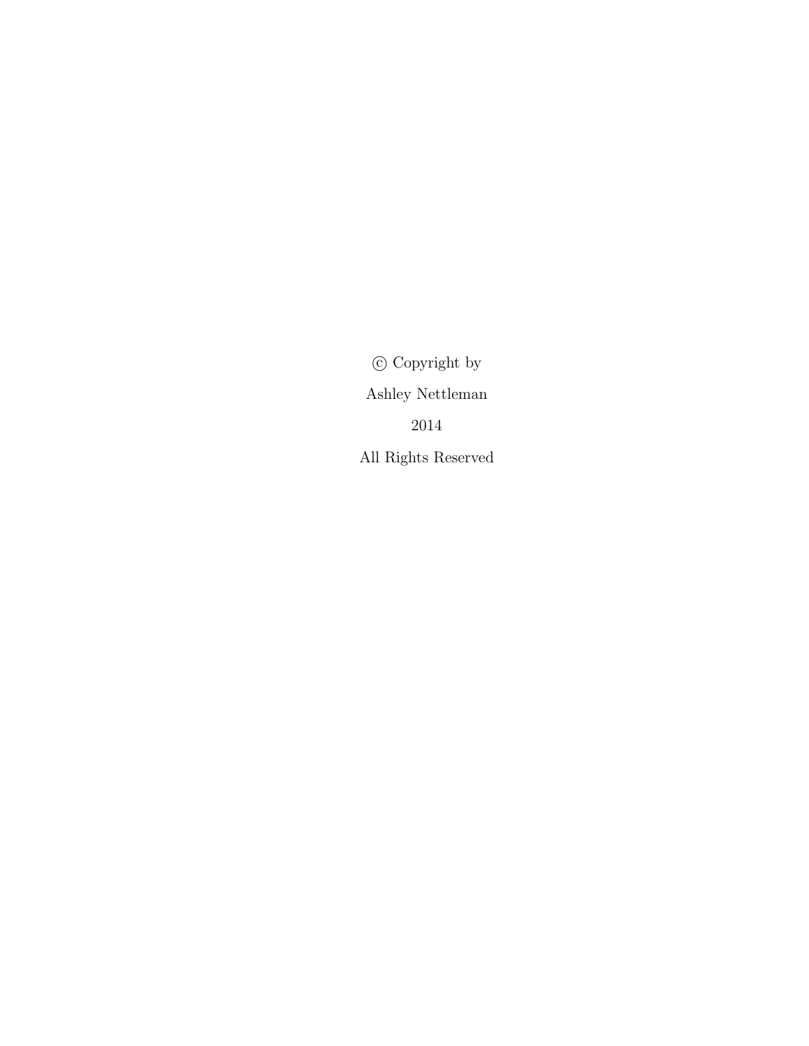© Copyright by

Ashley Nettleman

2014

All Rights Reserved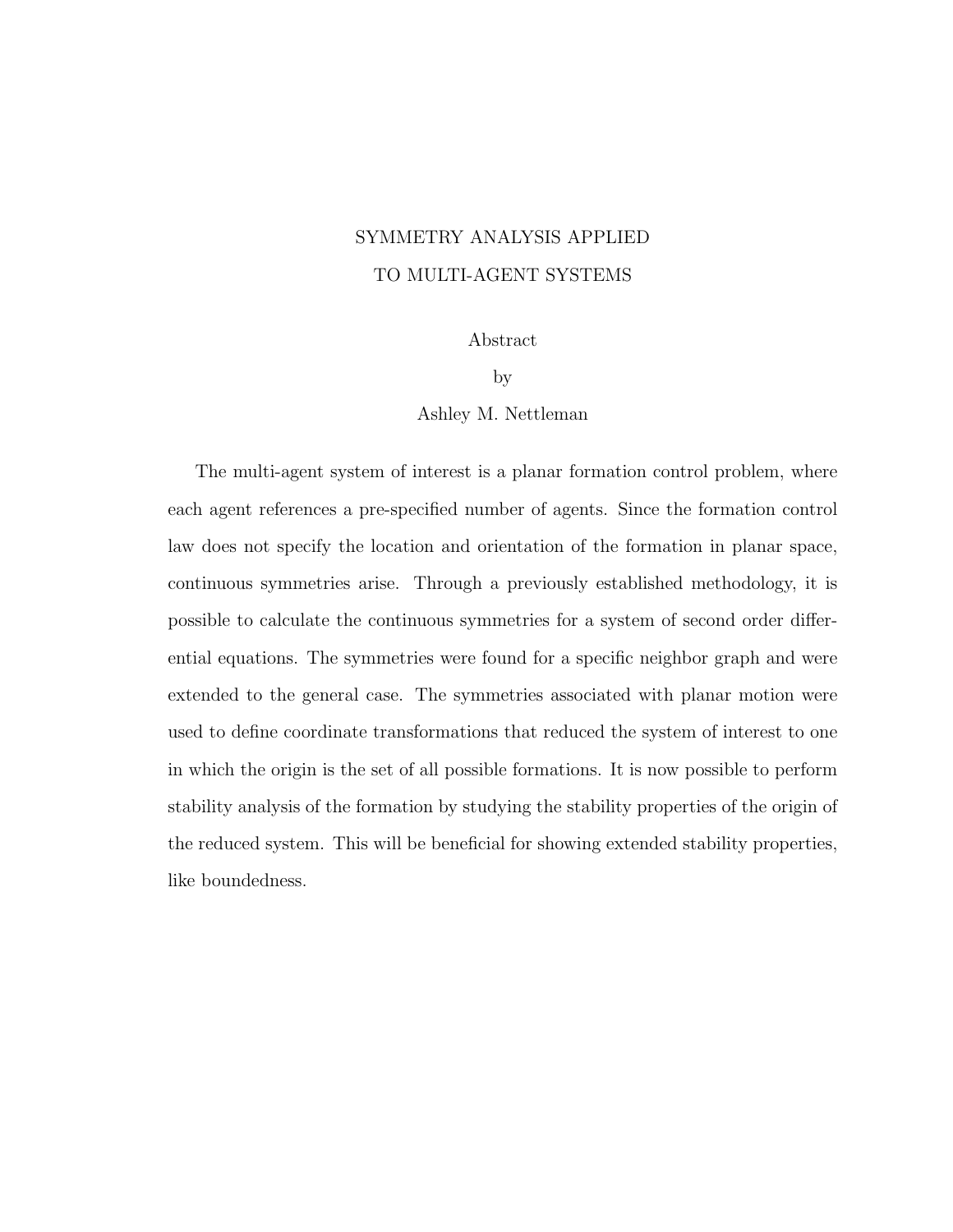# SYMMETRY ANALYSIS APPLIED TO MULTI-AGENT SYSTEMS

Abstract

by

Ashley M. Nettleman

The multi-agent system of interest is a planar formation control problem, where each agent references a pre-specified number of agents. Since the formation control law does not specify the location and orientation of the formation in planar space, continuous symmetries arise. Through a previously established methodology, it is possible to calculate the continuous symmetries for a system of second order differential equations. The symmetries were found for a specific neighbor graph and were extended to the general case. The symmetries associated with planar motion were used to define coordinate transformations that reduced the system of interest to one in which the origin is the set of all possible formations. It is now possible to perform stability analysis of the formation by studying the stability properties of the origin of the reduced system. This will be beneficial for showing extended stability properties, like boundedness.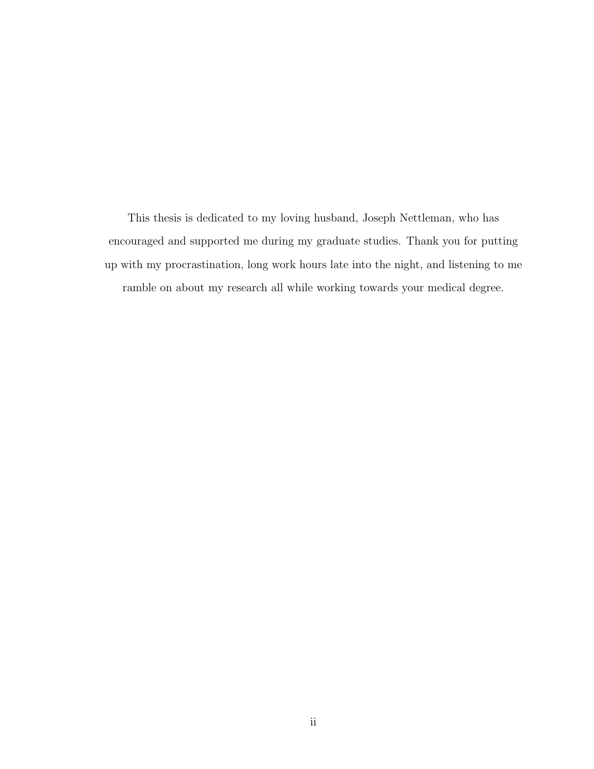This thesis is dedicated to my loving husband, Joseph Nettleman, who has encouraged and supported me during my graduate studies. Thank you for putting up with my procrastination, long work hours late into the night, and listening to me ramble on about my research all while working towards your medical degree.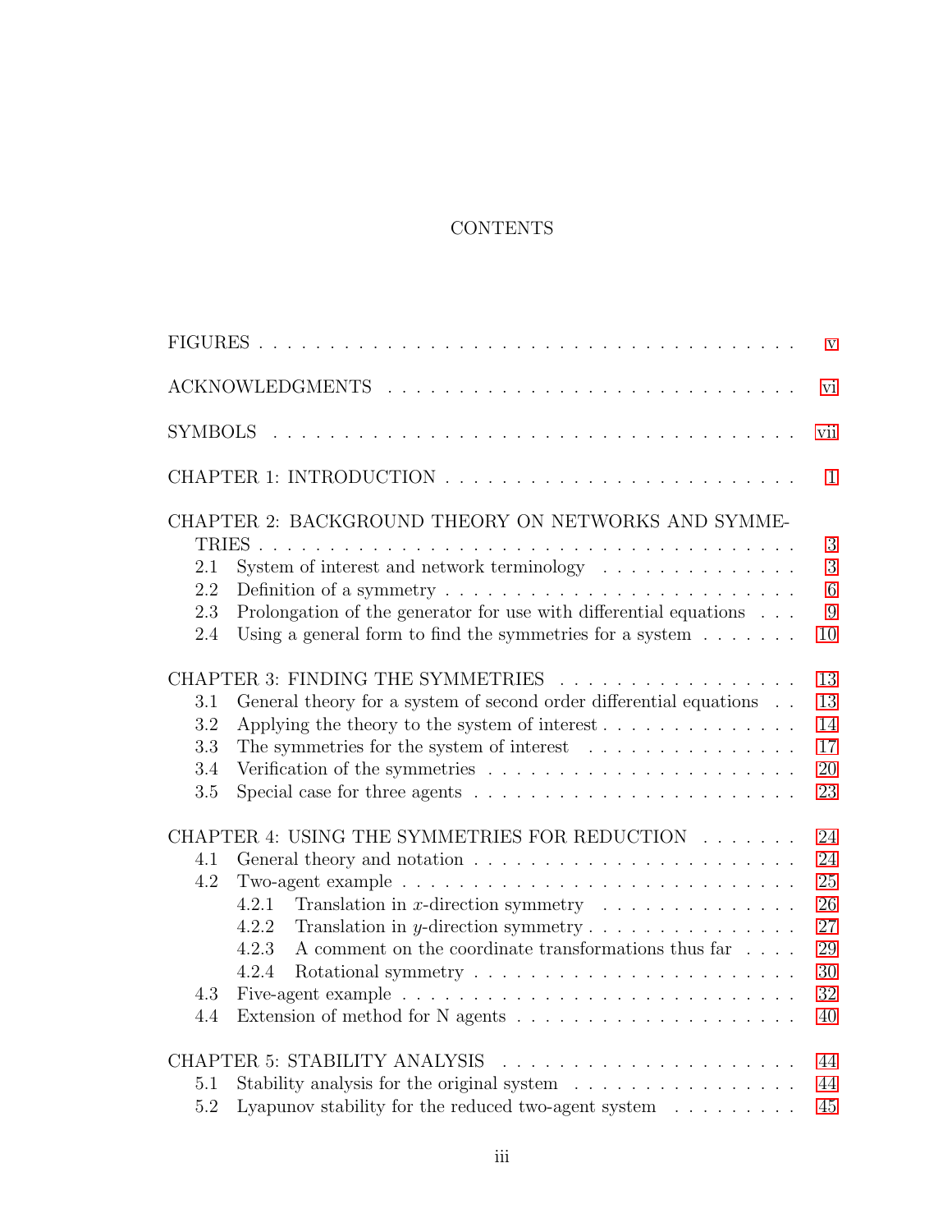# CONTENTS

FIGURES . . . . . . . . . . . . . . . . . . . . . . . . . . . . . . . . . . . . . v

ACKNOWLEDGMENTS . . . . . . . . . . . . . . . . . . . . . . . . . . . . vi

SYMBOLS . . . . . . . . . . . . . . . . . . . . . . . . . . . . . . . . . . . . vii

CHAPTER 1: INTRODUCTION . . . . . . . . . . . . . . . . . . . . . . . . 1

CHAPTER 2: BACKGROUND THEORY ON NETWORKS AND SYMMETRIES . . . . . . . . . . . . . . . . . . . . . . . . . . . . . . . . . . . . . . . 3
- 2.1 System of interest and network terminology . . . . . . . . . . . . . . 3
- 2.2 Definition of a symmetry . . . . . . . . . . . . . . . . . . . . . . . . . 6
- 2.3 Prolongation of the generator for use with differential equations . . . 9
- 2.4 Using a general form to find the symmetries for a system . . . . . . . 10

CHAPTER 3: FINDING THE SYMMETRIES . . . . . . . . . . . . . . . . . 13
- 3.1 General theory for a system of second order differential equations . . 13
- 3.2 Applying the theory to the system of interest . . . . . . . . . . . . . . 14
- 3.3 The symmetries for the system of interest . . . . . . . . . . . . . . . 17
- 3.4 Verification of the symmetries . . . . . . . . . . . . . . . . . . . . . . 20
- 3.5 Special case for three agents . . . . . . . . . . . . . . . . . . . . . . . 23

CHAPTER 4: USING THE SYMMETRIES FOR REDUCTION . . . . . . . 24
- 4.1 General theory and notation . . . . . . . . . . . . . . . . . . . . . . . 24
- 4.2 Two-agent example . . . . . . . . . . . . . . . . . . . . . . . . . . . . 25
  - 4.2.1 Translation in $x$-direction symmetry . . . . . . . . . . . . . . 26
  - 4.2.2 Translation in $y$-direction symmetry . . . . . . . . . . . . . . . 27
  - 4.2.3 A comment on the coordinate transformations thus far . . . . 29
  - 4.2.4 Rotational symmetry . . . . . . . . . . . . . . . . . . . . . . . . 30
- 4.3 Five-agent example . . . . . . . . . . . . . . . . . . . . . . . . . . . . 32
- 4.4 Extension of method for N agents . . . . . . . . . . . . . . . . . . . . 40

CHAPTER 5: STABILITY ANALYSIS . . . . . . . . . . . . . . . . . . . . . 44
- 5.1 Stability analysis for the original system . . . . . . . . . . . . . . . . 44
- 5.2 Lyapunov stability for the reduced two-agent system . . . . . . . . . 45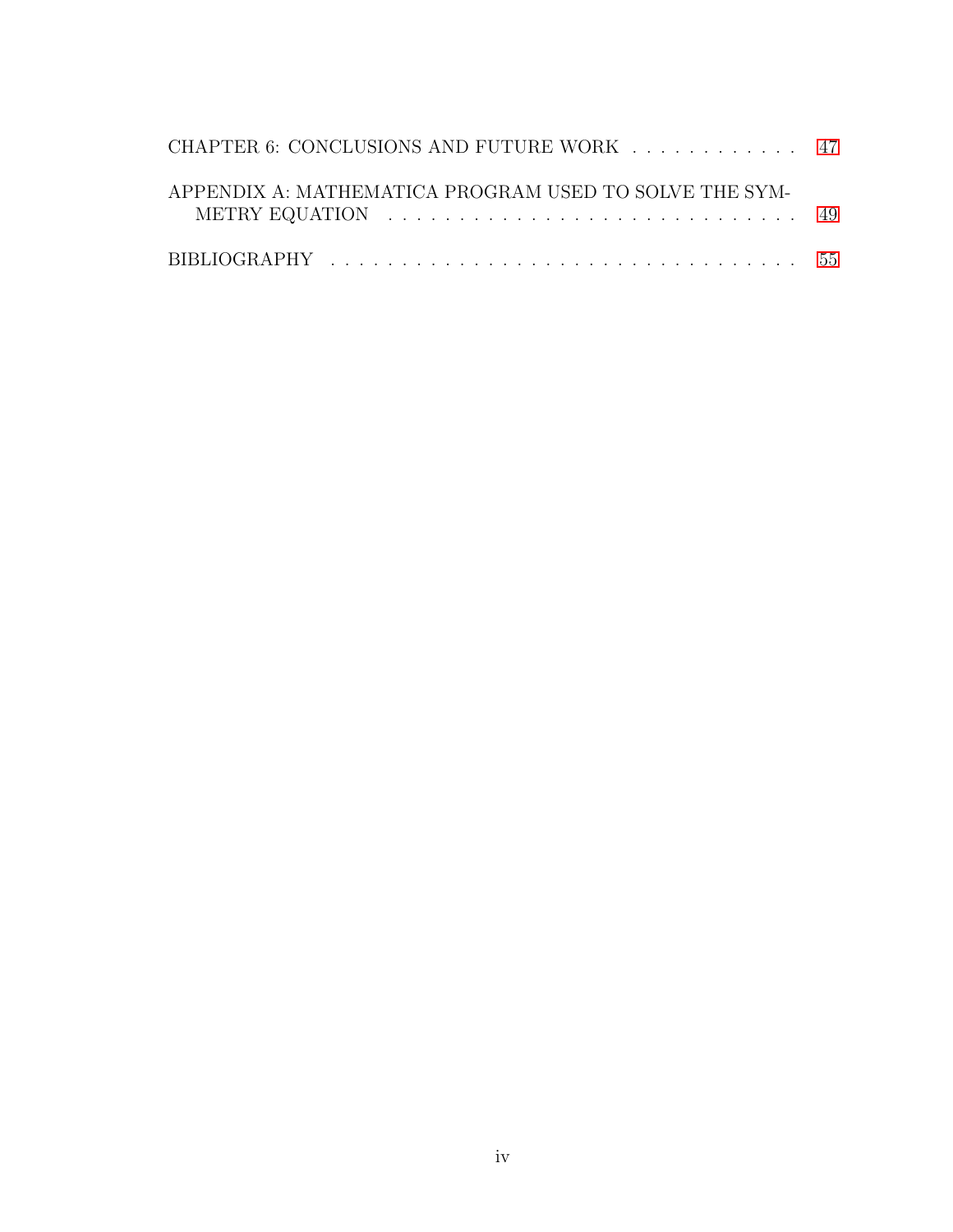CHAPTER 6: CONCLUSIONS AND FUTURE WORK . . . . . . . . . . . . . 47

APPENDIX A: MATHEMATICA PROGRAM USED TO SOLVE THE SYMMETRY EQUATION . . . . . . . . . . . . . . . . . . . . . . . . . . . . . 49

BIBLIOGRAPHY . . . . . . . . . . . . . . . . . . . . . . . . . . . . . . . . . . . 55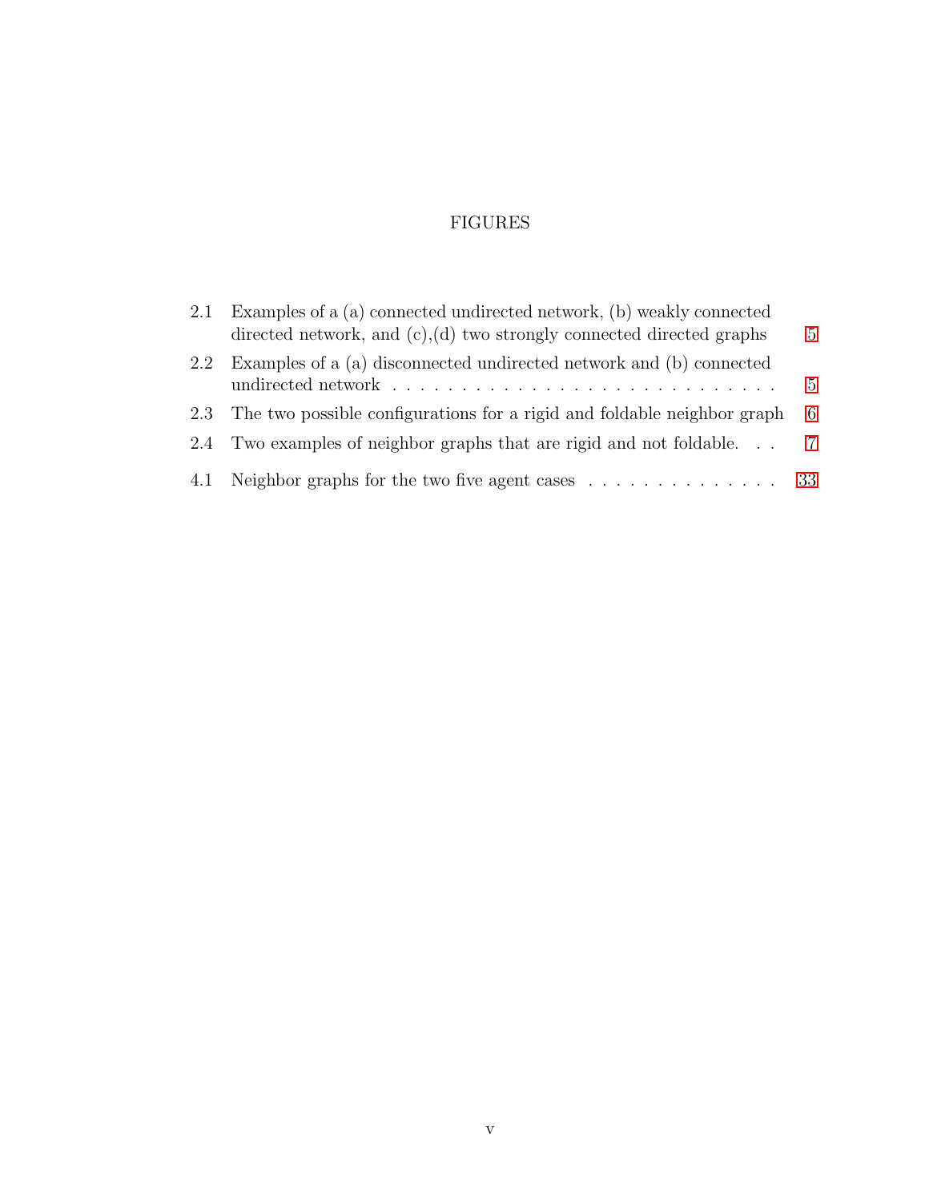# FIGURES

| | | |
|---|---|---|
| 2.1 | Examples of a (a) connected undirected network, (b) weakly connected directed network, and (c),(d) two strongly connected directed graphs | 5 |
| 2.2 | Examples of a (a) disconnected undirected network and (b) connected undirected network | 5 |
| 2.3 | The two possible configurations for a rigid and foldable neighbor graph | 6 |
| 2.4 | Two examples of neighbor graphs that are rigid and not foldable. | 7 |
| 4.1 | Neighbor graphs for the two five agent cases | 33 |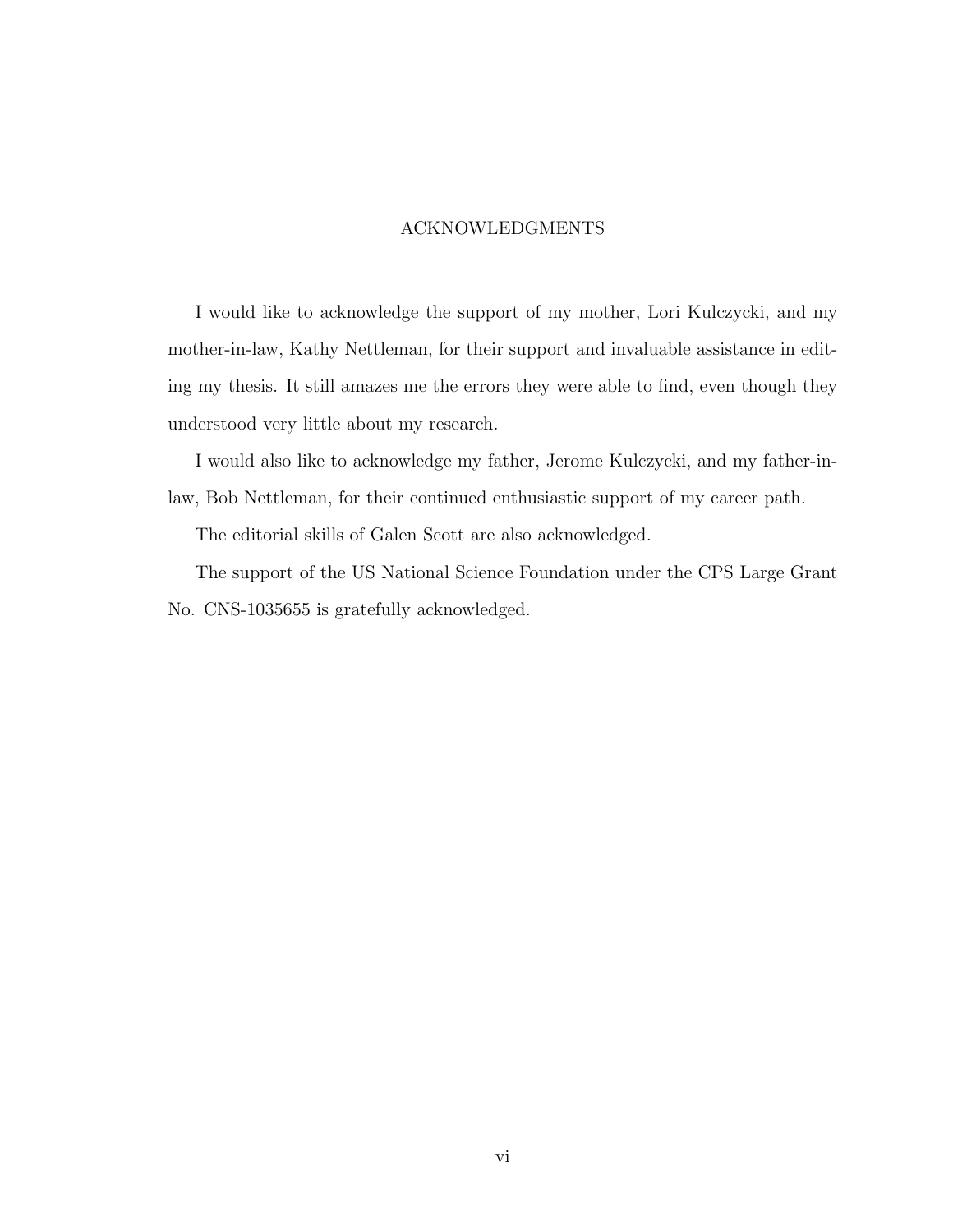# ACKNOWLEDGMENTS

I would like to acknowledge the support of my mother, Lori Kulczycki, and my mother-in-law, Kathy Nettleman, for their support and invaluable assistance in editing my thesis. It still amazes me the errors they were able to find, even though they understood very little about my research.

I would also like to acknowledge my father, Jerome Kulczycki, and my father-in-law, Bob Nettleman, for their continued enthusiastic support of my career path.

The editorial skills of Galen Scott are also acknowledged.

The support of the US National Science Foundation under the CPS Large Grant No. CNS-1035655 is gratefully acknowledged.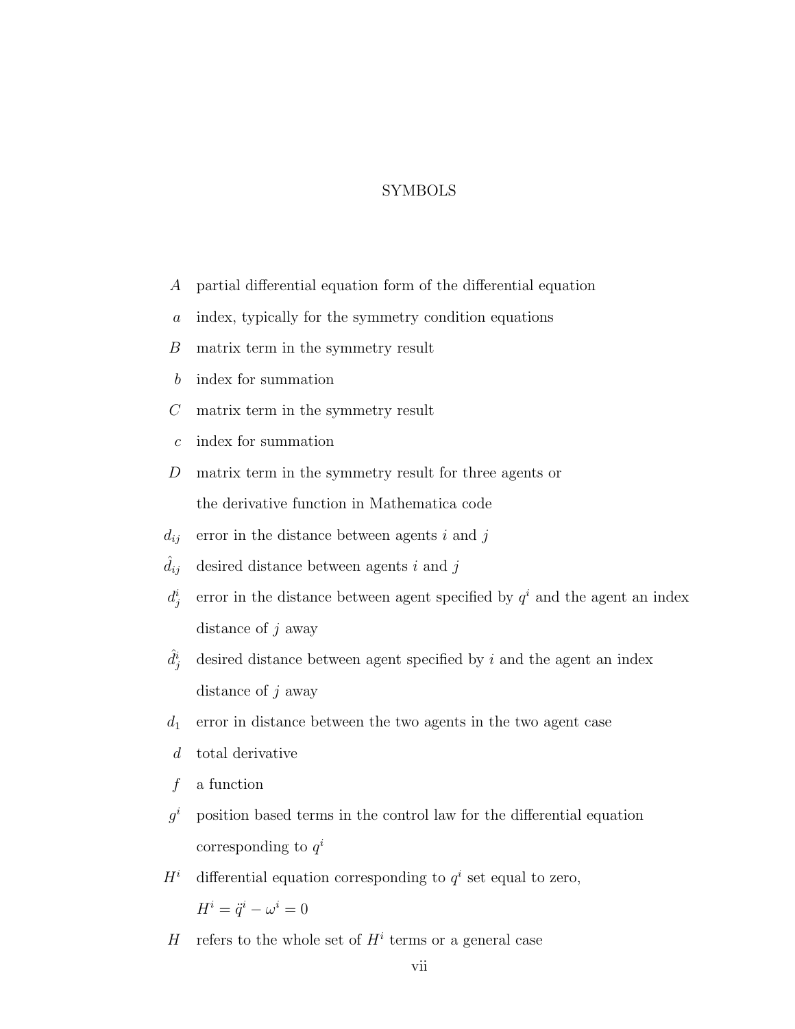# SYMBOLS

$A$ partial differential equation form of the differential equation

$a$ index, typically for the symmetry condition equations

$B$ matrix term in the symmetry result

$b$ index for summation

$C$ matrix term in the symmetry result

$c$ index for summation

$D$ matrix term in the symmetry result for three agents or the derivative function in Mathematica code

$d_{ij}$ error in the distance between agents $i$ and $j$

$\hat{d}_{ij}$ desired distance between agents $i$ and $j$

$d^i_j$ error in the distance between agent specified by $q^i$ and the agent an index distance of $j$ away

$\hat{d}^i_j$ desired distance between agent specified by $i$ and the agent an index distance of $j$ away

$d_1$ error in distance between the two agents in the two agent case

$d$ total derivative

$f$ a function

$g^i$ position based terms in the control law for the differential equation corresponding to $q^i$

$H^i$ differential equation corresponding to $q^i$ set equal to zero, $H^i = \ddot{q}^i - \omega^i = 0$

$H$ refers to the whole set of $H^i$ terms or a general case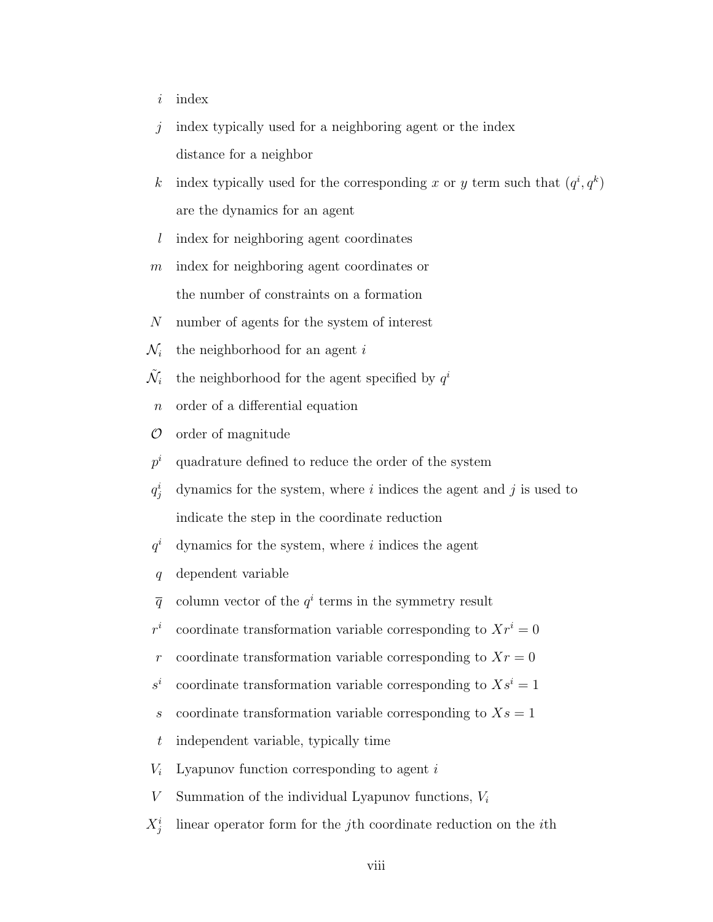$i$ index

$j$ index typically used for a neighboring agent or the index distance for a neighbor

$k$ index typically used for the corresponding $x$ or $y$ term such that $(q^i, q^k)$ are the dynamics for an agent

$l$ index for neighboring agent coordinates

$m$ index for neighboring agent coordinates or the number of constraints on a formation

$N$ number of agents for the system of interest

$\mathcal{N}_i$ the neighborhood for an agent $i$

$\tilde{\mathcal{N}}_i$ the neighborhood for the agent specified by $q^i$

$n$ order of a differential equation

$\mathcal{O}$ order of magnitude

$p^i$ quadrature defined to reduce the order of the system

$q^i_j$ dynamics for the system, where $i$ indices the agent and $j$ is used to indicate the step in the coordinate reduction

$q^i$ dynamics for the system, where $i$ indices the agent

$q$ dependent variable

$\overline{q}$ column vector of the $q^i$ terms in the symmetry result

$r^i$ coordinate transformation variable corresponding to $Xr^i = 0$

$r$ coordinate transformation variable corresponding to $Xr = 0$

$s^i$ coordinate transformation variable corresponding to $Xs^i = 1$

$s$ coordinate transformation variable corresponding to $Xs = 1$

$t$ independent variable, typically time

$V_i$ Lyapunov function corresponding to agent $i$

$V$ Summation of the individual Lyapunov functions, $V_i$

$X^i_j$ linear operator form for the $j$th coordinate reduction on the $i$th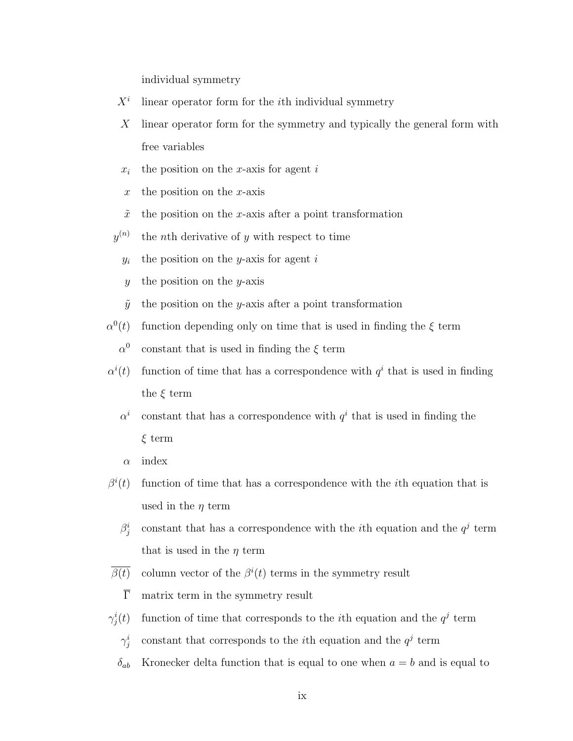individual symmetry

$X^i$ linear operator form for the $i$th individual symmetry

$X$ linear operator form for the symmetry and typically the general form with free variables

$x_i$ the position on the $x$-axis for agent $i$

$x$ the position on the $x$-axis

$\tilde{x}$ the position on the $x$-axis after a point transformation

$y^{(n)}$ the $n$th derivative of $y$ with respect to time

$y_i$ the position on the $y$-axis for agent $i$

$y$ the position on the $y$-axis

$\tilde{y}$ the position on the $y$-axis after a point transformation

$\alpha^0(t)$ function depending only on time that is used in finding the $\xi$ term

$\alpha^0$ constant that is used in finding the $\xi$ term

$\alpha^i(t)$ function of time that has a correspondence with $q^i$ that is used in finding the $\xi$ term

$\alpha^i$ constant that has a correspondence with $q^i$ that is used in finding the $\xi$ term

$\alpha$ index

$\beta^i(t)$ function of time that has a correspondence with the $i$th equation that is used in the $\eta$ term

$\beta^i_j$ constant that has a correspondence with the $i$th equation and the $q^j$ term that is used in the $\eta$ term

$\overline{\beta(t)}$ column vector of the $\beta^i(t)$ terms in the symmetry result

$\overline{\Gamma}$ matrix term in the symmetry result

$\gamma^i_j(t)$ function of time that corresponds to the $i$th equation and the $q^j$ term

$\gamma^i_j$ constant that corresponds to the $i$th equation and the $q^j$ term

$\delta_{ab}$ Kronecker delta function that is equal to one when $a = b$ and is equal to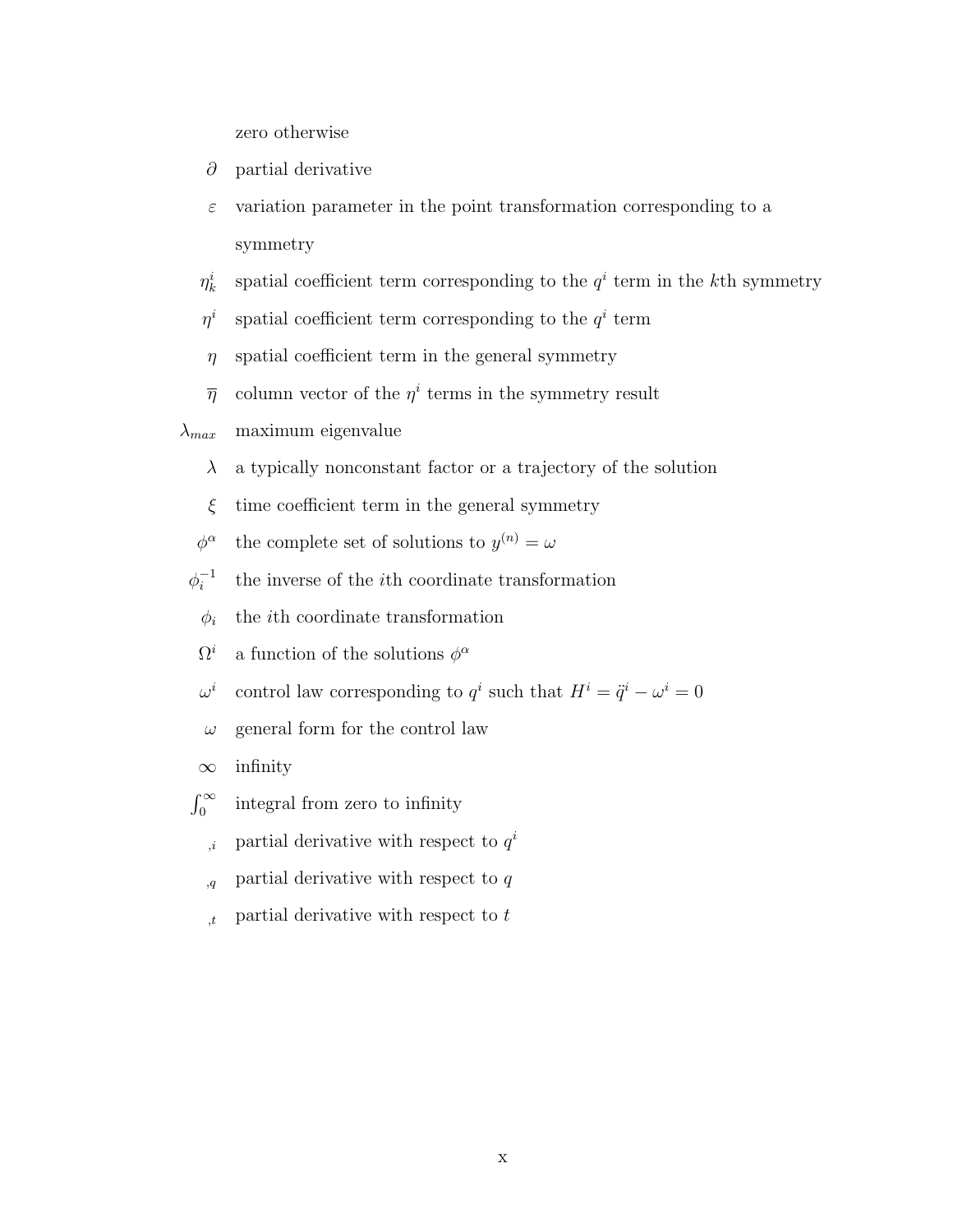zero otherwise

| | |
|---|---|
| $\partial$ | partial derivative |
| $\varepsilon$ | variation parameter in the point transformation corresponding to a symmetry |
| $\eta_k^i$ | spatial coefficient term corresponding to the $q^i$ term in the $k$th symmetry |
| $\eta^i$ | spatial coefficient term corresponding to the $q^i$ term |
| $\eta$ | spatial coefficient term in the general symmetry |
| $\overline{\eta}$ | column vector of the $\eta^i$ terms in the symmetry result |
| $\lambda_{max}$ | maximum eigenvalue |
| $\lambda$ | a typically nonconstant factor or a trajectory of the solution |
| $\xi$ | time coefficient term in the general symmetry |
| $\phi^\alpha$ | the complete set of solutions to $y^{(n)} = \omega$ |
| $\phi_i^{-1}$ | the inverse of the $i$th coordinate transformation |
| $\phi_i$ | the $i$th coordinate transformation |
| $\Omega^i$ | a function of the solutions $\phi^\alpha$ |
| $\omega^i$ | control law corresponding to $q^i$ such that $H^i = \ddot{q}^i - \omega^i = 0$ |
| $\omega$ | general form for the control law |
| $\infty$ | infinity |
| $\int_0^\infty$ | integral from zero to infinity |
| $_{,i}$ | partial derivative with respect to $q^i$ |
| $_{,q}$ | partial derivative with respect to $q$ |
| $_{,t}$ | partial derivative with respect to $t$ |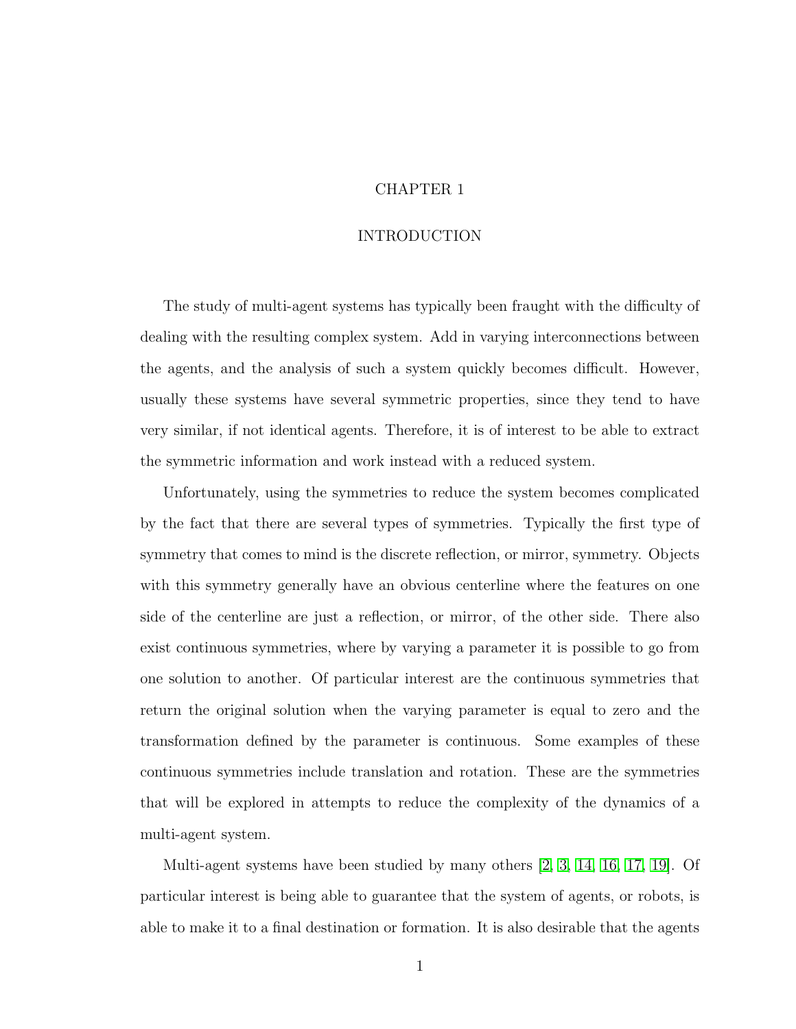# CHAPTER 1

# INTRODUCTION

The study of multi-agent systems has typically been fraught with the difficulty of dealing with the resulting complex system. Add in varying interconnections between the agents, and the analysis of such a system quickly becomes difficult. However, usually these systems have several symmetric properties, since they tend to have very similar, if not identical agents. Therefore, it is of interest to be able to extract the symmetric information and work instead with a reduced system.

Unfortunately, using the symmetries to reduce the system becomes complicated by the fact that there are several types of symmetries. Typically the first type of symmetry that comes to mind is the discrete reflection, or mirror, symmetry. Objects with this symmetry generally have an obvious centerline where the features on one side of the centerline are just a reflection, or mirror, of the other side. There also exist continuous symmetries, where by varying a parameter it is possible to go from one solution to another. Of particular interest are the continuous symmetries that return the original solution when the varying parameter is equal to zero and the transformation defined by the parameter is continuous. Some examples of these continuous symmetries include translation and rotation. These are the symmetries that will be explored in attempts to reduce the complexity of the dynamics of a multi-agent system.

Multi-agent systems have been studied by many others [2, 3, 14, 16, 17, 19]. Of particular interest is being able to guarantee that the system of agents, or robots, is able to make it to a final destination or formation. It is also desirable that the agents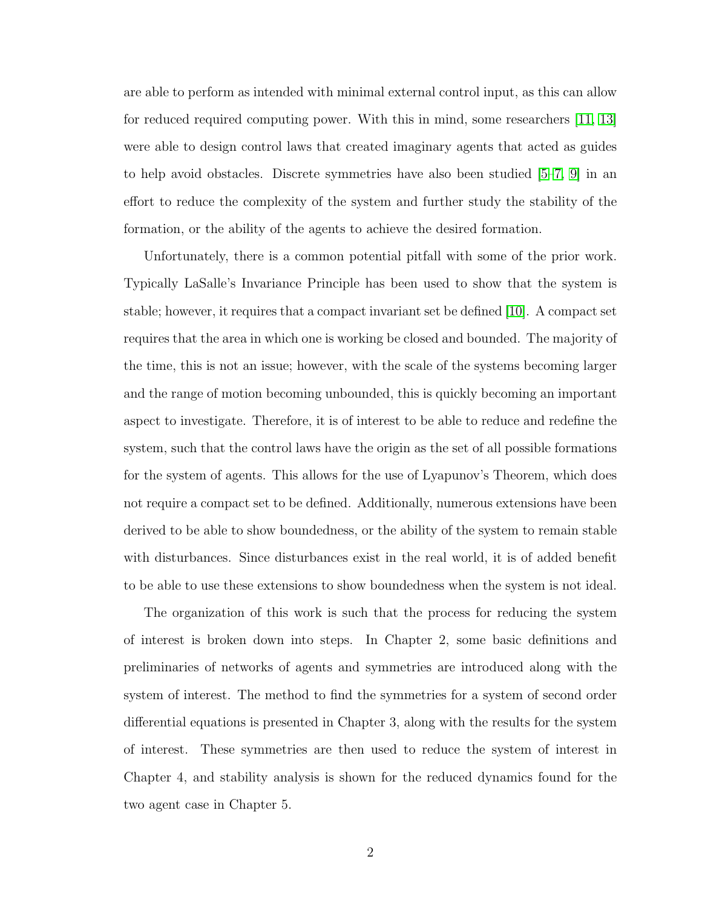are able to perform as intended with minimal external control input, as this can allow for reduced required computing power. With this in mind, some researchers [11, 13] were able to design control laws that created imaginary agents that acted as guides to help avoid obstacles. Discrete symmetries have also been studied [5–7, 9] in an effort to reduce the complexity of the system and further study the stability of the formation, or the ability of the agents to achieve the desired formation.

Unfortunately, there is a common potential pitfall with some of the prior work. Typically LaSalle's Invariance Principle has been used to show that the system is stable; however, it requires that a compact invariant set be defined [10]. A compact set requires that the area in which one is working be closed and bounded. The majority of the time, this is not an issue; however, with the scale of the systems becoming larger and the range of motion becoming unbounded, this is quickly becoming an important aspect to investigate. Therefore, it is of interest to be able to reduce and redefine the system, such that the control laws have the origin as the set of all possible formations for the system of agents. This allows for the use of Lyapunov's Theorem, which does not require a compact set to be defined. Additionally, numerous extensions have been derived to be able to show boundedness, or the ability of the system to remain stable with disturbances. Since disturbances exist in the real world, it is of added benefit to be able to use these extensions to show boundedness when the system is not ideal.

The organization of this work is such that the process for reducing the system of interest is broken down into steps. In Chapter 2, some basic definitions and preliminaries of networks of agents and symmetries are introduced along with the system of interest. The method to find the symmetries for a system of second order differential equations is presented in Chapter 3, along with the results for the system of interest. These symmetries are then used to reduce the system of interest in Chapter 4, and stability analysis is shown for the reduced dynamics found for the two agent case in Chapter 5.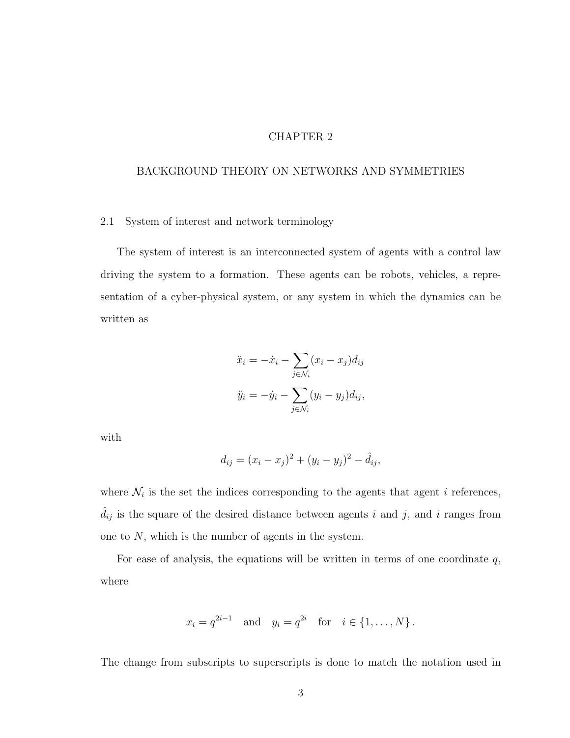# CHAPTER 2

# BACKGROUND THEORY ON NETWORKS AND SYMMETRIES

## 2.1 System of interest and network terminology

The system of interest is an interconnected system of agents with a control law driving the system to a formation. These agents can be robots, vehicles, a representation of a cyber-physical system, or any system in which the dynamics can be written as

$$
\begin{aligned}
\ddot{x}_i &= -\dot{x}_i - \sum_{j \in \mathcal{N}_i} (x_i - x_j) d_{ij} \\
\ddot{y}_i &= -\dot{y}_i - \sum_{j \in \mathcal{N}_i} (y_i - y_j) d_{ij},
\end{aligned}
$$

with

$$
d_{ij} = (x_i - x_j)^2 + (y_i - y_j)^2 - \hat{d}_{ij},
$$

where $\mathcal{N}_i$ is the set the indices corresponding to the agents that agent $i$ references, $\hat{d}_{ij}$ is the square of the desired distance between agents $i$ and $j$, and $i$ ranges from one to $N$, which is the number of agents in the system.

For ease of analysis, the equations will be written in terms of one coordinate $q$, where

$$
x_i = q^{2i-1} \quad \text{and} \quad y_i = q^{2i} \quad \text{for} \quad i \in \{1, \ldots, N\}.
$$

The change from subscripts to superscripts is done to match the notation used in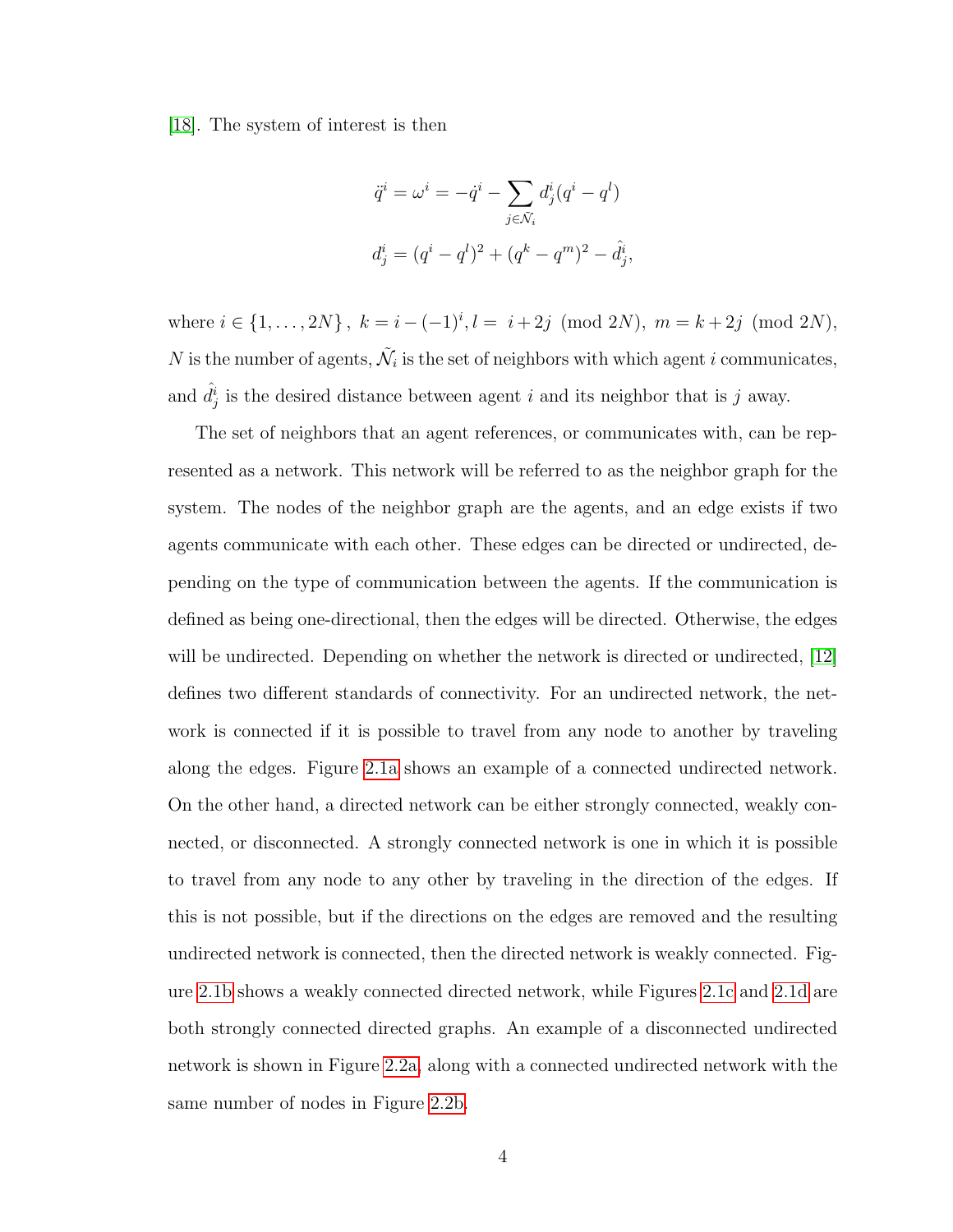[18]. The system of interest is then

$$\ddot{q}^i = \omega^i = -\dot{q}^i - \sum_{j \in \tilde{\mathcal{N}}_i} d^i_j (q^i - q^l)$$

$$d^i_j = (q^i - q^l)^2 + (q^k - q^m)^2 - \hat{d}^i_j,$$

where $i \in \{1, \ldots, 2N\}$, $k = i - (-1)^i, l = \; i + 2j \pmod{2N}, \; m = k + 2j \pmod{2N}$, $N$ is the number of agents, $\tilde{\mathcal{N}}_i$ is the set of neighbors with which agent $i$ communicates, and $\hat{d}^i_j$ is the desired distance between agent $i$ and its neighbor that is $j$ away.

The set of neighbors that an agent references, or communicates with, can be represented as a network. This network will be referred to as the neighbor graph for the system. The nodes of the neighbor graph are the agents, and an edge exists if two agents communicate with each other. These edges can be directed or undirected, depending on the type of communication between the agents. If the communication is defined as being one-directional, then the edges will be directed. Otherwise, the edges will be undirected. Depending on whether the network is directed or undirected, [12] defines two different standards of connectivity. For an undirected network, the network is connected if it is possible to travel from any node to another by traveling along the edges. Figure 2.1a shows an example of a connected undirected network. On the other hand, a directed network can be either strongly connected, weakly connected, or disconnected. A strongly connected network is one in which it is possible to travel from any node to any other by traveling in the direction of the edges. If this is not possible, but if the directions on the edges are removed and the resulting undirected network is connected, then the directed network is weakly connected. Figure 2.1b shows a weakly connected directed network, while Figures 2.1c and 2.1d are both strongly connected directed graphs. An example of a disconnected undirected network is shown in Figure 2.2a, along with a connected undirected network with the same number of nodes in Figure 2.2b.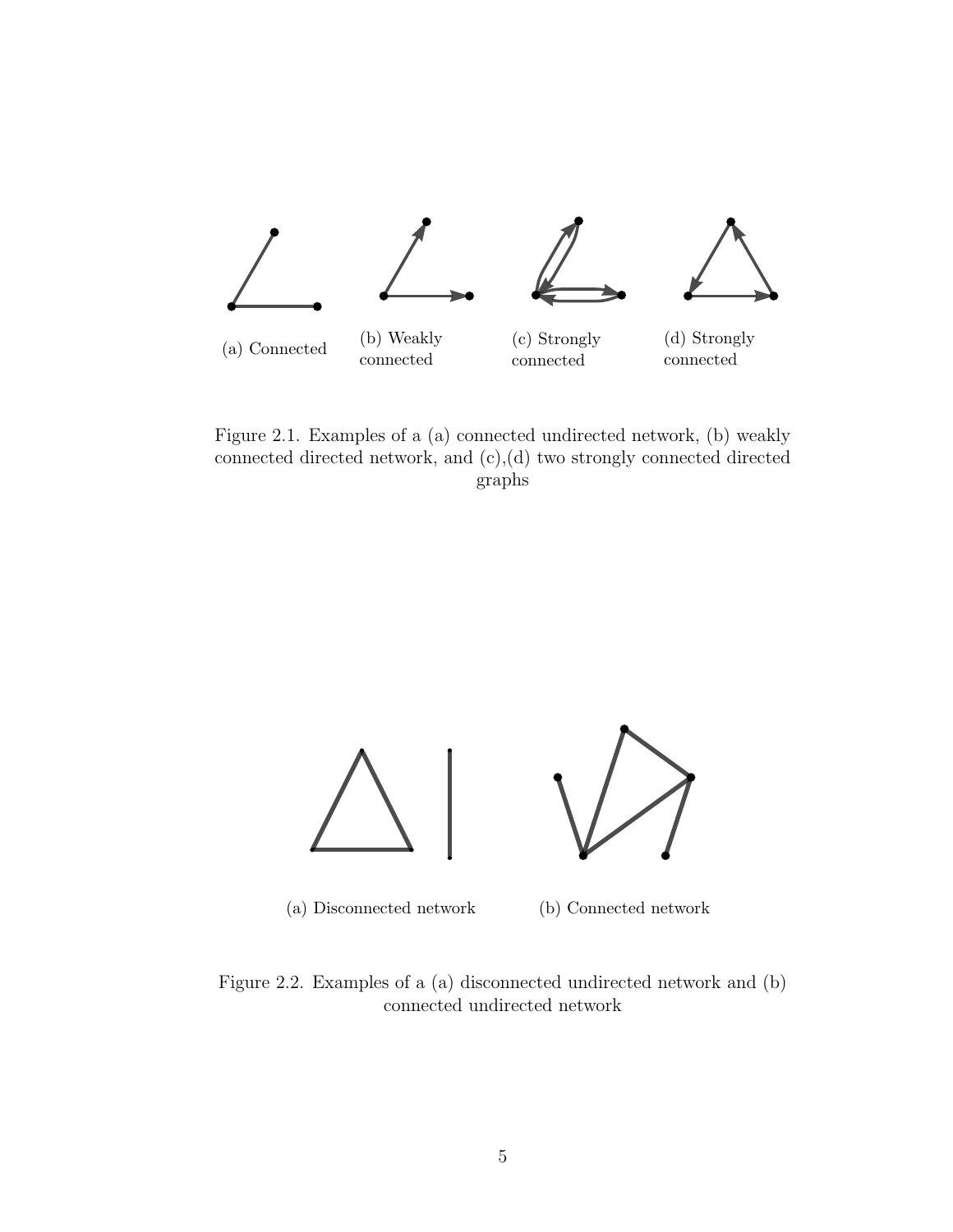(a) Connected

(b) Weakly connected

(c) Strongly connected

(d) Strongly connected

Figure 2.1. Examples of a (a) connected undirected network, (b) weakly connected directed network, and (c),(d) two strongly connected directed graphs

(a) Disconnected network

(b) Connected network

Figure 2.2. Examples of a (a) disconnected undirected network and (b) connected undirected network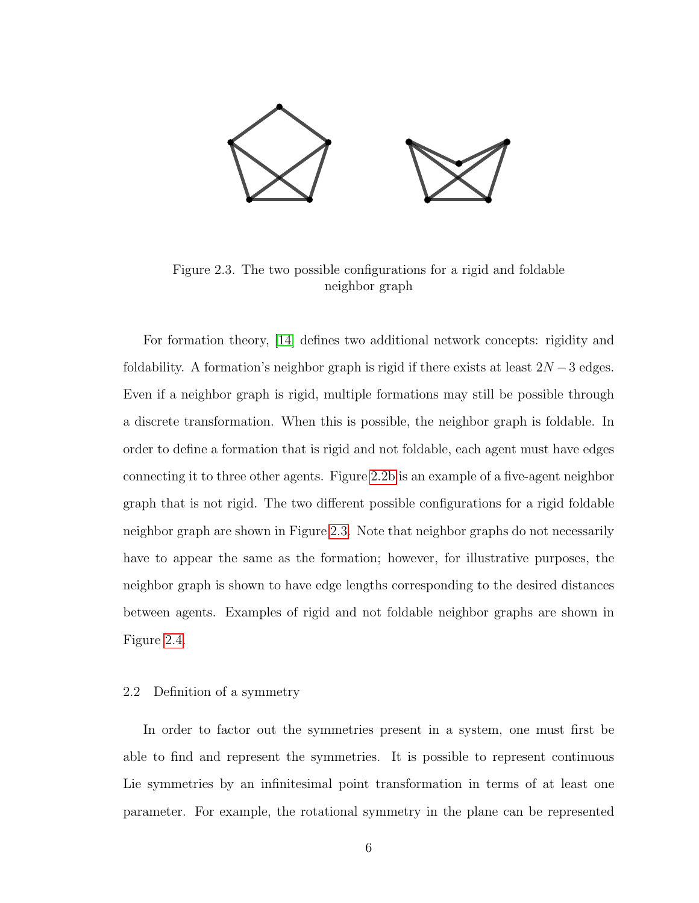Figure 2.3. The two possible configurations for a rigid and foldable neighbor graph

For formation theory, [14] defines two additional network concepts: rigidity and foldability. A formation's neighbor graph is rigid if there exists at least $2N-3$ edges. Even if a neighbor graph is rigid, multiple formations may still be possible through a discrete transformation. When this is possible, the neighbor graph is foldable. In order to define a formation that is rigid and not foldable, each agent must have edges connecting it to three other agents. Figure 2.2b is an example of a five-agent neighbor graph that is not rigid. The two different possible configurations for a rigid foldable neighbor graph are shown in Figure 2.3. Note that neighbor graphs do not necessarily have to appear the same as the formation; however, for illustrative purposes, the neighbor graph is shown to have edge lengths corresponding to the desired distances between agents. Examples of rigid and not foldable neighbor graphs are shown in Figure 2.4.

## 2.2 Definition of a symmetry

In order to factor out the symmetries present in a system, one must first be able to find and represent the symmetries. It is possible to represent continuous Lie symmetries by an infinitesimal point transformation in terms of at least one parameter. For example, the rotational symmetry in the plane can be represented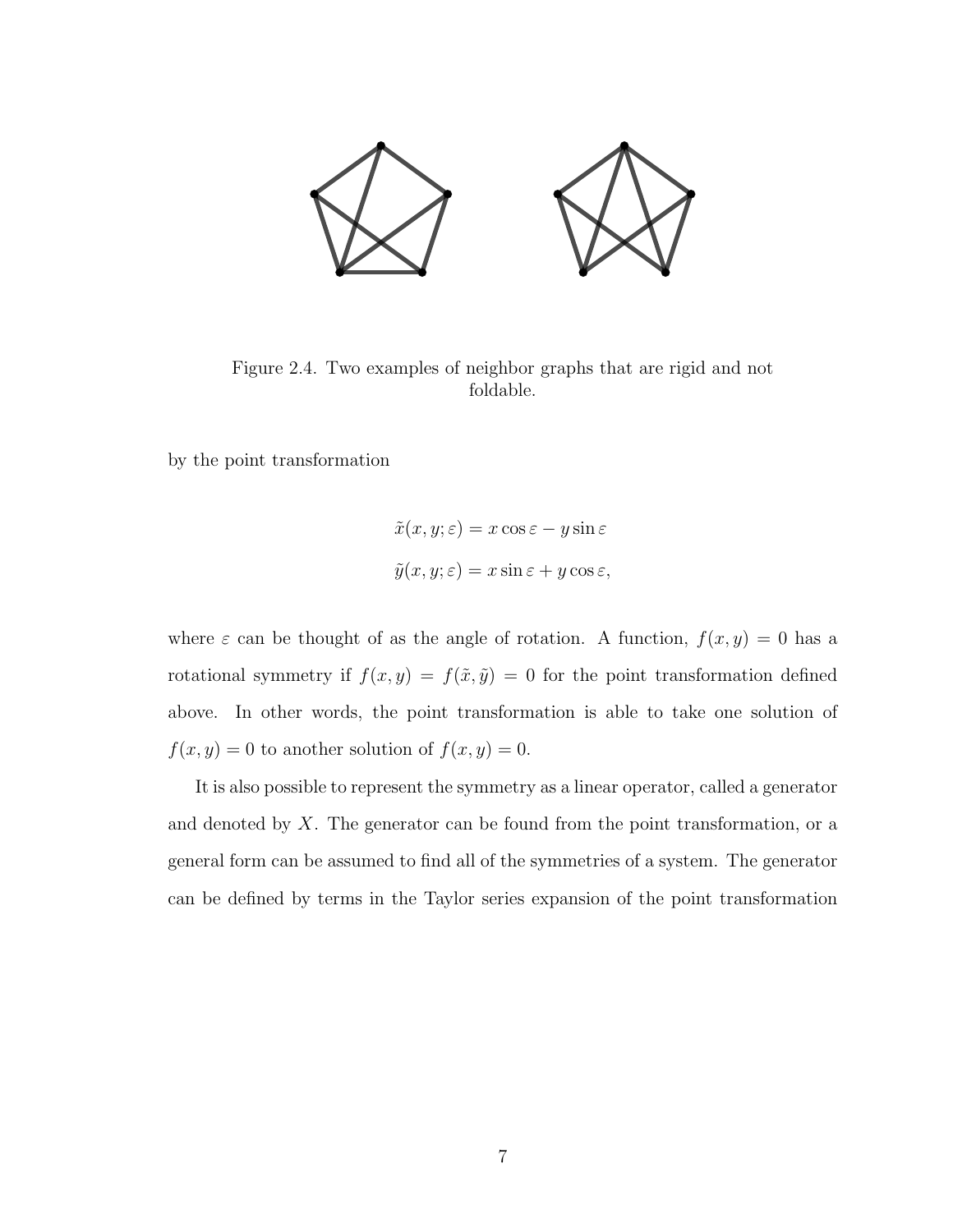Figure 2.4. Two examples of neighbor graphs that are rigid and not foldable.

by the point transformation

$$\tilde{x}(x, y; \varepsilon) = x \cos \varepsilon - y \sin \varepsilon$$

$$\tilde{y}(x, y; \varepsilon) = x \sin \varepsilon + y \cos \varepsilon,$$

where $\varepsilon$ can be thought of as the angle of rotation. A function, $f(x, y) = 0$ has a rotational symmetry if $f(x, y) = f(\tilde{x}, \tilde{y}) = 0$ for the point transformation defined above. In other words, the point transformation is able to take one solution of $f(x, y) = 0$ to another solution of $f(x, y) = 0$.

It is also possible to represent the symmetry as a linear operator, called a generator and denoted by $X$. The generator can be found from the point transformation, or a general form can be assumed to find all of the symmetries of a system. The generator can be defined by terms in the Taylor series expansion of the point transformation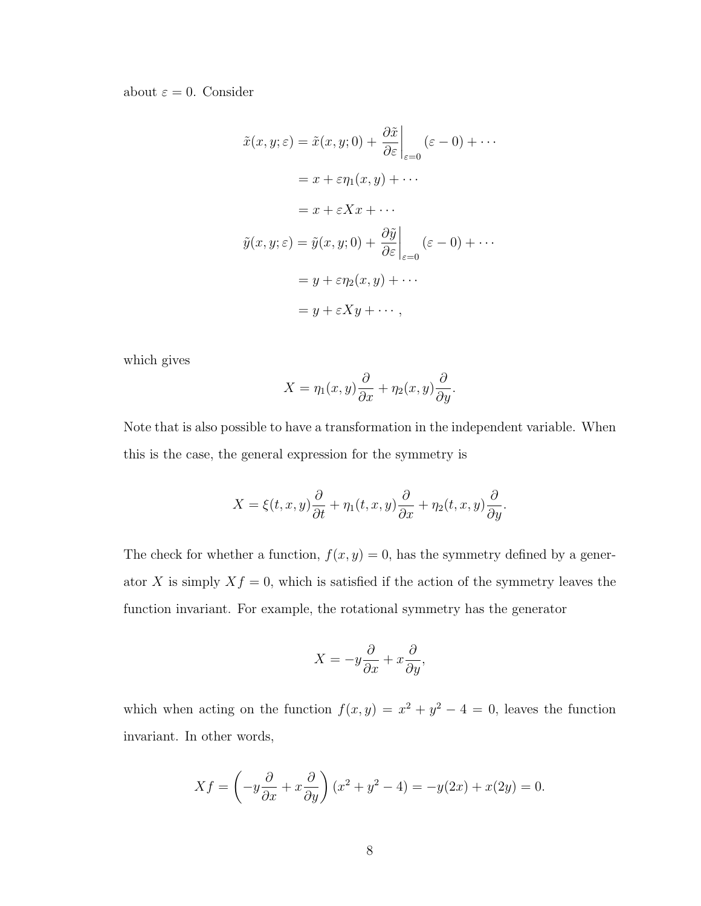about $\varepsilon = 0$. Consider

$$
\begin{aligned}
\tilde{x}(x, y; \varepsilon) &= \tilde{x}(x, y; 0) + \left.\frac{\partial \tilde{x}}{\partial \varepsilon}\right|_{\varepsilon=0} (\varepsilon - 0) + \cdots \\
&= x + \varepsilon \eta_1(x, y) + \cdots \\
&= x + \varepsilon X x + \cdots \\
\tilde{y}(x, y; \varepsilon) &= \tilde{y}(x, y; 0) + \left.\frac{\partial \tilde{y}}{\partial \varepsilon}\right|_{\varepsilon=0} (\varepsilon - 0) + \cdots \\
&= y + \varepsilon \eta_2(x, y) + \cdots \\
&= y + \varepsilon X y + \cdots ,
\end{aligned}
$$

which gives

$$
X = \eta_1(x, y)\frac{\partial}{\partial x} + \eta_2(x, y)\frac{\partial}{\partial y}.
$$

Note that is also possible to have a transformation in the independent variable. When this is the case, the general expression for the symmetry is

$$
X = \xi(t, x, y)\frac{\partial}{\partial t} + \eta_1(t, x, y)\frac{\partial}{\partial x} + \eta_2(t, x, y)\frac{\partial}{\partial y}.
$$

The check for whether a function, $f(x, y) = 0$, has the symmetry defined by a generator $X$ is simply $Xf = 0$, which is satisfied if the action of the symmetry leaves the function invariant. For example, the rotational symmetry has the generator

$$
X = -y\frac{\partial}{\partial x} + x\frac{\partial}{\partial y},
$$

which when acting on the function $f(x, y) = x^2 + y^2 - 4 = 0$, leaves the function invariant. In other words,

$$
Xf = \left(-y\frac{\partial}{\partial x} + x\frac{\partial}{\partial y}\right)(x^2 + y^2 - 4) = -y(2x) + x(2y) = 0.
$$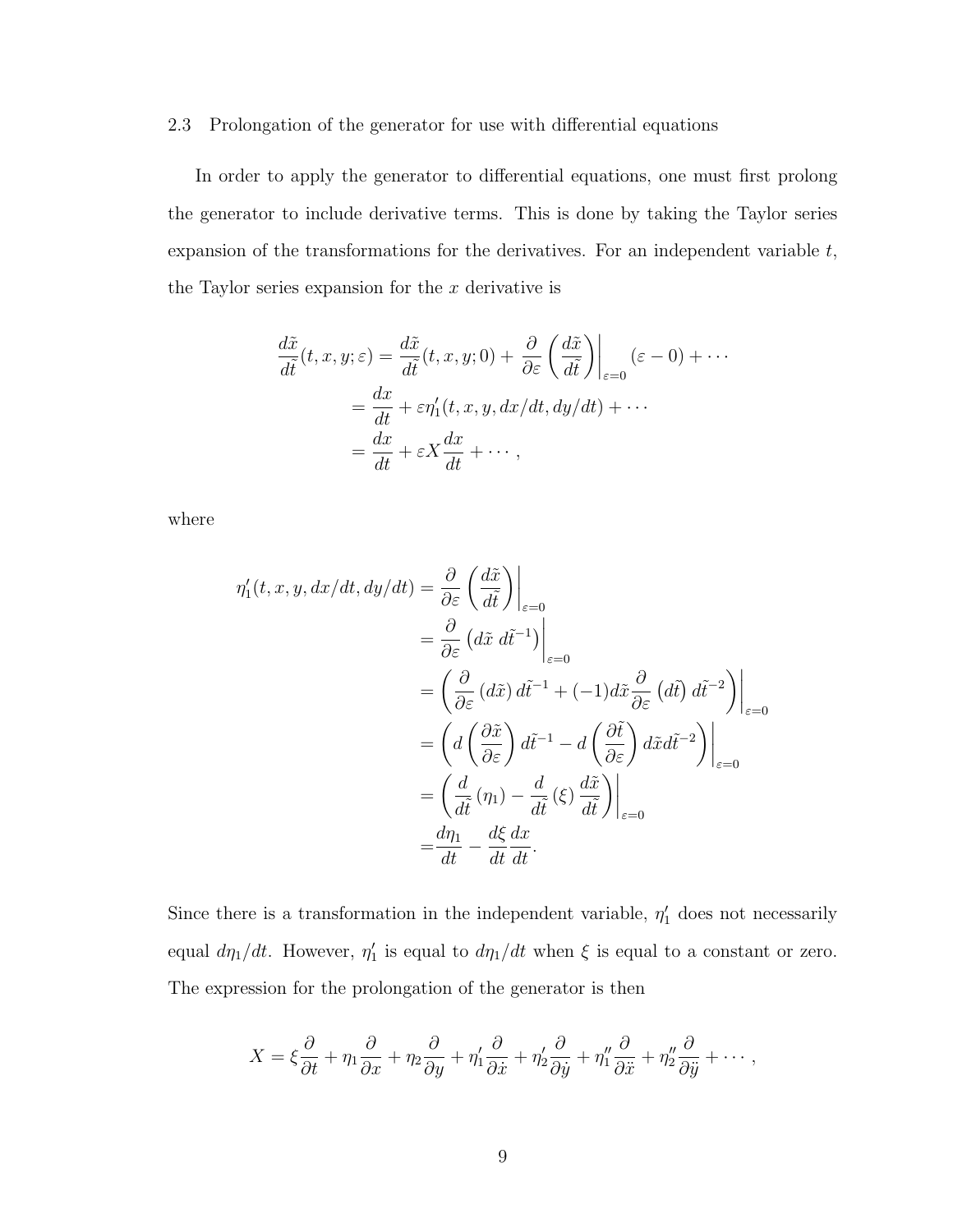## 2.3 Prolongation of the generator for use with differential equations

In order to apply the generator to differential equations, one must first prolong the generator to include derivative terms. This is done by taking the Taylor series expansion of the transformations for the derivatives. For an independent variable $t$, the Taylor series expansion for the $x$ derivative is

$$
\begin{aligned}
\frac{d\tilde{x}}{d\tilde{t}}(t, x, y; \varepsilon) &= \frac{d\tilde{x}}{d\tilde{t}}(t, x, y; 0) + \frac{\partial}{\partial \varepsilon}\left(\frac{d\tilde{x}}{d\tilde{t}}\right)\Bigg|_{\varepsilon=0} (\varepsilon - 0) + \cdots \\
&= \frac{dx}{dt} + \varepsilon \eta_1'(t, x, y, dx/dt, dy/dt) + \cdots \\
&= \frac{dx}{dt} + \varepsilon X \frac{dx}{dt} + \cdots ,
\end{aligned}
$$

where

$$
\begin{aligned}
\eta_1'(t, x, y, dx/dt, dy/dt) &= \frac{\partial}{\partial \varepsilon}\left(\frac{d\tilde{x}}{d\tilde{t}}\right)\Bigg|_{\varepsilon=0} \\
&= \frac{\partial}{\partial \varepsilon}\left(d\tilde{x}\, d\tilde{t}^{-1}\right)\Bigg|_{\varepsilon=0} \\
&= \left(\frac{\partial}{\partial \varepsilon}\left(d\tilde{x}\right) d\tilde{t}^{-1} + (-1) d\tilde{x} \frac{\partial}{\partial \varepsilon}\left(d\tilde{t}\right) d\tilde{t}^{-2}\right)\Bigg|_{\varepsilon=0} \\
&= \left(d\left(\frac{\partial \tilde{x}}{\partial \varepsilon}\right) d\tilde{t}^{-1} - d\left(\frac{\partial \tilde{t}}{\partial \varepsilon}\right) d\tilde{x} d\tilde{t}^{-2}\right)\Bigg|_{\varepsilon=0} \\
&= \left(\frac{d}{d\tilde{t}}\left(\eta_1\right) - \frac{d}{d\tilde{t}}\left(\xi\right) \frac{d\tilde{x}}{d\tilde{t}}\right)\Bigg|_{\varepsilon=0} \\
&= \frac{d\eta_1}{dt} - \frac{d\xi}{dt}\frac{dx}{dt}.
\end{aligned}
$$

Since there is a transformation in the independent variable, $\eta_1'$ does not necessarily equal $d\eta_1/dt$. However, $\eta_1'$ is equal to $d\eta_1/dt$ when $\xi$ is equal to a constant or zero. The expression for the prolongation of the generator is then

$$
X = \xi \frac{\partial}{\partial t} + \eta_1 \frac{\partial}{\partial x} + \eta_2 \frac{\partial}{\partial y} + \eta_1' \frac{\partial}{\partial \dot{x}} + \eta_2' \frac{\partial}{\partial \dot{y}} + \eta_1'' \frac{\partial}{\partial \ddot{x}} + \eta_2'' \frac{\partial}{\partial \ddot{y}} + \cdots ,
$$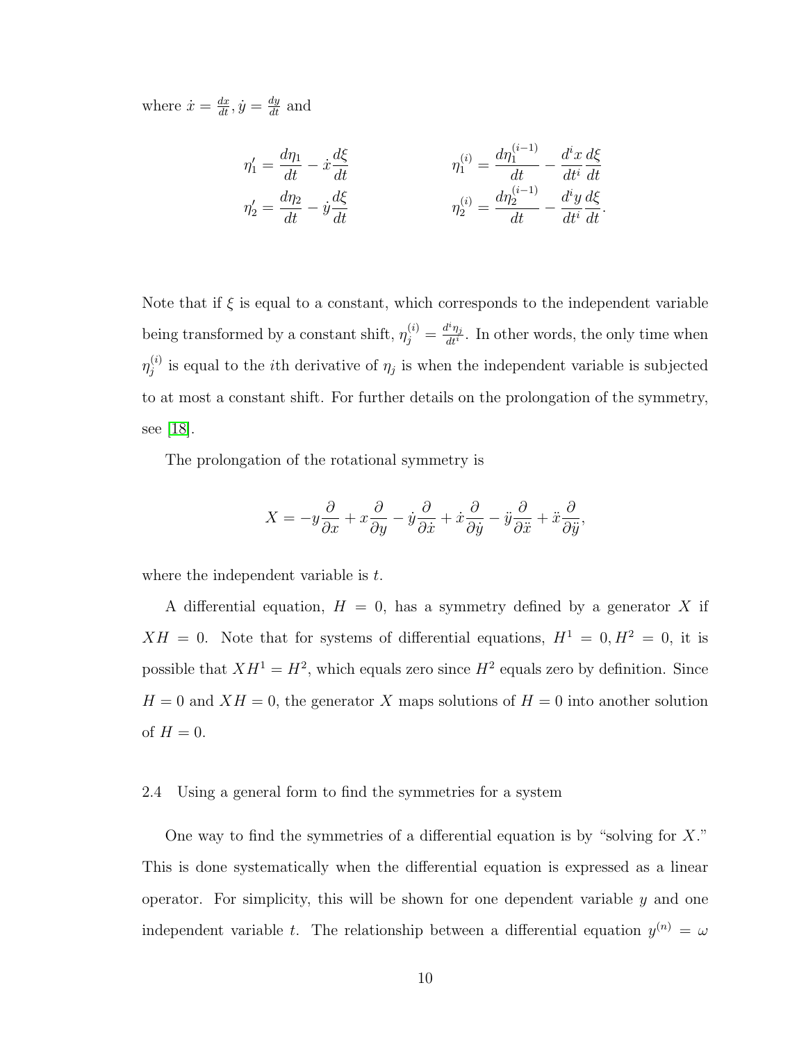where $\dot{x} = \frac{dx}{dt}, \dot{y} = \frac{dy}{dt}$ and

$$
\begin{aligned}
\eta_1' &= \frac{d\eta_1}{dt} - \dot{x}\frac{d\xi}{dt} \qquad\qquad & \eta_1^{(i)} &= \frac{d\eta_1^{(i-1)}}{dt} - \frac{d^i x}{dt^i}\frac{d\xi}{dt} \\
\eta_2' &= \frac{d\eta_2}{dt} - \dot{y}\frac{d\xi}{dt} \qquad\qquad & \eta_2^{(i)} &= \frac{d\eta_2^{(i-1)}}{dt} - \frac{d^i y}{dt^i}\frac{d\xi}{dt}.
\end{aligned}
$$

Note that if $\xi$ is equal to a constant, which corresponds to the independent variable being transformed by a constant shift, $\eta_j^{(i)} = \frac{d^i \eta_j}{dt^i}$. In other words, the only time when $\eta_j^{(i)}$ is equal to the $i$th derivative of $\eta_j$ is when the independent variable is subjected to at most a constant shift. For further details on the prolongation of the symmetry, see [18].

The prolongation of the rotational symmetry is

$$
X = -y\frac{\partial}{\partial x} + x\frac{\partial}{\partial y} - \dot{y}\frac{\partial}{\partial \dot{x}} + \dot{x}\frac{\partial}{\partial \dot{y}} - \ddot{y}\frac{\partial}{\partial \ddot{x}} + \ddot{x}\frac{\partial}{\partial \ddot{y}},
$$

where the independent variable is $t$.

A differential equation, $H = 0$, has a symmetry defined by a generator $X$ if $XH = 0$. Note that for systems of differential equations, $H^1 = 0, H^2 = 0$, it is possible that $XH^1 = H^2$, which equals zero since $H^2$ equals zero by definition. Since $H = 0$ and $XH = 0$, the generator $X$ maps solutions of $H = 0$ into another solution of $H = 0$.

### 2.4 Using a general form to find the symmetries for a system

One way to find the symmetries of a differential equation is by "solving for $X$." This is done systematically when the differential equation is expressed as a linear operator. For simplicity, this will be shown for one dependent variable $y$ and one independent variable $t$. The relationship between a differential equation $y^{(n)} = \omega$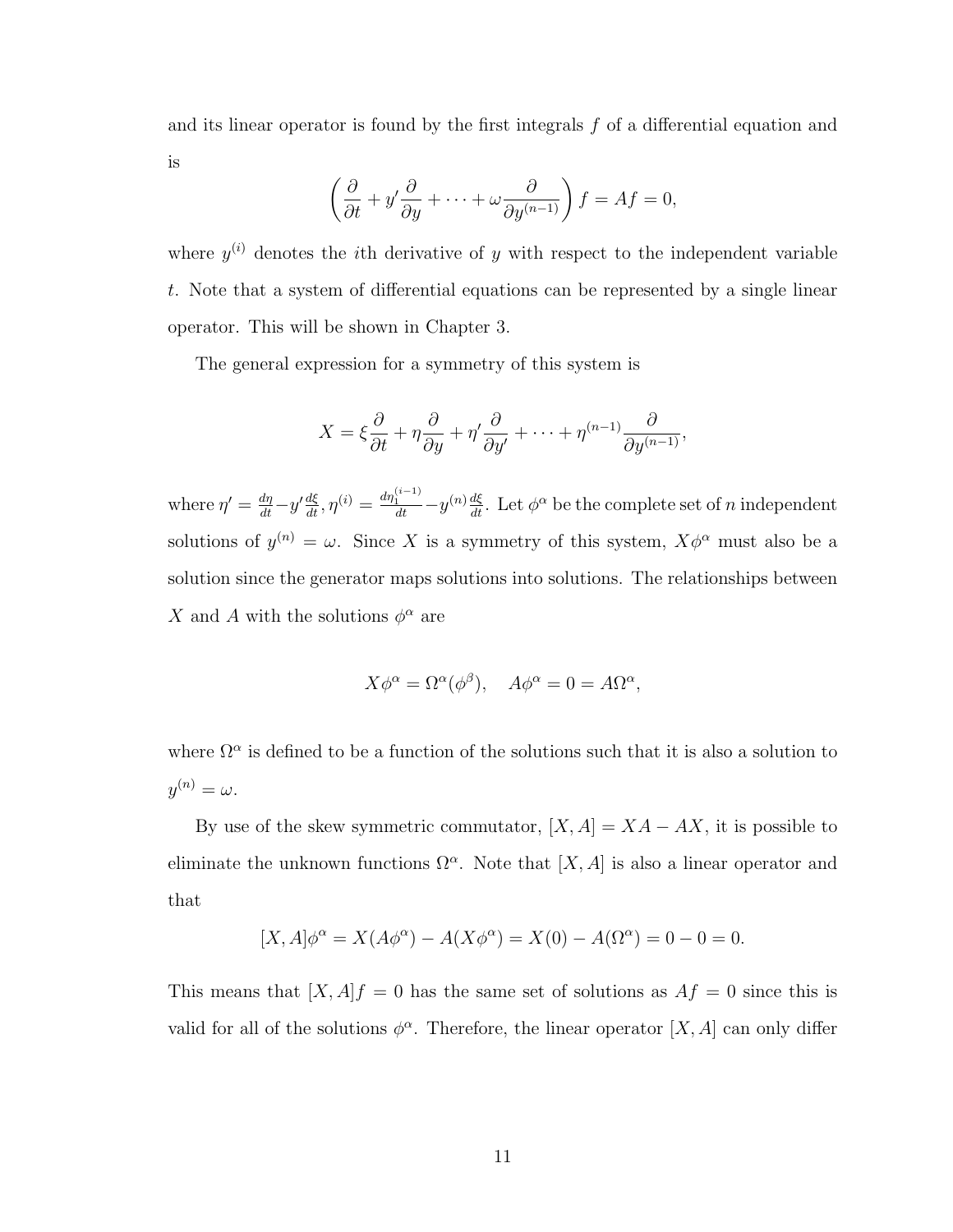and its linear operator is found by the first integrals $f$ of a differential equation and is

$$\left(\frac{\partial}{\partial t} + y'\frac{\partial}{\partial y} + \cdots + \omega\frac{\partial}{\partial y^{(n-1)}}\right) f = Af = 0,$$

where $y^{(i)}$ denotes the $i$th derivative of $y$ with respect to the independent variable $t$. Note that a system of differential equations can be represented by a single linear operator. This will be shown in Chapter 3.

The general expression for a symmetry of this system is

$$X = \xi\frac{\partial}{\partial t} + \eta\frac{\partial}{\partial y} + \eta'\frac{\partial}{\partial y'} + \cdots + \eta^{(n-1)}\frac{\partial}{\partial y^{(n-1)}},$$

where $\eta' = \frac{d\eta}{dt} - y'\frac{d\xi}{dt}, \eta^{(i)} = \frac{d\eta_1^{(i-1)}}{dt} - y^{(n)}\frac{d\xi}{dt}$. Let $\phi^\alpha$ be the complete set of $n$ independent solutions of $y^{(n)} = \omega$. Since $X$ is a symmetry of this system, $X\phi^\alpha$ must also be a solution since the generator maps solutions into solutions. The relationships between $X$ and $A$ with the solutions $\phi^\alpha$ are

$$X\phi^\alpha = \Omega^\alpha(\phi^\beta), \quad A\phi^\alpha = 0 = A\Omega^\alpha,$$

where $\Omega^\alpha$ is defined to be a function of the solutions such that it is also a solution to $y^{(n)} = \omega$.

By use of the skew symmetric commutator, $[X, A] = XA - AX$, it is possible to eliminate the unknown functions $\Omega^\alpha$. Note that $[X, A]$ is also a linear operator and that

$$[X, A]\phi^\alpha = X(A\phi^\alpha) - A(X\phi^\alpha) = X(0) - A(\Omega^\alpha) = 0 - 0 = 0.$$

This means that $[X, A]f = 0$ has the same set of solutions as $Af = 0$ since this is valid for all of the solutions $\phi^\alpha$. Therefore, the linear operator $[X, A]$ can only differ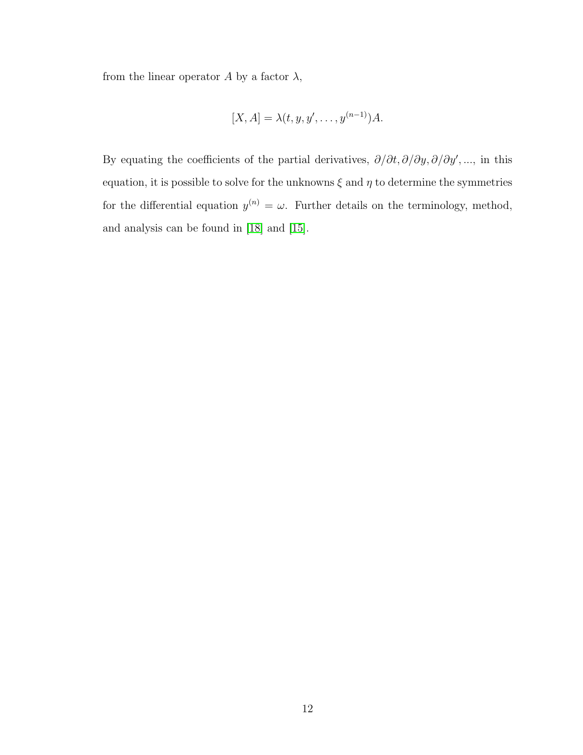from the linear operator $A$ by a factor $\lambda$,

$$[X, A] = \lambda(t, y, y', \ldots, y^{(n-1)})A.$$

By equating the coefficients of the partial derivatives, $\partial/\partial t, \partial/\partial y, \partial/\partial y', \ldots$, in this equation, it is possible to solve for the unknowns $\xi$ and $\eta$ to determine the symmetries for the differential equation $y^{(n)} = \omega$. Further details on the terminology, method, and analysis can be found in [18] and [15].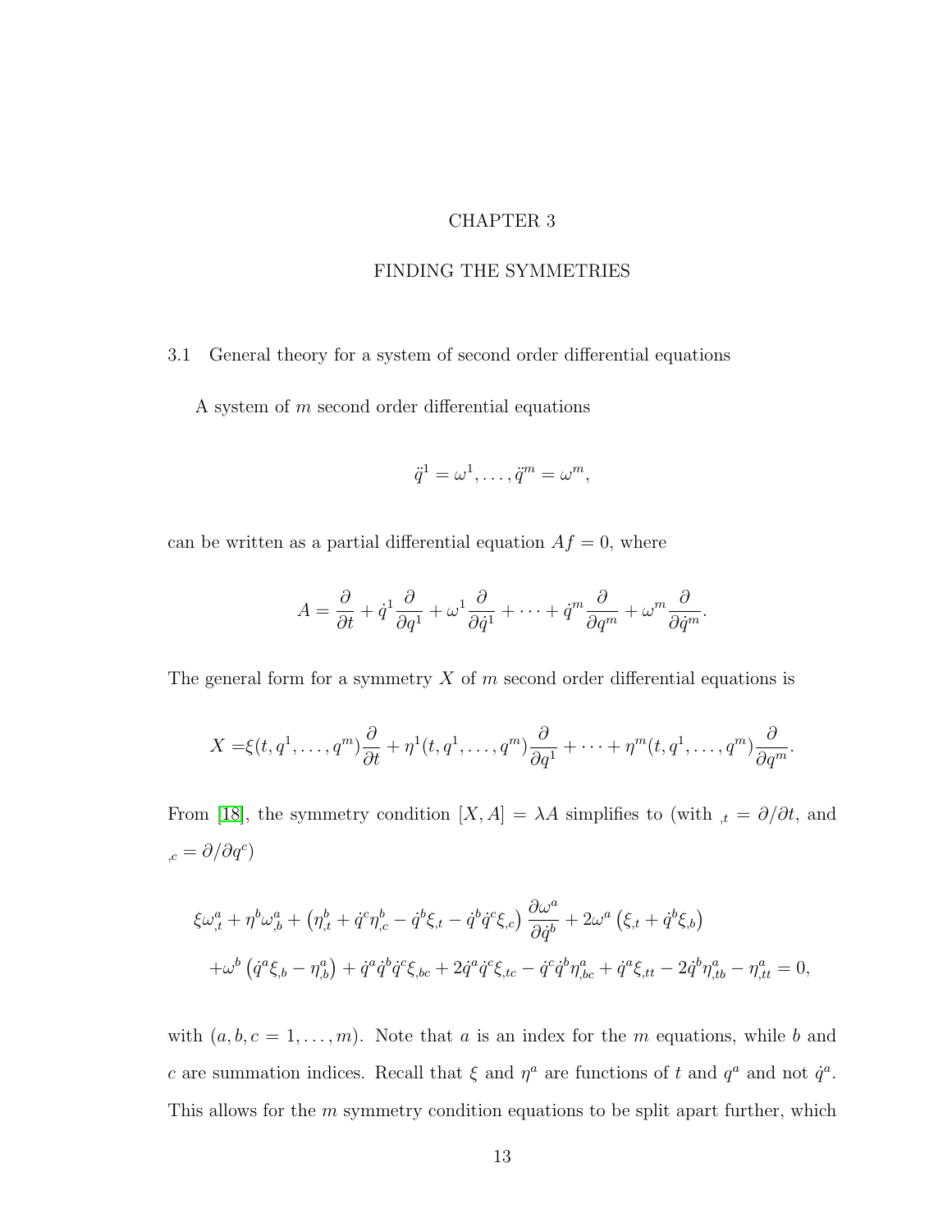# CHAPTER 3

# FINDING THE SYMMETRIES

## 3.1 General theory for a system of second order differential equations

A system of $m$ second order differential equations

$$\ddot{q}^1 = \omega^1, \ldots, \ddot{q}^m = \omega^m,$$

can be written as a partial differential equation $Af = 0$, where

$$A = \frac{\partial}{\partial t} + \dot{q}^1 \frac{\partial}{\partial q^1} + \omega^1 \frac{\partial}{\partial \dot{q}^1} + \cdots + \dot{q}^m \frac{\partial}{\partial q^m} + \omega^m \frac{\partial}{\partial \dot{q}^m}.$$

The general form for a symmetry $X$ of $m$ second order differential equations is

$$X = \xi(t, q^1, \ldots, q^m) \frac{\partial}{\partial t} + \eta^1(t, q^1, \ldots, q^m) \frac{\partial}{\partial q^1} + \cdots + \eta^m(t, q^1, \ldots, q^m) \frac{\partial}{\partial q^m}.$$

From [18], the symmetry condition $[X, A] = \lambda A$ simplifies to (with $_{,t} = \partial/\partial t$, and $_{,c} = \partial/\partial q^c$)

$$\begin{aligned}
&\xi \omega^a_{,t} + \eta^b \omega^a_{,b} + \left( \eta^b_{,t} + \dot{q}^c \eta^b_{,c} - \dot{q}^b \xi_{,t} - \dot{q}^b \dot{q}^c \xi_{,c} \right) \frac{\partial \omega^a}{\partial \dot{q}^b} + 2\omega^a \left( \xi_{,t} + \dot{q}^b \xi_{,b} \right) \\
&+ \omega^b \left( \dot{q}^a \xi_{,b} - \eta^a_{,b} \right) + \dot{q}^a \dot{q}^b \dot{q}^c \xi_{,bc} + 2\dot{q}^a \dot{q}^c \xi_{,tc} - \dot{q}^c \dot{q}^b \eta^a_{,bc} + \dot{q}^a \xi_{,tt} - 2\dot{q}^b \eta^a_{,tb} - \eta^a_{,tt} = 0,
\end{aligned}$$

with $(a, b, c = 1, \ldots, m)$. Note that $a$ is an index for the $m$ equations, while $b$ and $c$ are summation indices. Recall that $\xi$ and $\eta^a$ are functions of $t$ and $q^a$ and not $\dot{q}^a$. This allows for the $m$ symmetry condition equations to be split apart further, which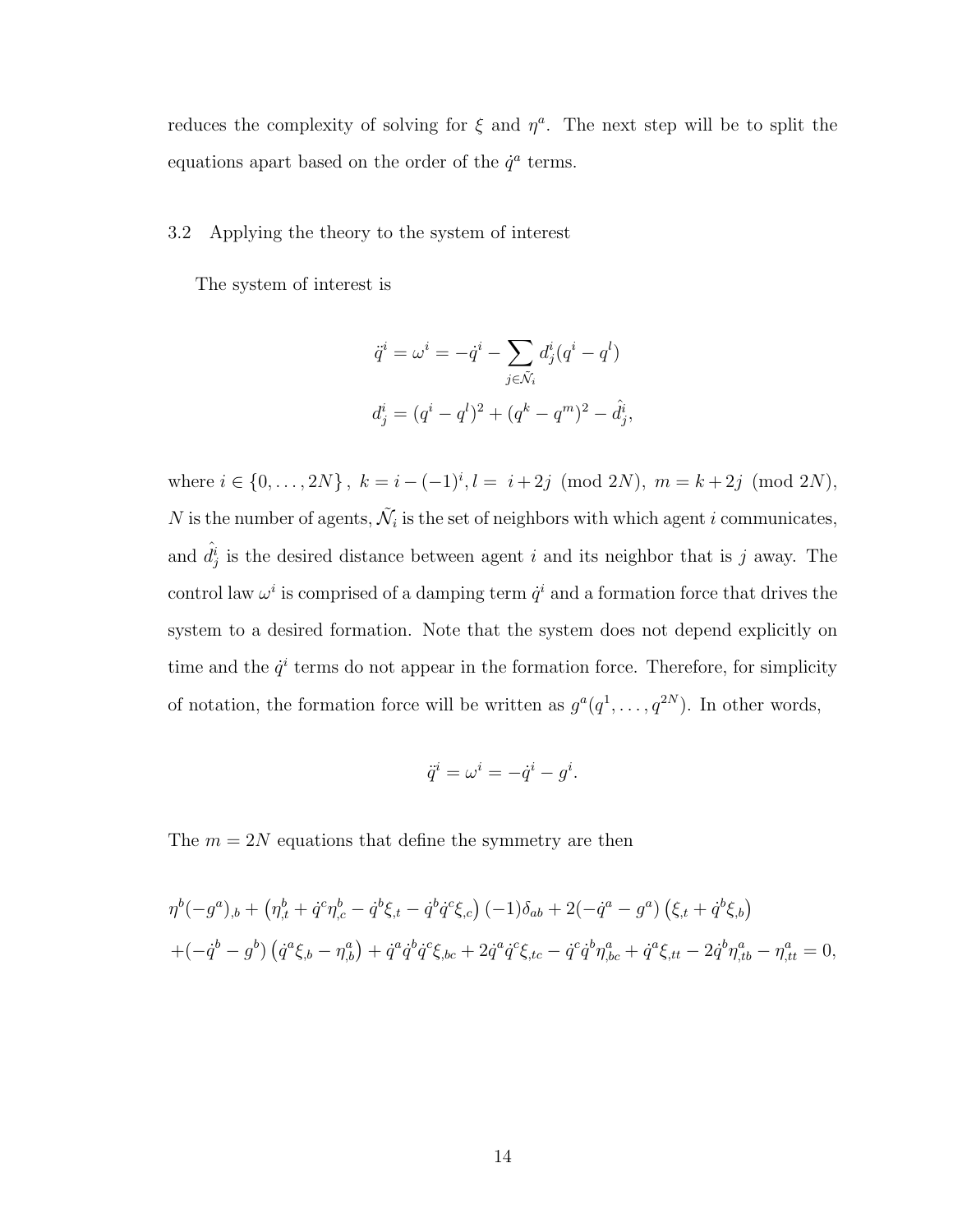reduces the complexity of solving for $\xi$ and $\eta^a$. The next step will be to split the equations apart based on the order of the $\dot{q}^a$ terms.

## 3.2 Applying the theory to the system of interest

The system of interest is

$$\ddot{q}^i = \omega^i = -\dot{q}^i - \sum_{j \in \tilde{\mathcal{N}}_i} d^i_j (q^i - q^l)$$

$$d^i_j = (q^i - q^l)^2 + (q^k - q^m)^2 - \hat{d}^i_j,$$

where $i \in \{0, \ldots, 2N\}$, $k = i - (-1)^i, l = \ i + 2j \pmod{2N}$, $m = k + 2j \pmod{2N}$, $N$ is the number of agents, $\tilde{\mathcal{N}}_i$ is the set of neighbors with which agent $i$ communicates, and $\hat{d}^i_j$ is the desired distance between agent $i$ and its neighbor that is $j$ away. The control law $\omega^i$ is comprised of a damping term $\dot{q}^i$ and a formation force that drives the system to a desired formation. Note that the system does not depend explicitly on time and the $\dot{q}^i$ terms do not appear in the formation force. Therefore, for simplicity of notation, the formation force will be written as $g^a(q^1, \ldots, q^{2N})$. In other words,

$$\ddot{q}^i = \omega^i = -\dot{q}^i - g^i.$$

The $m = 2N$ equations that define the symmetry are then

$$\eta^b(-g^a)_{,b} + \left(\eta^b_{,t} + \dot{q}^c\eta^b_{,c} - \dot{q}^b\xi_{,t} - \dot{q}^b\dot{q}^c\xi_{,c}\right)(-1)\delta_{ab} + 2(-\dot{q}^a - g^a)\left(\xi_{,t} + \dot{q}^b\xi_{,b}\right)$$
$$+(-\dot{q}^b - g^b)\left(\dot{q}^a\xi_{,b} - \eta^a_{,b}\right) + \dot{q}^a\dot{q}^b\dot{q}^c\xi_{,bc} + 2\dot{q}^a\dot{q}^c\xi_{,tc} - \dot{q}^c\dot{q}^b\eta^a_{,bc} + \dot{q}^a\xi_{,tt} - 2\dot{q}^b\eta^a_{,tb} - \eta^a_{,tt} = 0,$$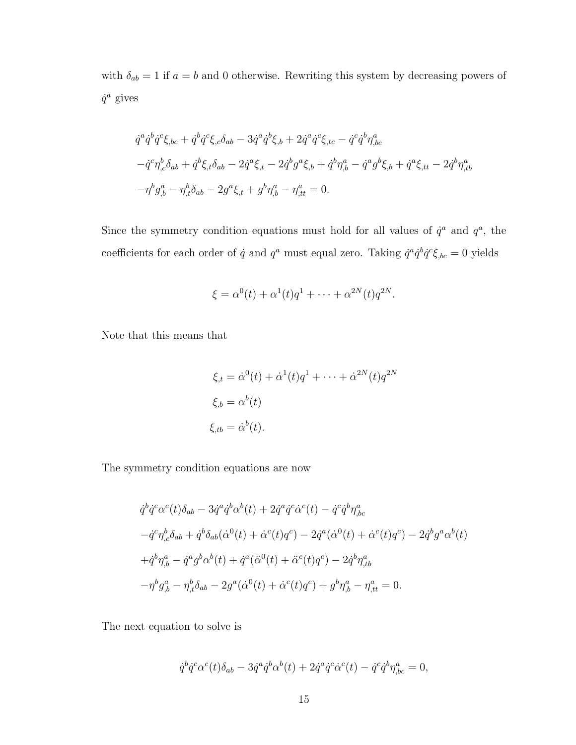with $\delta_{ab} = 1$ if $a = b$ and 0 otherwise. Rewriting this system by decreasing powers of $\dot{q}^a$ gives

$$
\begin{aligned}
&\dot{q}^a\dot{q}^b\dot{q}^c\xi_{,bc} + \dot{q}^b\dot{q}^c\xi_{,c}\delta_{ab} - 3\dot{q}^a\dot{q}^b\xi_{,b} + 2\dot{q}^a\dot{q}^c\xi_{,tc} - \dot{q}^c\dot{q}^b\eta^a_{,bc} \\
&-\dot{q}^c\eta^b_{,c}\delta_{ab} + \dot{q}^b\xi_{,t}\delta_{ab} - 2\dot{q}^a\xi_{,t} - 2\dot{q}^b g^a\xi_{,b} + \dot{q}^b\eta^a_{,b} - \dot{q}^a g^b\xi_{,b} + \dot{q}^a\xi_{,tt} - 2\dot{q}^b\eta^a_{,tb} \\
&-\eta^b g^a_{,b} - \eta^b_{,t}\delta_{ab} - 2g^a\xi_{,t} + g^b\eta^a_{,b} - \eta^a_{,tt} = 0.
\end{aligned}
$$

Since the symmetry condition equations must hold for all values of $\dot{q}^a$ and $q^a$, the coefficients for each order of $\dot{q}$ and $q^a$ must equal zero. Taking $\dot{q}^a\dot{q}^b\dot{q}^c\xi_{,bc} = 0$ yields

$$
\xi = \alpha^0(t) + \alpha^1(t)q^1 + \cdots + \alpha^{2N}(t)q^{2N}.
$$

Note that this means that

$$
\begin{aligned}
\xi_{,t} &= \dot{\alpha}^0(t) + \dot{\alpha}^1(t)q^1 + \cdots + \dot{\alpha}^{2N}(t)q^{2N} \\
\xi_{,b} &= \alpha^b(t) \\
\xi_{,tb} &= \dot{\alpha}^b(t).
\end{aligned}
$$

The symmetry condition equations are now

$$
\begin{aligned}
&\dot{q}^b\dot{q}^c\alpha^c(t)\delta_{ab} - 3\dot{q}^a\dot{q}^b\alpha^b(t) + 2\dot{q}^a\dot{q}^c\dot{\alpha}^c(t) - \dot{q}^c\dot{q}^b\eta^a_{,bc} \\
&-\dot{q}^c\eta^b_{,c}\delta_{ab} + \dot{q}^b\delta_{ab}(\dot{\alpha}^0(t) + \dot{\alpha}^c(t)q^c) - 2\dot{q}^a(\dot{\alpha}^0(t) + \dot{\alpha}^c(t)q^c) - 2\dot{q}^b g^a\alpha^b(t) \\
&+\dot{q}^b\eta^a_{,b} - \dot{q}^a g^b\alpha^b(t) + \dot{q}^a(\ddot{\alpha}^0(t) + \ddot{\alpha}^c(t)q^c) - 2\dot{q}^b\eta^a_{,tb} \\
&-\eta^b g^a_{,b} - \eta^b_{,t}\delta_{ab} - 2g^a(\dot{\alpha}^0(t) + \dot{\alpha}^c(t)q^c) + g^b\eta^a_{,b} - \eta^a_{,tt} = 0.
\end{aligned}
$$

The next equation to solve is

$$
\dot{q}^b\dot{q}^c\alpha^c(t)\delta_{ab} - 3\dot{q}^a\dot{q}^b\alpha^b(t) + 2\dot{q}^a\dot{q}^c\dot{\alpha}^c(t) - \dot{q}^c\dot{q}^b\eta^a_{,bc} = 0,
$$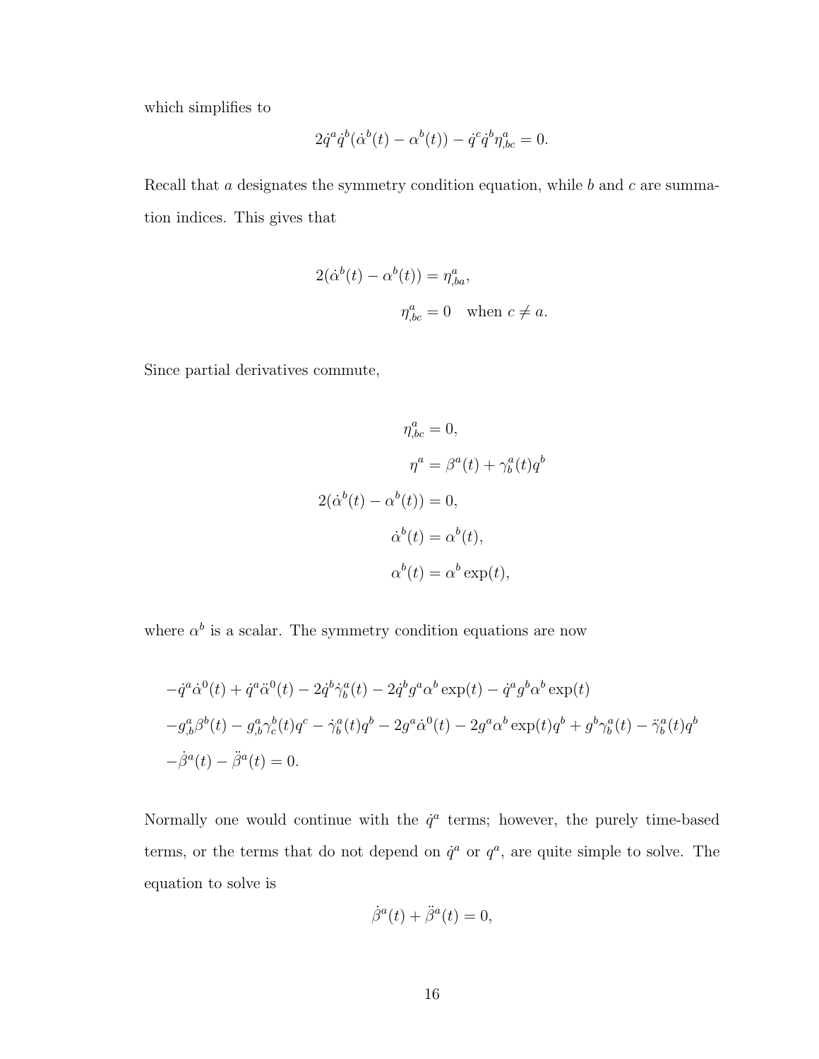which simplifies to

$$2\dot{q}^a\dot{q}^b(\dot{\alpha}^b(t) - \alpha^b(t)) - \dot{q}^c\dot{q}^b\eta^a_{,bc} = 0.$$

Recall that $a$ designates the symmetry condition equation, while $b$ and $c$ are summation indices. This gives that

$$2(\dot{\alpha}^b(t) - \alpha^b(t)) = \eta^a_{,ba},$$

$$\eta^a_{,bc} = 0 \quad \text{when } c \neq a.$$

Since partial derivatives commute,

$$\eta^a_{,bc} = 0,$$

$$\eta^a = \beta^a(t) + \gamma^a_b(t)q^b$$

$$2(\dot{\alpha}^b(t) - \alpha^b(t)) = 0,$$

$$\dot{\alpha}^b(t) = \alpha^b(t),$$

$$\alpha^b(t) = \alpha^b \exp(t),$$

where $\alpha^b$ is a scalar. The symmetry condition equations are now

$$-\dot{q}^a\dot{\alpha}^0(t) + \dot{q}^a\ddot{\alpha}^0(t) - 2\dot{q}^b\dot{\gamma}^a_b(t) - 2\dot{q}^b g^a\alpha^b\exp(t) - \dot{q}^a g^b\alpha^b\exp(t)$$
$$-g^a_{,b}\beta^b(t) - g^a_{,b}\gamma^b_c(t)q^c - \dot{\gamma}^a_b(t)q^b - 2g^a\dot{\alpha}^0(t) - 2g^a\alpha^b\exp(t)q^b + g^b\gamma^a_b(t) - \ddot{\gamma}^a_b(t)q^b$$
$$-\dot{\beta}^a(t) - \ddot{\beta}^a(t) = 0.$$

Normally one would continue with the $\dot{q}^a$ terms; however, the purely time-based terms, or the terms that do not depend on $\dot{q}^a$ or $q^a$, are quite simple to solve. The equation to solve is

$$\dot{\beta}^a(t) + \ddot{\beta}^a(t) = 0,$$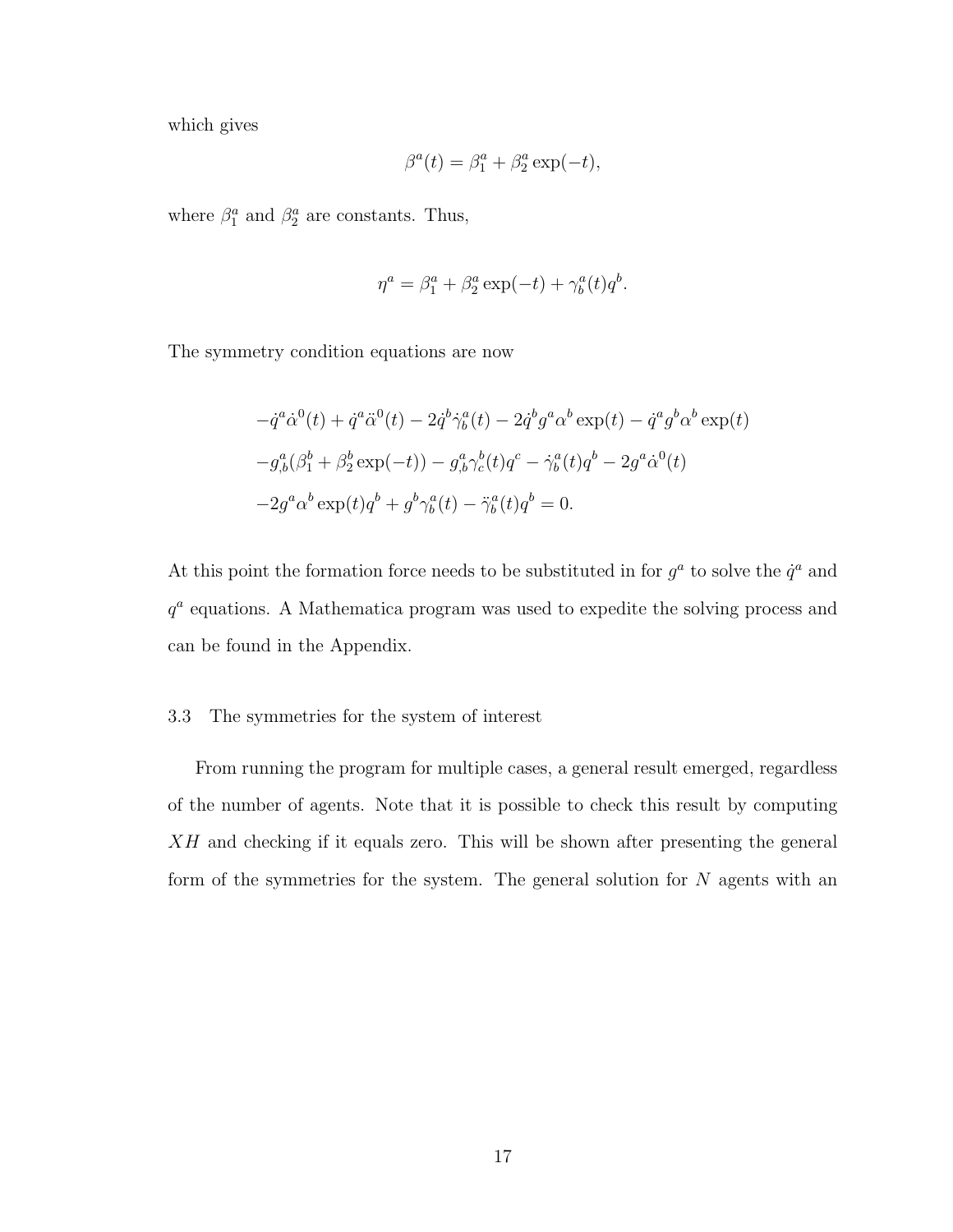which gives

$$\beta^a(t) = \beta_1^a + \beta_2^a \exp(-t),$$

where $\beta_1^a$ and $\beta_2^a$ are constants. Thus,

$$\eta^a = \beta_1^a + \beta_2^a \exp(-t) + \gamma_b^a(t) q^b.$$

The symmetry condition equations are now

$$
\begin{aligned}
&-\dot{q}^a \dot{\alpha}^0(t) + \dot{q}^a \ddot{\alpha}^0(t) - 2\dot{q}^b \dot{\gamma}_b^a(t) - 2\dot{q}^b g^a \alpha^b \exp(t) - \dot{q}^a g^b \alpha^b \exp(t) \\
&-g^a_{,b}(\beta_1^b + \beta_2^b \exp(-t)) - g^a_{,b} \gamma_c^b(t) q^c - \dot{\gamma}_b^a(t) q^b - 2g^a \dot{\alpha}^0(t) \\
&-2g^a \alpha^b \exp(t) q^b + g^b \gamma_b^a(t) - \ddot{\gamma}_b^a(t) q^b = 0.
\end{aligned}
$$

At this point the formation force needs to be substituted in for $g^a$ to solve the $\dot{q}^a$ and $q^a$ equations. A Mathematica program was used to expedite the solving process and can be found in the Appendix.

### 3.3 The symmetries for the system of interest

From running the program for multiple cases, a general result emerged, regardless of the number of agents. Note that it is possible to check this result by computing $XH$ and checking if it equals zero. This will be shown after presenting the general form of the symmetries for the system. The general solution for $N$ agents with an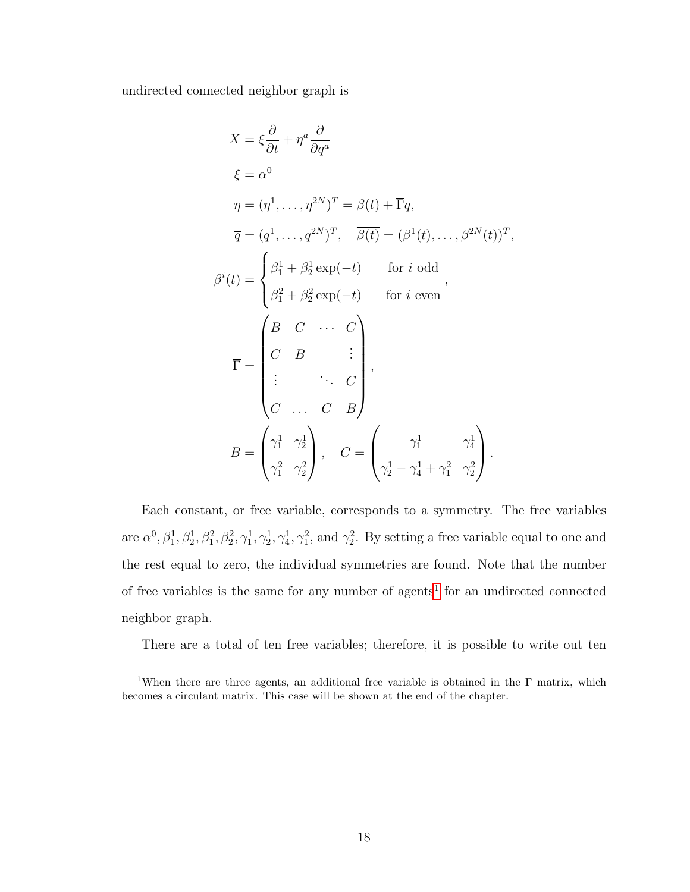undirected connected neighbor graph is

$$
\begin{aligned}
X &= \xi \frac{\partial}{\partial t} + \eta^a \frac{\partial}{\partial q^a} \\
\xi &= \alpha^0 \\
\overline{\eta} &= (\eta^1, \ldots, \eta^{2N})^T = \overline{\beta(t)} + \overline{\Gamma}\overline{q}, \\
\overline{q} &= (q^1, \ldots, q^{2N})^T, \quad \overline{\beta(t)} = (\beta^1(t), \ldots, \beta^{2N}(t))^T, \\
\beta^i(t) &= \begin{cases} \beta_1^1 + \beta_2^1 \exp(-t) & \text{for } i \text{ odd} \\ \beta_1^2 + \beta_2^2 \exp(-t) & \text{for } i \text{ even} \end{cases}, \\
\overline{\Gamma} &= \begin{pmatrix} B & C & \cdots & C \\ C & B & & \vdots \\ \vdots & & \ddots & C \\ C & \ldots & C & B \end{pmatrix}, \\
B &= \begin{pmatrix} \gamma_1^1 & \gamma_2^1 \\ \gamma_1^2 & \gamma_2^2 \end{pmatrix}, \quad C = \begin{pmatrix} \gamma_1^1 & \gamma_4^1 \\ \gamma_2^1 - \gamma_4^1 + \gamma_1^2 & \gamma_2^2 \end{pmatrix}.
\end{aligned}
$$

Each constant, or free variable, corresponds to a symmetry. The free variables are $\alpha^0, \beta_1^1, \beta_2^1, \beta_1^2, \beta_2^2, \gamma_1^1, \gamma_2^1, \gamma_4^1, \gamma_1^2$, and $\gamma_2^2$. By setting a free variable equal to one and the rest equal to zero, the individual symmetries are found. Note that the number of free variables is the same for any number of agents[1] for an undirected connected neighbor graph.

There are a total of ten free variables; therefore, it is possible to write out ten

[1] When there are three agents, an additional free variable is obtained in the $\overline{\Gamma}$ matrix, which becomes a circulant matrix. This case will be shown at the end of the chapter.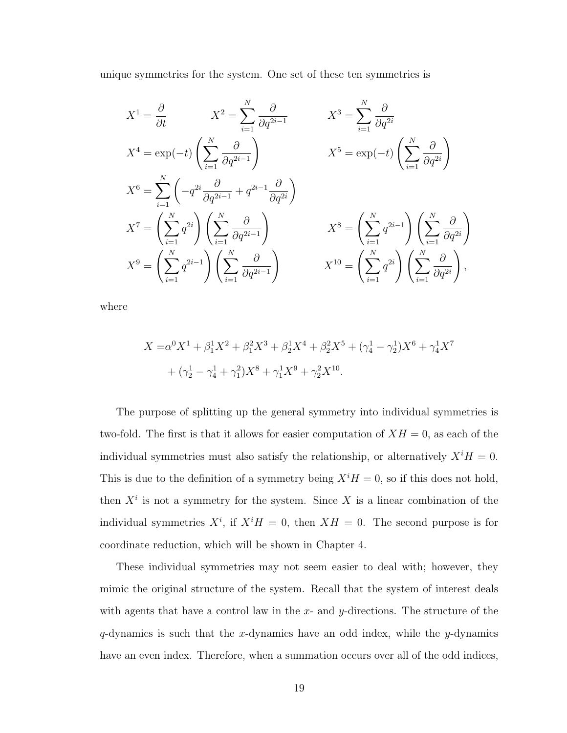unique symmetries for the system. One set of these ten symmetries is

$$
\begin{aligned}
&X^1 = \frac{\partial}{\partial t} \qquad X^2 = \sum_{i=1}^{N} \frac{\partial}{\partial q^{2i-1}} \qquad X^3 = \sum_{i=1}^{N} \frac{\partial}{\partial q^{2i}} \\
&X^4 = \exp(-t)\left(\sum_{i=1}^{N} \frac{\partial}{\partial q^{2i-1}}\right) \qquad X^5 = \exp(-t)\left(\sum_{i=1}^{N} \frac{\partial}{\partial q^{2i}}\right) \\
&X^6 = \sum_{i=1}^{N}\left(-q^{2i}\frac{\partial}{\partial q^{2i-1}} + q^{2i-1}\frac{\partial}{\partial q^{2i}}\right) \\
&X^7 = \left(\sum_{i=1}^{N} q^{2i}\right)\left(\sum_{i=1}^{N} \frac{\partial}{\partial q^{2i-1}}\right) \qquad X^8 = \left(\sum_{i=1}^{N} q^{2i-1}\right)\left(\sum_{i=1}^{N} \frac{\partial}{\partial q^{2i}}\right) \\
&X^9 = \left(\sum_{i=1}^{N} q^{2i-1}\right)\left(\sum_{i=1}^{N} \frac{\partial}{\partial q^{2i-1}}\right) \qquad X^{10} = \left(\sum_{i=1}^{N} q^{2i}\right)\left(\sum_{i=1}^{N} \frac{\partial}{\partial q^{2i}}\right),
\end{aligned}
$$

where

$$
\begin{aligned}
X =& \alpha^0 X^1 + \beta_1^1 X^2 + \beta_1^2 X^3 + \beta_2^1 X^4 + \beta_2^2 X^5 + (\gamma_4^1 - \gamma_2^1) X^6 + \gamma_4^1 X^7 \\
&+ (\gamma_2^1 - \gamma_4^1 + \gamma_1^2) X^8 + \gamma_1^1 X^9 + \gamma_2^2 X^{10}.
\end{aligned}
$$

The purpose of splitting up the general symmetry into individual symmetries is two-fold. The first is that it allows for easier computation of $XH = 0$, as each of the individual symmetries must also satisfy the relationship, or alternatively $X^i H = 0$. This is due to the definition of a symmetry being $X^i H = 0$, so if this does not hold, then $X^i$ is not a symmetry for the system. Since $X$ is a linear combination of the individual symmetries $X^i$, if $X^i H = 0$, then $XH = 0$. The second purpose is for coordinate reduction, which will be shown in Chapter 4.

These individual symmetries may not seem easier to deal with; however, they mimic the original structure of the system. Recall that the system of interest deals with agents that have a control law in the $x$- and $y$-directions. The structure of the $q$-dynamics is such that the $x$-dynamics have an odd index, while the $y$-dynamics have an even index. Therefore, when a summation occurs over all of the odd indices,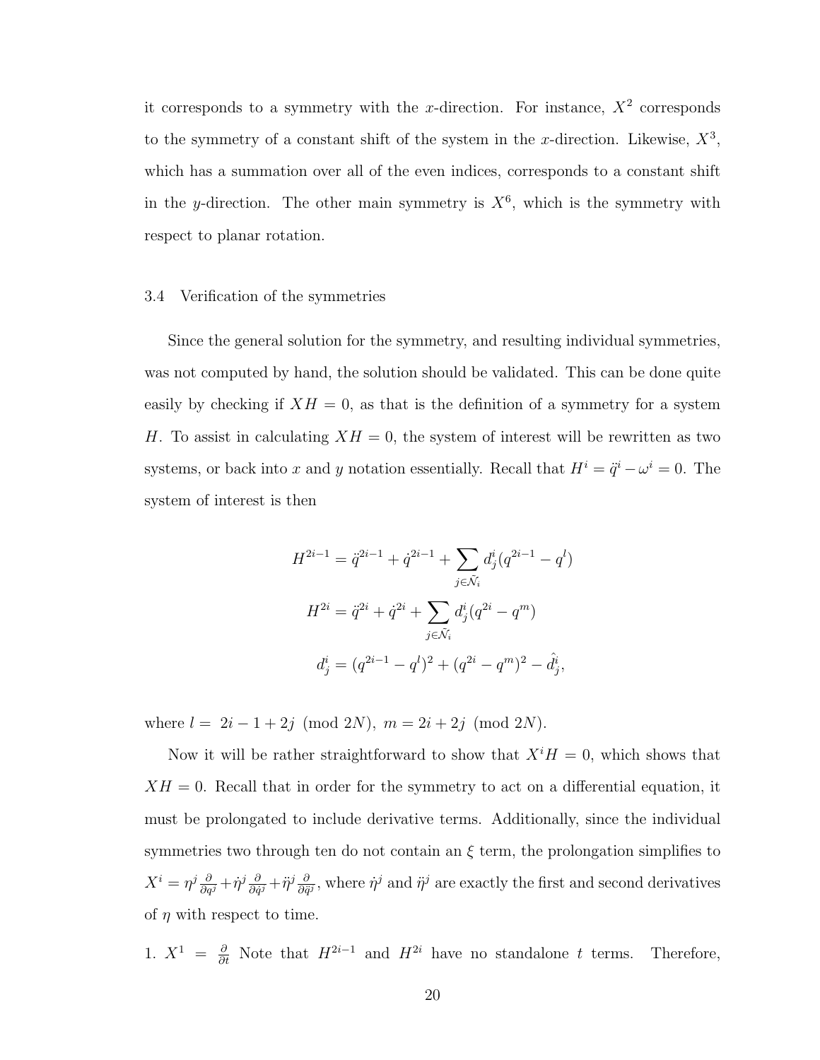it corresponds to a symmetry with the $x$-direction. For instance, $X^2$ corresponds to the symmetry of a constant shift of the system in the $x$-direction. Likewise, $X^3$, which has a summation over all of the even indices, corresponds to a constant shift in the $y$-direction. The other main symmetry is $X^6$, which is the symmetry with respect to planar rotation.

### 3.4 Verification of the symmetries

Since the general solution for the symmetry, and resulting individual symmetries, was not computed by hand, the solution should be validated. This can be done quite easily by checking if $XH = 0$, as that is the definition of a symmetry for a system $H$. To assist in calculating $XH = 0$, the system of interest will be rewritten as two systems, or back into $x$ and $y$ notation essentially. Recall that $H^i = \ddot{q}^i - \omega^i = 0$. The system of interest is then

$$
\begin{aligned}
H^{2i-1} &= \ddot{q}^{2i-1} + \dot{q}^{2i-1} + \sum_{j \in \tilde{\mathcal{N}}_i} d^i_j (q^{2i-1} - q^l) \\
H^{2i} &= \ddot{q}^{2i} + \dot{q}^{2i} + \sum_{j \in \tilde{\mathcal{N}}_i} d^i_j (q^{2i} - q^m) \\
d^i_j &= (q^{2i-1} - q^l)^2 + (q^{2i} - q^m)^2 - \hat{d}^i_j,
\end{aligned}
$$

where $l = \ 2i - 1 + 2j \pmod{2N}, \ m = 2i + 2j \pmod{2N}$.

Now it will be rather straightforward to show that $X^i H = 0$, which shows that $XH = 0$. Recall that in order for the symmetry to act on a differential equation, it must be prolongated to include derivative terms. Additionally, since the individual symmetries two through ten do not contain an $\xi$ term, the prolongation simplifies to $X^i = \eta^j \frac{\partial}{\partial q^j} + \dot{\eta}^j \frac{\partial}{\partial \dot{q}^j} + \ddot{\eta}^j \frac{\partial}{\partial \ddot{q}^j}$, where $\dot{\eta}^j$ and $\ddot{\eta}^j$ are exactly the first and second derivatives of $\eta$ with respect to time.

1. $X^1 = \frac{\partial}{\partial t}$ Note that $H^{2i-1}$ and $H^{2i}$ have no standalone $t$ terms. Therefore,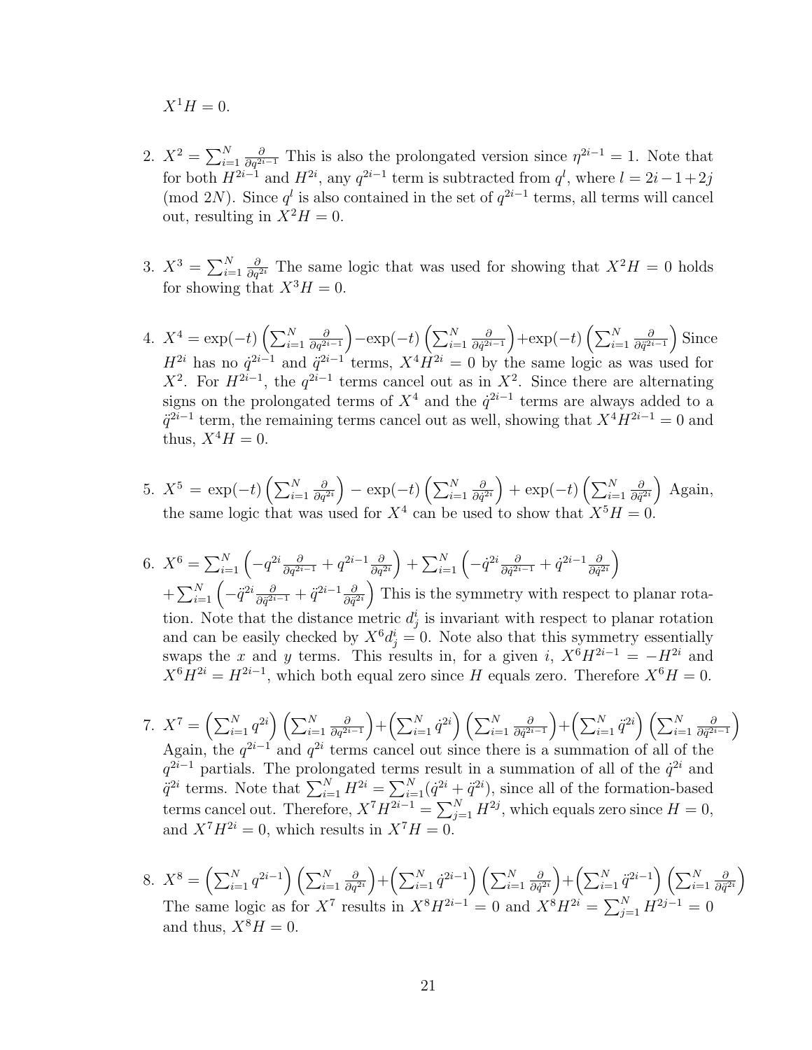$X^1 H = 0$.

2. $X^2 = \sum_{i=1}^{N} \frac{\partial}{\partial q^{2i-1}}$ This is also the prolongated version since $\eta^{2i-1} = 1$. Note that for both $H^{2i-1}$ and $H^{2i}$, any $q^{2i-1}$ term is subtracted from $q^l$, where $l = 2i-1+2j$ (mod $2N$). Since $q^l$ is also contained in the set of $q^{2i-1}$ terms, all terms will cancel out, resulting in $X^2 H = 0$.

3. $X^3 = \sum_{i=1}^{N} \frac{\partial}{\partial q^{2i}}$ The same logic that was used for showing that $X^2 H = 0$ holds for showing that $X^3 H = 0$.

4. $X^4 = \exp(-t)\left(\sum_{i=1}^{N} \frac{\partial}{\partial q^{2i-1}}\right) - \exp(-t)\left(\sum_{i=1}^{N} \frac{\partial}{\partial \dot{q}^{2i-1}}\right) + \exp(-t)\left(\sum_{i=1}^{N} \frac{\partial}{\partial \ddot{q}^{2i-1}}\right)$ Since $H^{2i}$ has no $\dot{q}^{2i-1}$ and $\ddot{q}^{2i-1}$ terms, $X^4 H^{2i} = 0$ by the same logic as was used for $X^2$. For $H^{2i-1}$, the $q^{2i-1}$ terms cancel out as in $X^2$. Since there are alternating signs on the prolongated terms of $X^4$ and the $\dot{q}^{2i-1}$ terms are always added to a $\ddot{q}^{2i-1}$ term, the remaining terms cancel out as well, showing that $X^4 H^{2i-1} = 0$ and thus, $X^4 H = 0$.

5. $X^5 = \exp(-t)\left(\sum_{i=1}^{N} \frac{\partial}{\partial q^{2i}}\right) - \exp(-t)\left(\sum_{i=1}^{N} \frac{\partial}{\partial \dot{q}^{2i}}\right) + \exp(-t)\left(\sum_{i=1}^{N} \frac{\partial}{\partial \ddot{q}^{2i}}\right)$ Again, the same logic that was used for $X^4$ can be used to show that $X^5 H = 0$.

6. $X^6 = \sum_{i=1}^{N}\left(-q^{2i}\frac{\partial}{\partial q^{2i-1}} + q^{2i-1}\frac{\partial}{\partial q^{2i}}\right) + \sum_{i=1}^{N}\left(-\dot{q}^{2i}\frac{\partial}{\partial \dot{q}^{2i-1}} + \dot{q}^{2i-1}\frac{\partial}{\partial \dot{q}^{2i}}\right)$ $+ \sum_{i=1}^{N}\left(-\ddot{q}^{2i}\frac{\partial}{\partial \ddot{q}^{2i-1}} + \ddot{q}^{2i-1}\frac{\partial}{\partial \ddot{q}^{2i}}\right)$ This is the symmetry with respect to planar rotation. Note that the distance metric $d_j^i$ is invariant with respect to planar rotation and can be easily checked by $X^6 d_j^i = 0$. Note also that this symmetry essentially swaps the $x$ and $y$ terms. This results in, for a given $i$, $X^6 H^{2i-1} = -H^{2i}$ and $X^6 H^{2i} = H^{2i-1}$, which both equal zero since $H$ equals zero. Therefore $X^6 H = 0$.

7. $X^7 = \left(\sum_{i=1}^{N} q^{2i}\right)\left(\sum_{i=1}^{N} \frac{\partial}{\partial q^{2i-1}}\right) + \left(\sum_{i=1}^{N} \dot{q}^{2i}\right)\left(\sum_{i=1}^{N} \frac{\partial}{\partial \dot{q}^{2i-1}}\right) + \left(\sum_{i=1}^{N} \ddot{q}^{2i}\right)\left(\sum_{i=1}^{N} \frac{\partial}{\partial \ddot{q}^{2i-1}}\right)$ Again, the $q^{2i-1}$ and $q^{2i}$ terms cancel out since there is a summation of all of the $q^{2i-1}$ partials. The prolongated terms result in a summation of all of the $\dot{q}^{2i}$ and $\ddot{q}^{2i}$ terms. Note that $\sum_{i=1}^{N} H^{2i} = \sum_{i=1}^{N}(\dot{q}^{2i} + \ddot{q}^{2i})$, since all of the formation-based terms cancel out. Therefore, $X^7 H^{2i-1} = \sum_{j=1}^{N} H^{2j}$, which equals zero since $H = 0$, and $X^7 H^{2i} = 0$, which results in $X^7 H = 0$.

8. $X^8 = \left(\sum_{i=1}^{N} q^{2i-1}\right)\left(\sum_{i=1}^{N} \frac{\partial}{\partial q^{2i}}\right) + \left(\sum_{i=1}^{N} \dot{q}^{2i-1}\right)\left(\sum_{i=1}^{N} \frac{\partial}{\partial \dot{q}^{2i}}\right) + \left(\sum_{i=1}^{N} \ddot{q}^{2i-1}\right)\left(\sum_{i=1}^{N} \frac{\partial}{\partial \ddot{q}^{2i}}\right)$ The same logic as for $X^7$ results in $X^8 H^{2i-1} = 0$ and $X^8 H^{2i} = \sum_{j=1}^{N} H^{2j-1} = 0$ and thus, $X^8 H = 0$.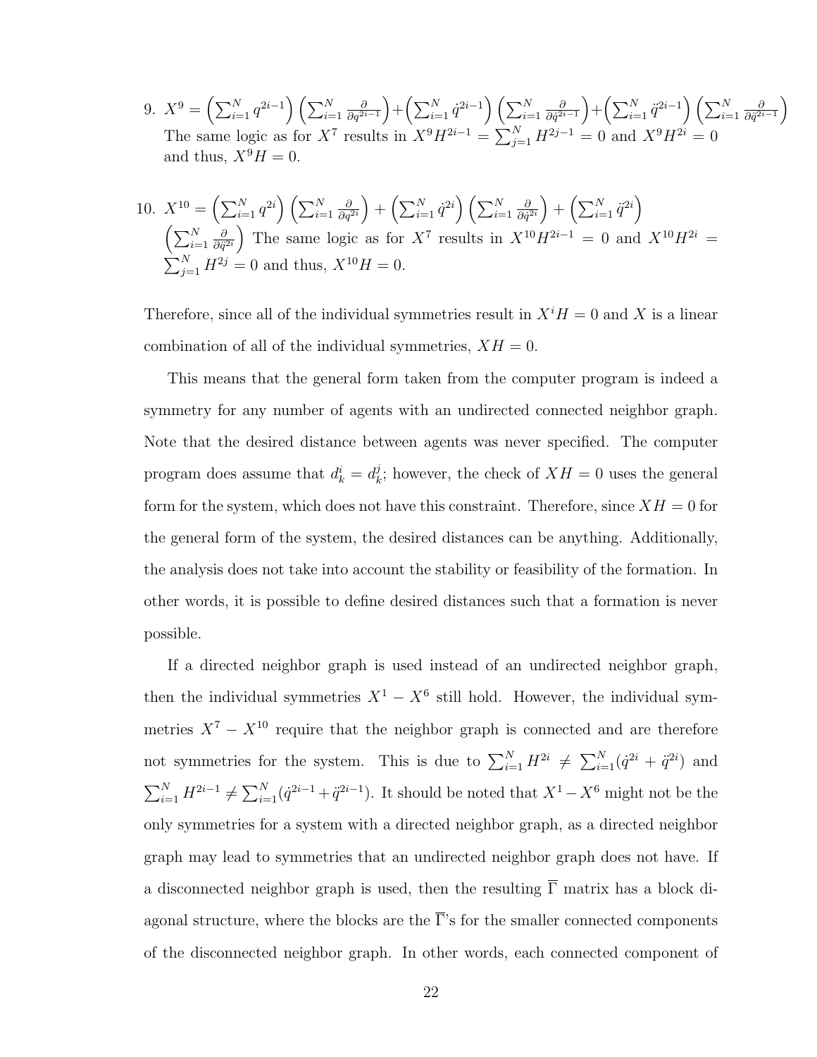9. $X^9 = \left(\sum_{i=1}^{N} q^{2i-1}\right)\left(\sum_{i=1}^{N} \frac{\partial}{\partial q^{2i-1}}\right) + \left(\sum_{i=1}^{N} \dot{q}^{2i-1}\right)\left(\sum_{i=1}^{N} \frac{\partial}{\partial \dot{q}^{2i-1}}\right) + \left(\sum_{i=1}^{N} \ddot{q}^{2i-1}\right)\left(\sum_{i=1}^{N} \frac{\partial}{\partial \ddot{q}^{2i-1}}\right)$
   The same logic as for $X^7$ results in $X^9 H^{2i-1} = \sum_{j=1}^{N} H^{2j-1} = 0$ and $X^9 H^{2i} = 0$ and thus, $X^9 H = 0$.

10. $X^{10} = \left(\sum_{i=1}^{N} q^{2i}\right)\left(\sum_{i=1}^{N} \frac{\partial}{\partial q^{2i}}\right) + \left(\sum_{i=1}^{N} \dot{q}^{2i}\right)\left(\sum_{i=1}^{N} \frac{\partial}{\partial \dot{q}^{2i}}\right) + \left(\sum_{i=1}^{N} \ddot{q}^{2i}\right)\left(\sum_{i=1}^{N} \frac{\partial}{\partial \ddot{q}^{2i}}\right)$ The same logic as for $X^7$ results in $X^{10} H^{2i-1} = 0$ and $X^{10} H^{2i} = \sum_{j=1}^{N} H^{2j} = 0$ and thus, $X^{10} H = 0$.

Therefore, since all of the individual symmetries result in $X^i H = 0$ and $X$ is a linear combination of all of the individual symmetries, $XH = 0$.

This means that the general form taken from the computer program is indeed a symmetry for any number of agents with an undirected connected neighbor graph. Note that the desired distance between agents was never specified. The computer program does assume that $d_k^i = d_k^j$; however, the check of $XH = 0$ uses the general form for the system, which does not have this constraint. Therefore, since $XH = 0$ for the general form of the system, the desired distances can be anything. Additionally, the analysis does not take into account the stability or feasibility of the formation. In other words, it is possible to define desired distances such that a formation is never possible.

If a directed neighbor graph is used instead of an undirected neighbor graph, then the individual symmetries $X^1 - X^6$ still hold. However, the individual symmetries $X^7 - X^{10}$ require that the neighbor graph is connected and are therefore not symmetries for the system. This is due to $\sum_{i=1}^{N} H^{2i} \neq \sum_{i=1}^{N} (\dot{q}^{2i} + \ddot{q}^{2i})$ and $\sum_{i=1}^{N} H^{2i-1} \neq \sum_{i=1}^{N} (\dot{q}^{2i-1} + \ddot{q}^{2i-1})$. It should be noted that $X^1 - X^6$ might not be the only symmetries for a system with a directed neighbor graph, as a directed neighbor graph may lead to symmetries that an undirected neighbor graph does not have. If a disconnected neighbor graph is used, then the resulting $\overline{\Gamma}$ matrix has a block diagonal structure, where the blocks are the $\overline{\Gamma}$'s for the smaller connected components of the disconnected neighbor graph. In other words, each connected component of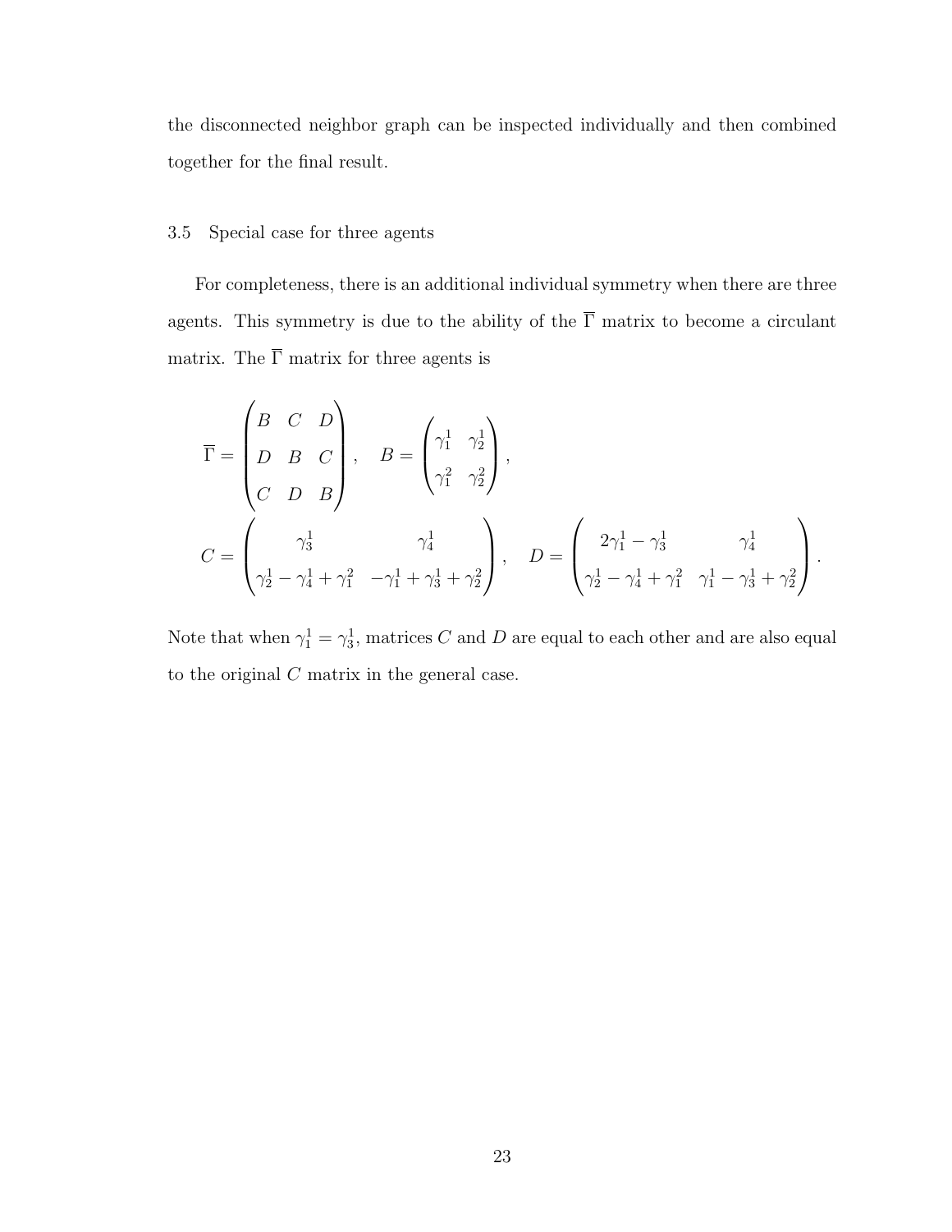the disconnected neighbor graph can be inspected individually and then combined together for the final result.

## 3.5 Special case for three agents

For completeness, there is an additional individual symmetry when there are three agents. This symmetry is due to the ability of the $\overline{\Gamma}$ matrix to become a circulant matrix. The $\overline{\Gamma}$ matrix for three agents is

$$\overline{\Gamma} = \begin{pmatrix} B & C & D \\ D & B & C \\ C & D & B \end{pmatrix}, \quad B = \begin{pmatrix} \gamma_1^1 & \gamma_2^1 \\ \gamma_1^2 & \gamma_2^2 \end{pmatrix},$$

$$C = \begin{pmatrix} \gamma_3^1 & \gamma_4^1 \\ \gamma_2^1 - \gamma_4^1 + \gamma_1^2 & -\gamma_1^1 + \gamma_3^1 + \gamma_2^2 \end{pmatrix}, \quad D = \begin{pmatrix} 2\gamma_1^1 - \gamma_3^1 & \gamma_4^1 \\ \gamma_2^1 - \gamma_4^1 + \gamma_1^2 & \gamma_1^1 - \gamma_3^1 + \gamma_2^2 \end{pmatrix}.$$

Note that when $\gamma_1^1 = \gamma_3^1$, matrices $C$ and $D$ are equal to each other and are also equal to the original $C$ matrix in the general case.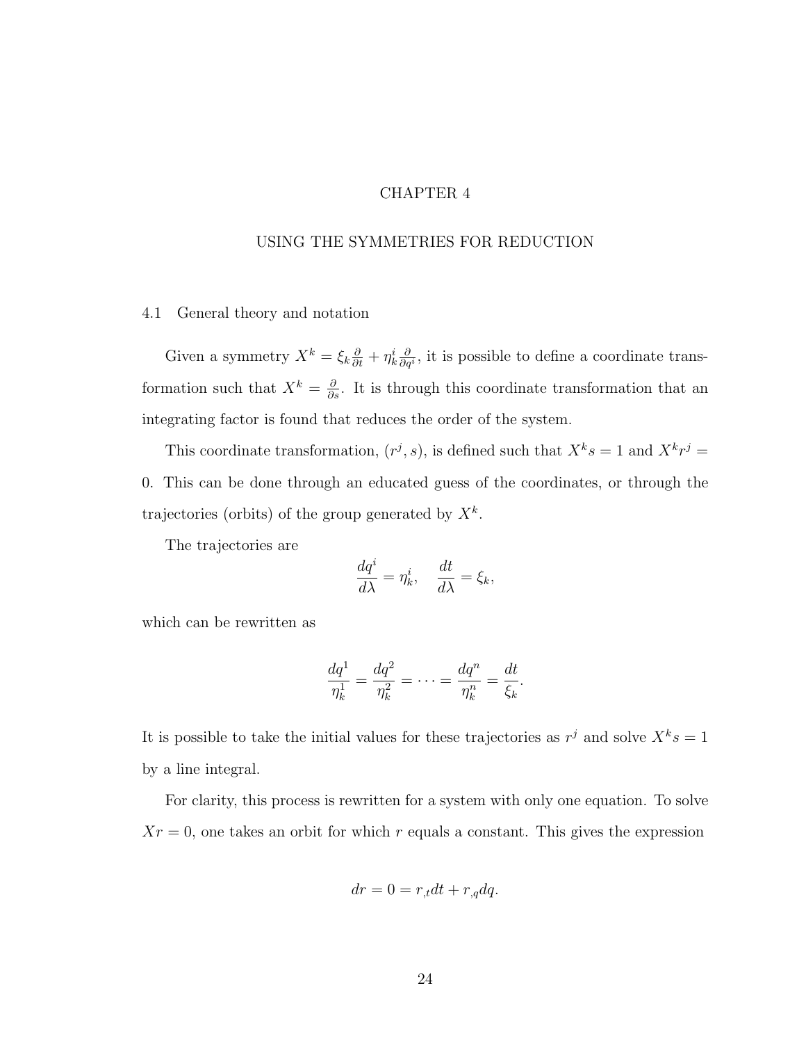# CHAPTER 4

# USING THE SYMMETRIES FOR REDUCTION

## 4.1 General theory and notation

Given a symmetry $X^k = \xi_k \frac{\partial}{\partial t} + \eta_k^i \frac{\partial}{\partial q^i}$, it is possible to define a coordinate transformation such that $X^k = \frac{\partial}{\partial s}$. It is through this coordinate transformation that an integrating factor is found that reduces the order of the system.

This coordinate transformation, $(r^j, s)$, is defined such that $X^k s = 1$ and $X^k r^j = 0$. This can be done through an educated guess of the coordinates, or through the trajectories (orbits) of the group generated by $X^k$.

The trajectories are

$$\frac{dq^i}{d\lambda} = \eta_k^i, \quad \frac{dt}{d\lambda} = \xi_k,$$

which can be rewritten as

$$\frac{dq^1}{\eta_k^1} = \frac{dq^2}{\eta_k^2} = \cdots = \frac{dq^n}{\eta_k^n} = \frac{dt}{\xi_k}.$$

It is possible to take the initial values for these trajectories as $r^j$ and solve $X^k s = 1$ by a line integral.

For clarity, this process is rewritten for a system with only one equation. To solve $Xr = 0$, one takes an orbit for which $r$ equals a constant. This gives the expression

$$dr = 0 = r_{,t} dt + r_{,q} dq.$$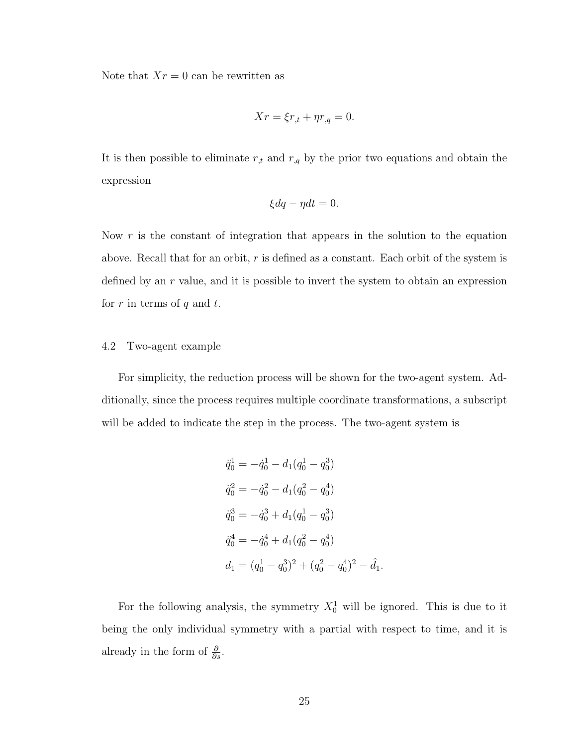Note that $Xr = 0$ can be rewritten as

$$Xr = \xi r_{,t} + \eta r_{,q} = 0.$$

It is then possible to eliminate $r_{,t}$ and $r_{,q}$ by the prior two equations and obtain the expression

$$\xi dq - \eta dt = 0.$$

Now $r$ is the constant of integration that appears in the solution to the equation above. Recall that for an orbit, $r$ is defined as a constant. Each orbit of the system is defined by an $r$ value, and it is possible to invert the system to obtain an expression for $r$ in terms of $q$ and $t$.

### 4.2 Two-agent example

For simplicity, the reduction process will be shown for the two-agent system. Additionally, since the process requires multiple coordinate transformations, a subscript will be added to indicate the step in the process. The two-agent system is

$$
\begin{aligned}
\ddot{q}_0^1 &= -\dot{q}_0^1 - d_1(q_0^1 - q_0^3) \\
\ddot{q}_0^2 &= -\dot{q}_0^2 - d_1(q_0^2 - q_0^4) \\
\ddot{q}_0^3 &= -\dot{q}_0^3 + d_1(q_0^1 - q_0^3) \\
\ddot{q}_0^4 &= -\dot{q}_0^4 + d_1(q_0^2 - q_0^4) \\
d_1 &= (q_0^1 - q_0^3)^2 + (q_0^2 - q_0^4)^2 - \hat{d}_1.
\end{aligned}
$$

For the following analysis, the symmetry $X_0^1$ will be ignored. This is due to it being the only individual symmetry with a partial with respect to time, and it is already in the form of $\frac{\partial}{\partial s}$.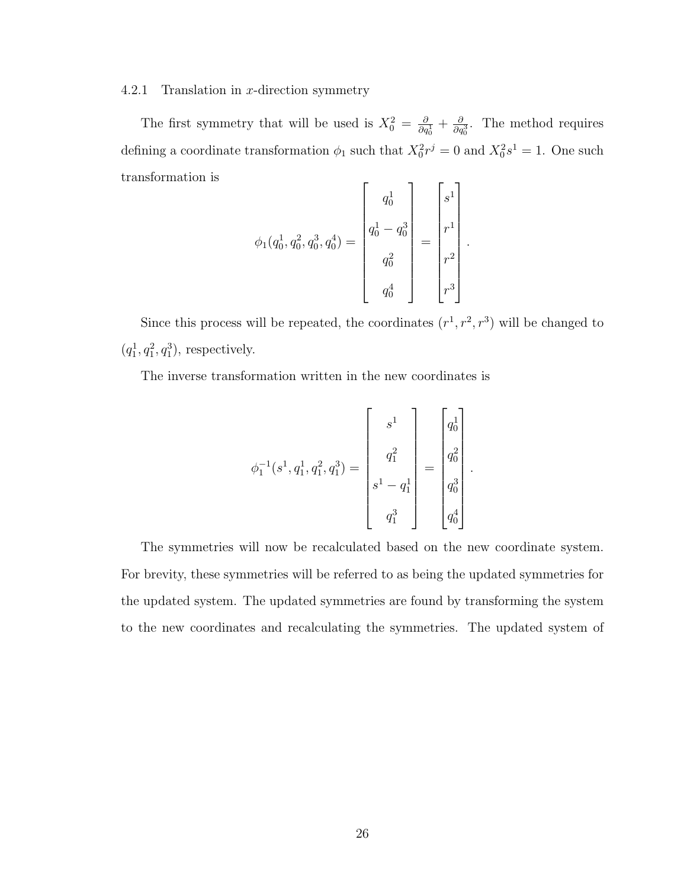#### 4.2.1 Translation in $x$-direction symmetry

The first symmetry that will be used is $X_0^2 = \frac{\partial}{\partial q_0^1} + \frac{\partial}{\partial q_0^3}$. The method requires defining a coordinate transformation $\phi_1$ such that $X_0^2 r^j = 0$ and $X_0^2 s^1 = 1$. One such transformation is

$$\phi_1(q_0^1, q_0^2, q_0^3, q_0^4) = \begin{bmatrix} q_0^1 \\ q_0^1 - q_0^3 \\ q_0^2 \\ q_0^4 \end{bmatrix} = \begin{bmatrix} s^1 \\ r^1 \\ r^2 \\ r^3 \end{bmatrix}.$$

Since this process will be repeated, the coordinates $(r^1, r^2, r^3)$ will be changed to $(q_1^1, q_1^2, q_1^3)$, respectively.

The inverse transformation written in the new coordinates is

$$\phi_1^{-1}(s^1, q_1^1, q_1^2, q_1^3) = \begin{bmatrix} s^1 \\ q_1^2 \\ s^1 - q_1^1 \\ q_1^3 \end{bmatrix} = \begin{bmatrix} q_0^1 \\ q_0^2 \\ q_0^3 \\ q_0^4 \end{bmatrix}.$$

The symmetries will now be recalculated based on the new coordinate system. For brevity, these symmetries will be referred to as being the updated symmetries for the updated system. The updated symmetries are found by transforming the system to the new coordinates and recalculating the symmetries. The updated system of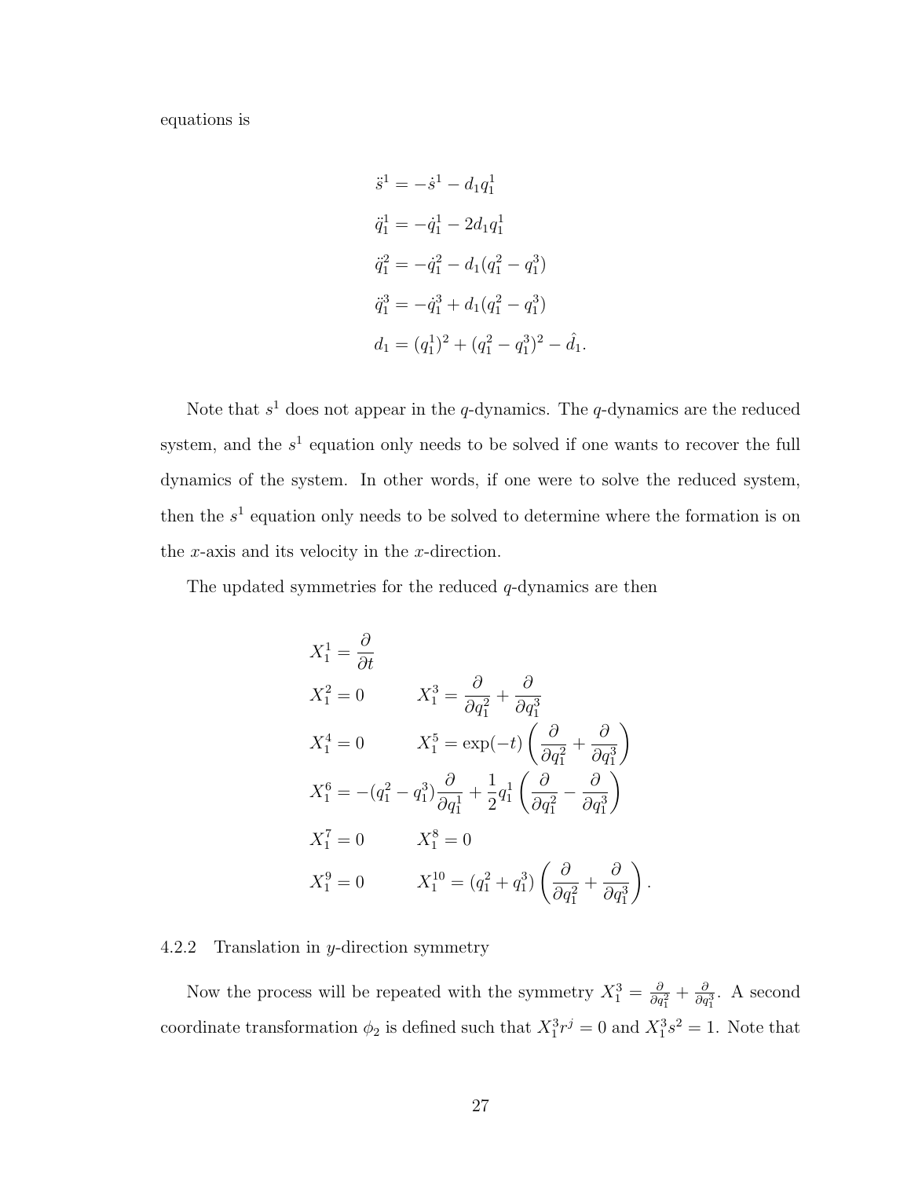equations is

$$
\begin{aligned}
\ddot{s}^1 &= -\dot{s}^1 - d_1 q_1^1 \\
\ddot{q}_1^1 &= -\dot{q}_1^1 - 2d_1 q_1^1 \\
\ddot{q}_1^2 &= -\dot{q}_1^2 - d_1(q_1^2 - q_1^3) \\
\ddot{q}_1^3 &= -\dot{q}_1^3 + d_1(q_1^2 - q_1^3) \\
d_1 &= (q_1^1)^2 + (q_1^2 - q_1^3)^2 - \hat{d}_1.
\end{aligned}
$$

Note that $s^1$ does not appear in the $q$-dynamics. The $q$-dynamics are the reduced system, and the $s^1$ equation only needs to be solved if one wants to recover the full dynamics of the system. In other words, if one were to solve the reduced system, then the $s^1$ equation only needs to be solved to determine where the formation is on the $x$-axis and its velocity in the $x$-direction.

The updated symmetries for the reduced $q$-dynamics are then

$$
\begin{aligned}
&X_1^1 = \frac{\partial}{\partial t} \\
&X_1^2 = 0 \qquad X_1^3 = \frac{\partial}{\partial q_1^2} + \frac{\partial}{\partial q_1^3} \\
&X_1^4 = 0 \qquad X_1^5 = \exp(-t)\left(\frac{\partial}{\partial q_1^2} + \frac{\partial}{\partial q_1^3}\right) \\
&X_1^6 = -(q_1^2 - q_1^3)\frac{\partial}{\partial q_1^1} + \frac{1}{2}q_1^1\left(\frac{\partial}{\partial q_1^2} - \frac{\partial}{\partial q_1^3}\right) \\
&X_1^7 = 0 \qquad X_1^8 = 0 \\
&X_1^9 = 0 \qquad X_1^{10} = (q_1^2 + q_1^3)\left(\frac{\partial}{\partial q_1^2} + \frac{\partial}{\partial q_1^3}\right).
\end{aligned}
$$

4.2.2 Translation in $y$-direction symmetry

Now the process will be repeated with the symmetry $X_1^3 = \frac{\partial}{\partial q_1^2} + \frac{\partial}{\partial q_1^3}$. A second coordinate transformation $\phi_2$ is defined such that $X_1^3 r^j = 0$ and $X_1^3 s^2 = 1$. Note that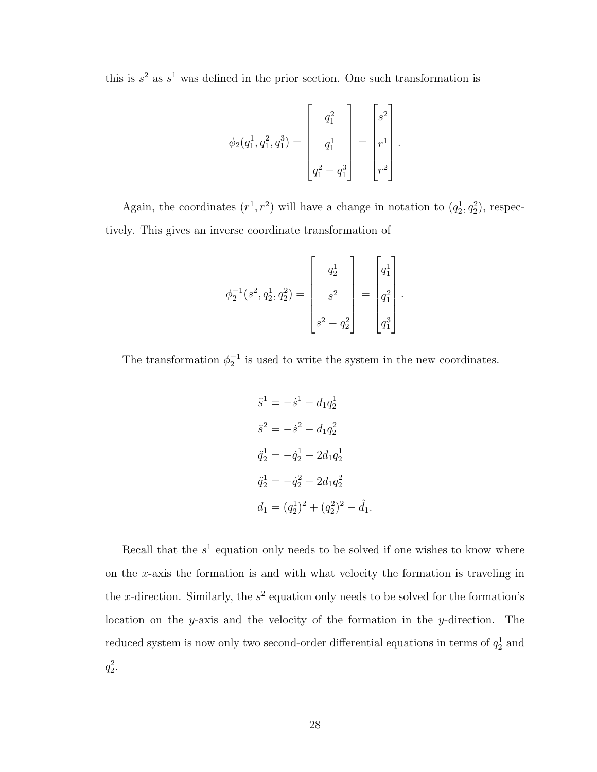this is $s^2$ as $s^1$ was defined in the prior section. One such transformation is

$$\phi_2(q_1^1, q_1^2, q_1^3) = \begin{bmatrix} q_1^2 \\ q_1^1 \\ q_1^2 - q_1^3 \end{bmatrix} = \begin{bmatrix} s^2 \\ r^1 \\ r^2 \end{bmatrix}.$$

Again, the coordinates $(r^1, r^2)$ will have a change in notation to $(q_2^1, q_2^2)$, respectively. This gives an inverse coordinate transformation of

$$\phi_2^{-1}(s^2, q_2^1, q_2^2) = \begin{bmatrix} q_2^1 \\ s^2 \\ s^2 - q_2^2 \end{bmatrix} = \begin{bmatrix} q_1^1 \\ q_1^2 \\ q_1^3 \end{bmatrix}.$$

The transformation $\phi_2^{-1}$ is used to write the system in the new coordinates.

$$\begin{aligned}
\ddot{s}^1 &= -\dot{s}^1 - d_1 q_2^1 \\
\ddot{s}^2 &= -\dot{s}^2 - d_1 q_2^2 \\
\ddot{q}_2^1 &= -\dot{q}_2^1 - 2d_1 q_2^1 \\
\ddot{q}_2^1 &= -\dot{q}_2^2 - 2d_1 q_2^2 \\
d_1 &= (q_2^1)^2 + (q_2^2)^2 - \hat{d}_1.
\end{aligned}$$

Recall that the $s^1$ equation only needs to be solved if one wishes to know where on the $x$-axis the formation is and with what velocity the formation is traveling in the $x$-direction. Similarly, the $s^2$ equation only needs to be solved for the formation's location on the $y$-axis and the velocity of the formation in the $y$-direction. The reduced system is now only two second-order differential equations in terms of $q_2^1$ and $q_2^2$.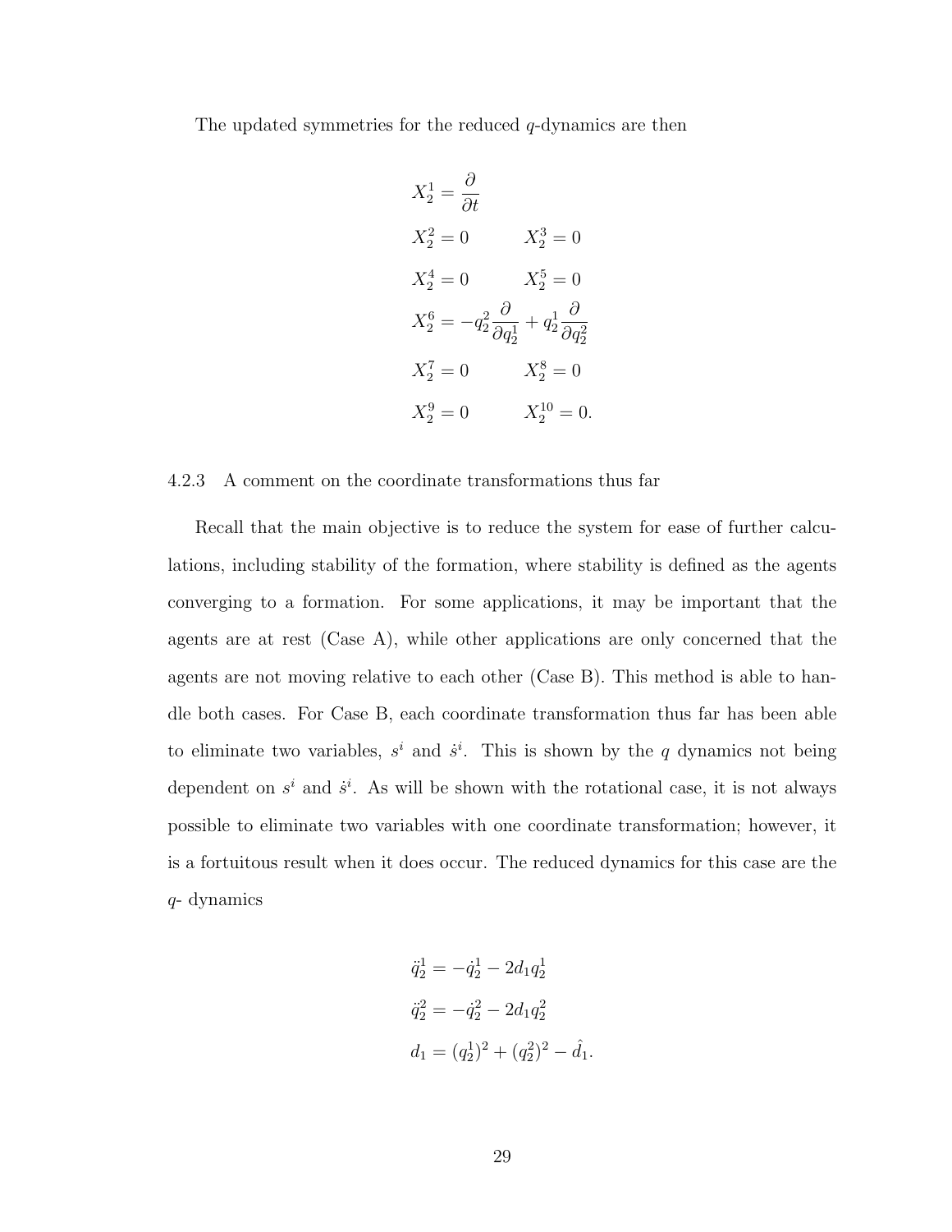The updated symmetries for the reduced $q$-dynamics are then

$$
\begin{aligned}
&X_2^1 = \frac{\partial}{\partial t} \\
&X_2^2 = 0 \qquad X_2^3 = 0 \\
&X_2^4 = 0 \qquad X_2^5 = 0 \\
&X_2^6 = -q_2^2 \frac{\partial}{\partial q_2^1} + q_2^1 \frac{\partial}{\partial q_2^2} \\
&X_2^7 = 0 \qquad X_2^8 = 0 \\
&X_2^9 = 0 \qquad X_2^{10} = 0.
\end{aligned}
$$

### 4.2.3 A comment on the coordinate transformations thus far

Recall that the main objective is to reduce the system for ease of further calculations, including stability of the formation, where stability is defined as the agents converging to a formation. For some applications, it may be important that the agents are at rest (Case A), while other applications are only concerned that the agents are not moving relative to each other (Case B). This method is able to handle both cases. For Case B, each coordinate transformation thus far has been able to eliminate two variables, $s^i$ and $\dot{s}^i$. This is shown by the $q$ dynamics not being dependent on $s^i$ and $\dot{s}^i$. As will be shown with the rotational case, it is not always possible to eliminate two variables with one coordinate transformation; however, it is a fortuitous result when it does occur. The reduced dynamics for this case are the $q$- dynamics

$$
\begin{aligned}
\ddot{q}_2^1 &= -\dot{q}_2^1 - 2d_1 q_2^1 \\
\ddot{q}_2^2 &= -\dot{q}_2^2 - 2d_1 q_2^2 \\
d_1 &= (q_2^1)^2 + (q_2^2)^2 - \hat{d}_1.
\end{aligned}
$$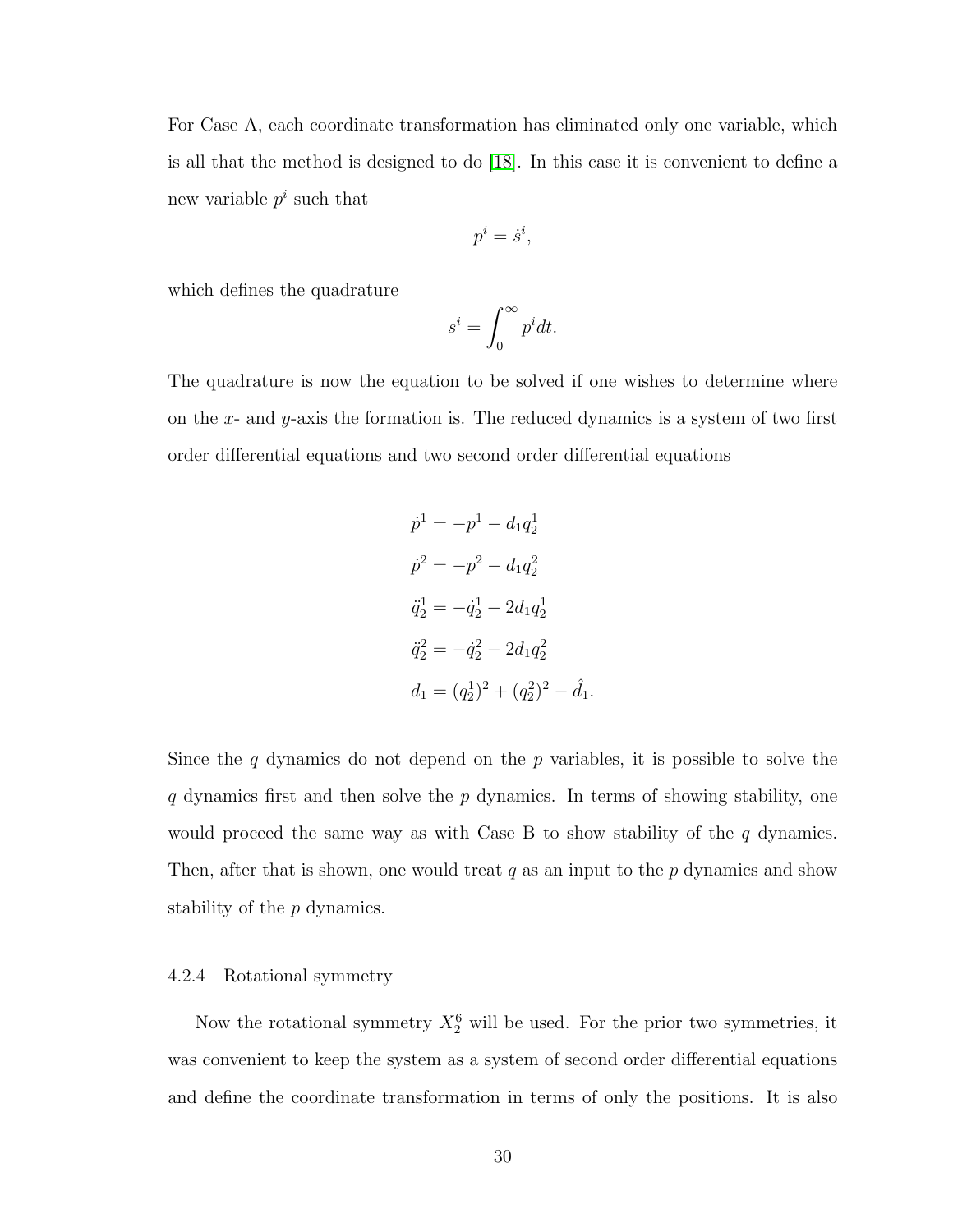For Case A, each coordinate transformation has eliminated only one variable, which is all that the method is designed to do [18]. In this case it is convenient to define a new variable $p^i$ such that

$$p^i = \dot{s}^i,$$

which defines the quadrature

$$s^i = \int_0^\infty p^i dt.$$

The quadrature is now the equation to be solved if one wishes to determine where on the $x$- and $y$-axis the formation is. The reduced dynamics is a system of two first order differential equations and two second order differential equations

$$\begin{aligned}
\dot{p}^1 &= -p^1 - d_1 q_2^1 \\
\dot{p}^2 &= -p^2 - d_1 q_2^2 \\
\ddot{q}_2^1 &= -\dot{q}_2^1 - 2d_1 q_2^1 \\
\ddot{q}_2^2 &= -\dot{q}_2^2 - 2d_1 q_2^2 \\
d_1 &= (q_2^1)^2 + (q_2^2)^2 - \hat{d}_1.
\end{aligned}$$

Since the $q$ dynamics do not depend on the $p$ variables, it is possible to solve the $q$ dynamics first and then solve the $p$ dynamics. In terms of showing stability, one would proceed the same way as with Case B to show stability of the $q$ dynamics. Then, after that is shown, one would treat $q$ as an input to the $p$ dynamics and show stability of the $p$ dynamics.

### 4.2.4 Rotational symmetry

Now the rotational symmetry $X_2^6$ will be used. For the prior two symmetries, it was convenient to keep the system as a system of second order differential equations and define the coordinate transformation in terms of only the positions. It is also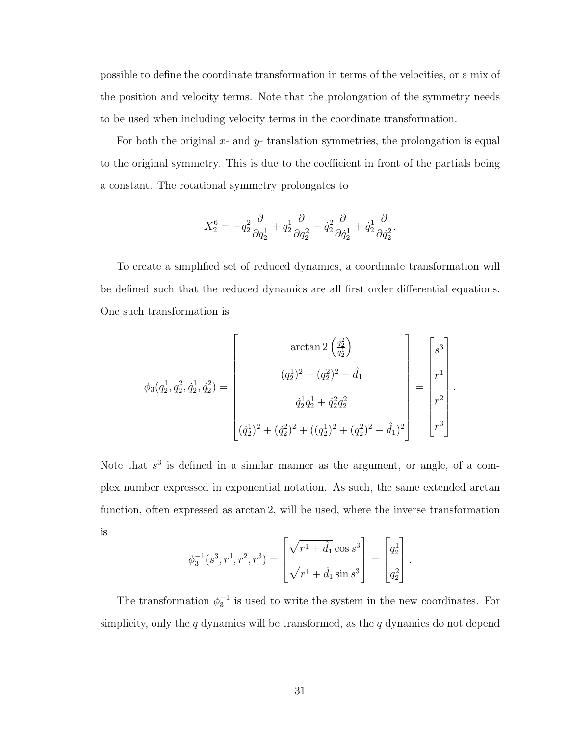possible to define the coordinate transformation in terms of the velocities, or a mix of the position and velocity terms. Note that the prolongation of the symmetry needs to be used when including velocity terms in the coordinate transformation.

For both the original $x$- and $y$- translation symmetries, the prolongation is equal to the original symmetry. This is due to the coefficient in front of the partials being a constant. The rotational symmetry prolongates to

$$X_2^6 = -q_2^2 \frac{\partial}{\partial q_2^1} + q_2^1 \frac{\partial}{\partial q_2^2} - \dot{q}_2^2 \frac{\partial}{\partial \dot{q}_2^1} + \dot{q}_2^1 \frac{\partial}{\partial \dot{q}_2^2}.$$

To create a simplified set of reduced dynamics, a coordinate transformation will be defined such that the reduced dynamics are all first order differential equations. One such transformation is

$$\phi_3(q_2^1, q_2^2, \dot{q}_2^1, \dot{q}_2^2) = \begin{bmatrix} \arctan 2\left(\frac{q_2^2}{q_2^1}\right) \\ (q_2^1)^2 + (q_2^2)^2 - \hat{d}_1 \\ \dot{q}_2^1 q_2^1 + \dot{q}_2^2 q_2^2 \\ (\dot{q}_2^1)^2 + (\dot{q}_2^2)^2 + ((q_2^1)^2 + (q_2^2)^2 - \hat{d}_1)^2 \end{bmatrix} = \begin{bmatrix} s^3 \\ r^1 \\ r^2 \\ r^3 \end{bmatrix}.$$

Note that $s^3$ is defined in a similar manner as the argument, or angle, of a complex number expressed in exponential notation. As such, the same extended arctan function, often expressed as arctan 2, will be used, where the inverse transformation is

$$\phi_3^{-1}(s^3, r^1, r^2, r^3) = \begin{bmatrix} \sqrt{r^1 + \hat{d}_1} \cos s^3 \\ \sqrt{r^1 + \hat{d}_1} \sin s^3 \end{bmatrix} = \begin{bmatrix} q_2^1 \\ q_2^2 \end{bmatrix}.$$

The transformation $\phi_3^{-1}$ is used to write the system in the new coordinates. For simplicity, only the $q$ dynamics will be transformed, as the $q$ dynamics do not depend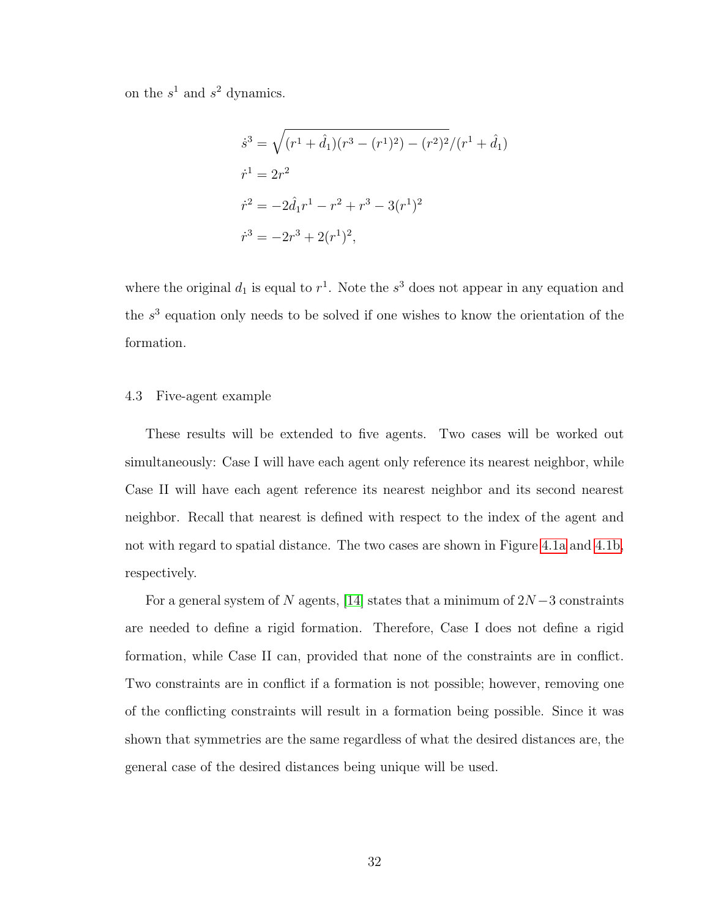on the $s^1$ and $s^2$ dynamics.

$$
\begin{aligned}
\dot{s}^3 &= \sqrt{(r^1 + \hat{d}_1)(r^3 - (r^1)^2) - (r^2)^2}/(r^1 + \hat{d}_1) \\
\dot{r}^1 &= 2r^2 \\
\dot{r}^2 &= -2\hat{d}_1 r^1 - r^2 + r^3 - 3(r^1)^2 \\
\dot{r}^3 &= -2r^3 + 2(r^1)^2,
\end{aligned}
$$

where the original $d_1$ is equal to $r^1$. Note the $s^3$ does not appear in any equation and the $s^3$ equation only needs to be solved if one wishes to know the orientation of the formation.

## 4.3 Five-agent example

These results will be extended to five agents. Two cases will be worked out simultaneously: Case I will have each agent only reference its nearest neighbor, while Case II will have each agent reference its nearest neighbor and its second nearest neighbor. Recall that nearest is defined with respect to the index of the agent and not with regard to spatial distance. The two cases are shown in Figure 4.1a and 4.1b, respectively.

For a general system of $N$ agents, [14] states that a minimum of $2N-3$ constraints are needed to define a rigid formation. Therefore, Case I does not define a rigid formation, while Case II can, provided that none of the constraints are in conflict. Two constraints are in conflict if a formation is not possible; however, removing one of the conflicting constraints will result in a formation being possible. Since it was shown that symmetries are the same regardless of what the desired distances are, the general case of the desired distances being unique will be used.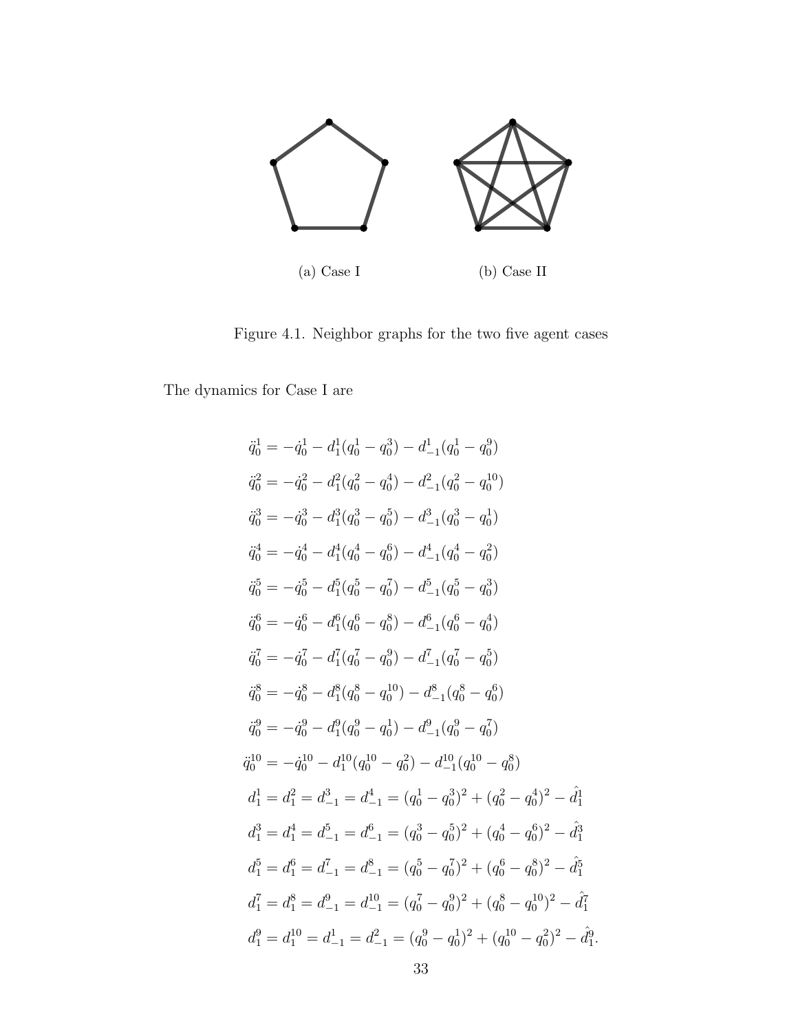(a) Case I

(b) Case II

Figure 4.1. Neighbor graphs for the two five agent cases

The dynamics for Case I are

$$
\begin{aligned}
\ddot{q}_0^1 &= -\dot{q}_0^1 - d_1^1(q_0^1 - q_0^3) - d_{-1}^1(q_0^1 - q_0^9) \\
\ddot{q}_0^2 &= -\dot{q}_0^2 - d_1^2(q_0^2 - q_0^4) - d_{-1}^2(q_0^2 - q_0^{10}) \\
\ddot{q}_0^3 &= -\dot{q}_0^3 - d_1^3(q_0^3 - q_0^5) - d_{-1}^3(q_0^3 - q_0^1) \\
\ddot{q}_0^4 &= -\dot{q}_0^4 - d_1^4(q_0^4 - q_0^6) - d_{-1}^4(q_0^4 - q_0^2) \\
\ddot{q}_0^5 &= -\dot{q}_0^5 - d_1^5(q_0^5 - q_0^7) - d_{-1}^5(q_0^5 - q_0^3) \\
\ddot{q}_0^6 &= -\dot{q}_0^6 - d_1^6(q_0^6 - q_0^8) - d_{-1}^6(q_0^6 - q_0^4) \\
\ddot{q}_0^7 &= -\dot{q}_0^7 - d_1^7(q_0^7 - q_0^9) - d_{-1}^7(q_0^7 - q_0^5) \\
\ddot{q}_0^8 &= -\dot{q}_0^8 - d_1^8(q_0^8 - q_0^{10}) - d_{-1}^8(q_0^8 - q_0^6) \\
\ddot{q}_0^9 &= -\dot{q}_0^9 - d_1^9(q_0^9 - q_0^1) - d_{-1}^9(q_0^9 - q_0^7) \\
\ddot{q}_0^{10} &= -\dot{q}_0^{10} - d_1^{10}(q_0^{10} - q_0^2) - d_{-1}^{10}(q_0^{10} - q_0^8) \\
d_1^1 = d_1^2 = d_{-1}^3 = d_{-1}^4 &= (q_0^1 - q_0^3)^2 + (q_0^2 - q_0^4)^2 - \hat{d}_1^1 \\
d_1^3 = d_1^4 = d_{-1}^5 = d_{-1}^6 &= (q_0^3 - q_0^5)^2 + (q_0^4 - q_0^6)^2 - \hat{d}_1^3 \\
d_1^5 = d_1^6 = d_{-1}^7 = d_{-1}^8 &= (q_0^5 - q_0^7)^2 + (q_0^6 - q_0^8)^2 - \hat{d}_1^5 \\
d_1^7 = d_1^8 = d_{-1}^9 = d_{-1}^{10} &= (q_0^7 - q_0^9)^2 + (q_0^8 - q_0^{10})^2 - \hat{d}_1^7 \\
d_1^9 = d_1^{10} = d_{-1}^1 = d_{-1}^2 &= (q_0^9 - q_0^1)^2 + (q_0^{10} - q_0^2)^2 - \hat{d}_1^9.
\end{aligned}
$$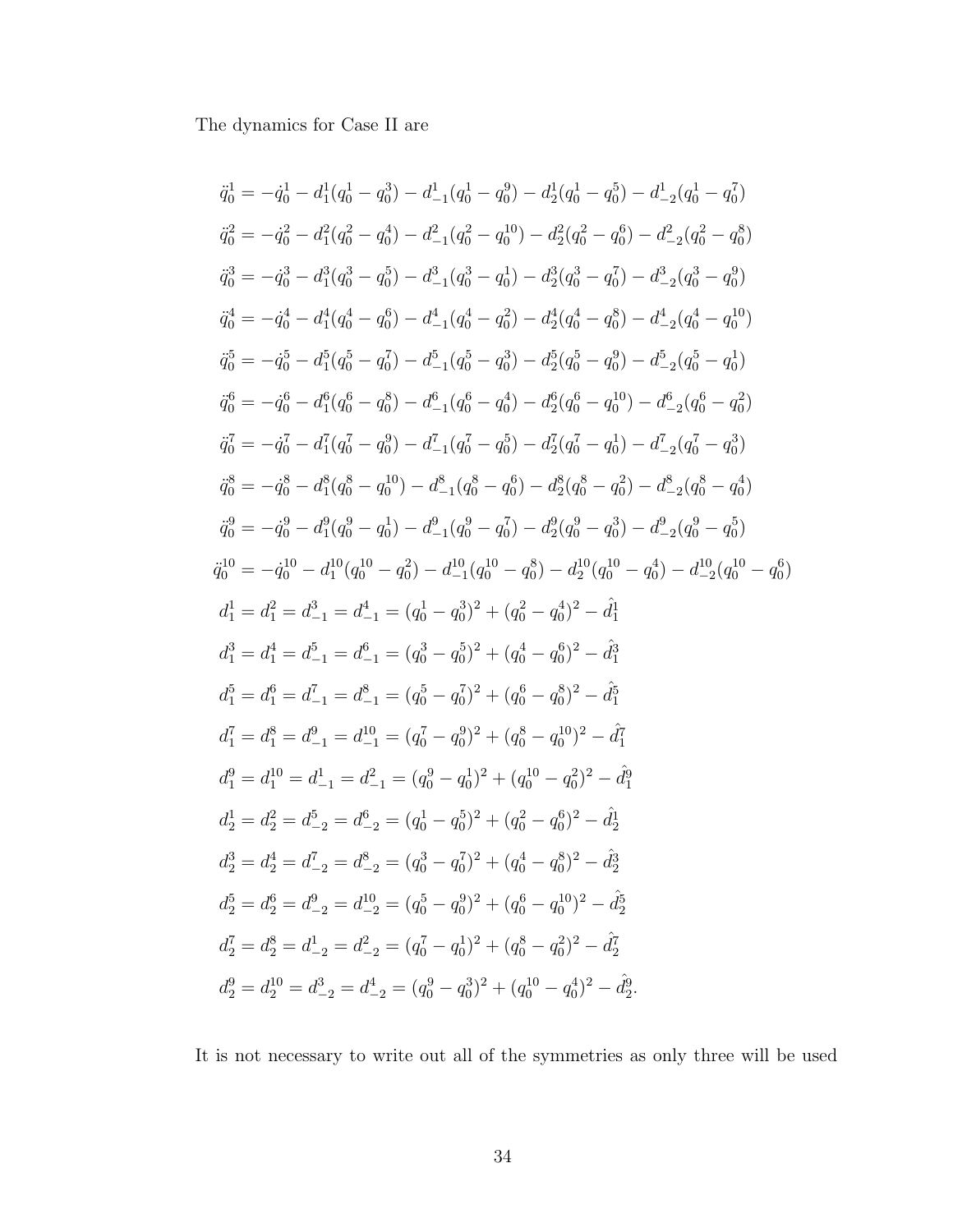The dynamics for Case II are

$$
\begin{aligned}
\ddot{q}_0^1 &= -\dot{q}_0^1 - d_1^1(q_0^1 - q_0^3) - d_{-1}^1(q_0^1 - q_0^9) - d_2^1(q_0^1 - q_0^5) - d_{-2}^1(q_0^1 - q_0^7) \\
\ddot{q}_0^2 &= -\dot{q}_0^2 - d_1^2(q_0^2 - q_0^4) - d_{-1}^2(q_0^2 - q_0^{10}) - d_2^2(q_0^2 - q_0^6) - d_{-2}^2(q_0^2 - q_0^8) \\
\ddot{q}_0^3 &= -\dot{q}_0^3 - d_1^3(q_0^3 - q_0^5) - d_{-1}^3(q_0^3 - q_0^1) - d_2^3(q_0^3 - q_0^7) - d_{-2}^3(q_0^3 - q_0^9) \\
\ddot{q}_0^4 &= -\dot{q}_0^4 - d_1^4(q_0^4 - q_0^6) - d_{-1}^4(q_0^4 - q_0^2) - d_2^4(q_0^4 - q_0^8) - d_{-2}^4(q_0^4 - q_0^{10}) \\
\ddot{q}_0^5 &= -\dot{q}_0^5 - d_1^5(q_0^5 - q_0^7) - d_{-1}^5(q_0^5 - q_0^3) - d_2^5(q_0^5 - q_0^9) - d_{-2}^5(q_0^5 - q_0^1) \\
\ddot{q}_0^6 &= -\dot{q}_0^6 - d_1^6(q_0^6 - q_0^8) - d_{-1}^6(q_0^6 - q_0^4) - d_2^6(q_0^6 - q_0^{10}) - d_{-2}^6(q_0^6 - q_0^2) \\
\ddot{q}_0^7 &= -\dot{q}_0^7 - d_1^7(q_0^7 - q_0^9) - d_{-1}^7(q_0^7 - q_0^5) - d_2^7(q_0^7 - q_0^1) - d_{-2}^7(q_0^7 - q_0^3) \\
\ddot{q}_0^8 &= -\dot{q}_0^8 - d_1^8(q_0^8 - q_0^{10}) - d_{-1}^8(q_0^8 - q_0^6) - d_2^8(q_0^8 - q_0^2) - d_{-2}^8(q_0^8 - q_0^4) \\
\ddot{q}_0^9 &= -\dot{q}_0^9 - d_1^9(q_0^9 - q_0^1) - d_{-1}^9(q_0^9 - q_0^7) - d_2^9(q_0^9 - q_0^3) - d_{-2}^9(q_0^9 - q_0^5) \\
\ddot{q}_0^{10} &= -\dot{q}_0^{10} - d_1^{10}(q_0^{10} - q_0^2) - d_{-1}^{10}(q_0^{10} - q_0^8) - d_2^{10}(q_0^{10} - q_0^4) - d_{-2}^{10}(q_0^{10} - q_0^6) \\
d_1^1 &= d_1^2 = d_{-1}^3 = d_{-1}^4 = (q_0^1 - q_0^3)^2 + (q_0^2 - q_0^4)^2 - \hat{d}_1^1 \\
d_1^3 &= d_1^4 = d_{-1}^5 = d_{-1}^6 = (q_0^3 - q_0^5)^2 + (q_0^4 - q_0^6)^2 - \hat{d}_1^3 \\
d_1^5 &= d_1^6 = d_{-1}^7 = d_{-1}^8 = (q_0^5 - q_0^7)^2 + (q_0^6 - q_0^8)^2 - \hat{d}_1^5 \\
d_1^7 &= d_1^8 = d_{-1}^9 = d_{-1}^{10} = (q_0^7 - q_0^9)^2 + (q_0^8 - q_0^{10})^2 - \hat{d}_1^7 \\
d_1^9 &= d_1^{10} = d_{-1}^1 = d_{-1}^2 = (q_0^9 - q_0^1)^2 + (q_0^{10} - q_0^2)^2 - \hat{d}_1^9 \\
d_2^1 &= d_2^2 = d_{-2}^5 = d_{-2}^6 = (q_0^1 - q_0^5)^2 + (q_0^2 - q_0^6)^2 - \hat{d}_2^1 \\
d_2^3 &= d_2^4 = d_{-2}^7 = d_{-2}^8 = (q_0^3 - q_0^7)^2 + (q_0^4 - q_0^8)^2 - \hat{d}_2^3 \\
d_2^5 &= d_2^6 = d_{-2}^9 = d_{-2}^{10} = (q_0^5 - q_0^9)^2 + (q_0^6 - q_0^{10})^2 - \hat{d}_2^5 \\
d_2^7 &= d_2^8 = d_{-2}^1 = d_{-2}^2 = (q_0^7 - q_0^1)^2 + (q_0^8 - q_0^2)^2 - \hat{d}_2^7 \\
d_2^9 &= d_2^{10} = d_{-2}^3 = d_{-2}^4 = (q_0^9 - q_0^3)^2 + (q_0^{10} - q_0^4)^2 - \hat{d}_2^9.
\end{aligned}
$$

It is not necessary to write out all of the symmetries as only three will be used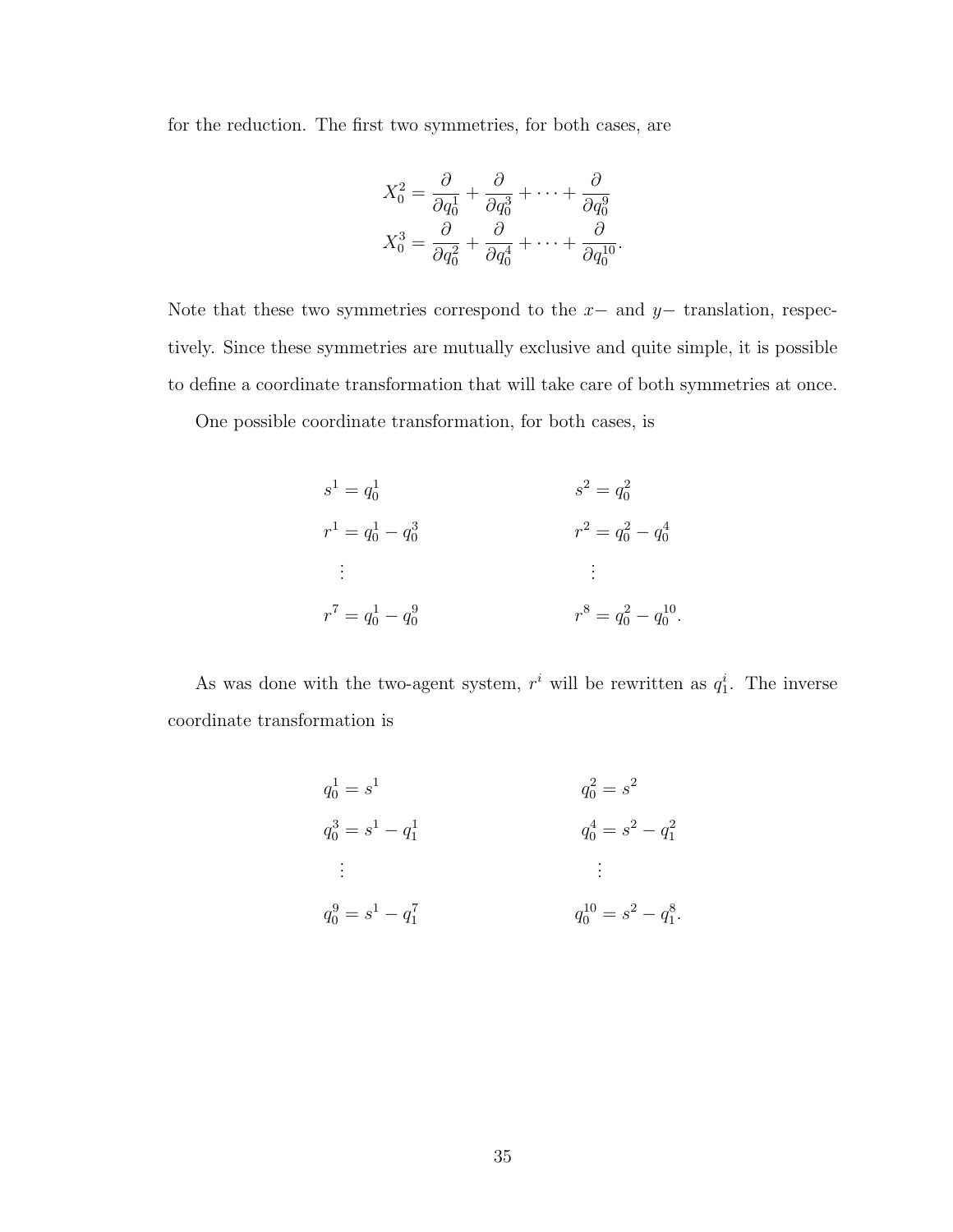for the reduction. The first two symmetries, for both cases, are

$$
\begin{aligned}
X_0^2 &= \frac{\partial}{\partial q_0^1} + \frac{\partial}{\partial q_0^3} + \cdots + \frac{\partial}{\partial q_0^9} \\
X_0^3 &= \frac{\partial}{\partial q_0^2} + \frac{\partial}{\partial q_0^4} + \cdots + \frac{\partial}{\partial q_0^{10}}.
\end{aligned}
$$

Note that these two symmetries correspond to the $x-$ and $y-$ translation, respectively. Since these symmetries are mutually exclusive and quite simple, it is possible to define a coordinate transformation that will take care of both symmetries at once.

One possible coordinate transformation, for both cases, is

$$
\begin{aligned}
s^1 &= q_0^1 & s^2 &= q_0^2 \\
r^1 &= q_0^1 - q_0^3 & r^2 &= q_0^2 - q_0^4 \\
&\vdots & &\vdots \\
r^7 &= q_0^1 - q_0^9 & r^8 &= q_0^2 - q_0^{10}.
\end{aligned}
$$

As was done with the two-agent system, $r^i$ will be rewritten as $q_1^i$. The inverse coordinate transformation is

$$
\begin{aligned}
q_0^1 &= s^1 & q_0^2 &= s^2 \\
q_0^3 &= s^1 - q_1^1 & q_0^4 &= s^2 - q_1^2 \\
&\vdots & &\vdots \\
q_0^9 &= s^1 - q_1^7 & q_0^{10} &= s^2 - q_1^8.
\end{aligned}
$$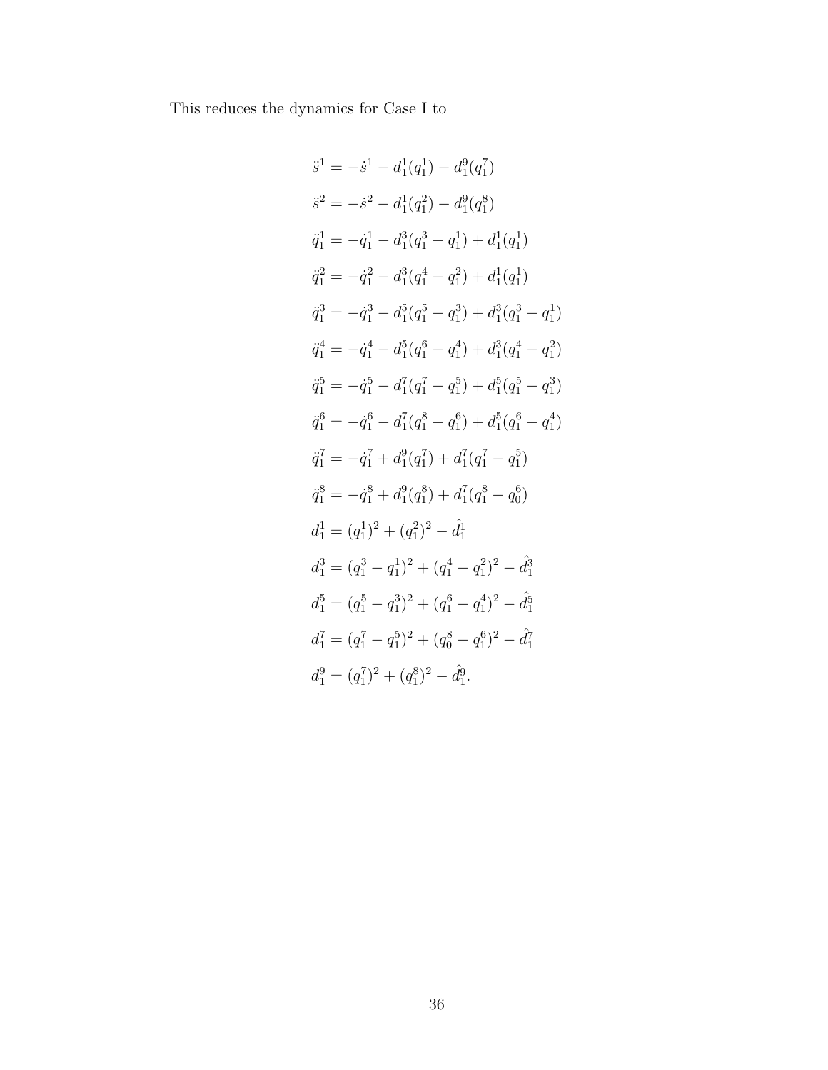This reduces the dynamics for Case I to

$$
\begin{aligned}
\ddot{s}^1 &= -\dot{s}^1 - d_1^1(q_1^1) - d_1^9(q_1^7) \\
\ddot{s}^2 &= -\dot{s}^2 - d_1^1(q_1^2) - d_1^9(q_1^8) \\
\ddot{q}_1^1 &= -\dot{q}_1^1 - d_1^3(q_1^3 - q_1^1) + d_1^1(q_1^1) \\
\ddot{q}_1^2 &= -\dot{q}_1^2 - d_1^3(q_1^4 - q_1^2) + d_1^1(q_1^1) \\
\ddot{q}_1^3 &= -\dot{q}_1^3 - d_1^5(q_1^5 - q_1^3) + d_1^3(q_1^3 - q_1^1) \\
\ddot{q}_1^4 &= -\dot{q}_1^4 - d_1^5(q_1^6 - q_1^4) + d_1^3(q_1^4 - q_1^2) \\
\ddot{q}_1^5 &= -\dot{q}_1^5 - d_1^7(q_1^7 - q_1^5) + d_1^5(q_1^5 - q_1^3) \\
\ddot{q}_1^6 &= -\dot{q}_1^6 - d_1^7(q_1^8 - q_1^6) + d_1^5(q_1^6 - q_1^4) \\
\ddot{q}_1^7 &= -\dot{q}_1^7 + d_1^9(q_1^7) + d_1^7(q_1^7 - q_1^5) \\
\ddot{q}_1^8 &= -\dot{q}_1^8 + d_1^9(q_1^8) + d_1^7(q_1^8 - q_0^6) \\
d_1^1 &= (q_1^1)^2 + (q_1^2)^2 - \hat{d}_1^1 \\
d_1^3 &= (q_1^3 - q_1^1)^2 + (q_1^4 - q_1^2)^2 - \hat{d}_1^3 \\
d_1^5 &= (q_1^5 - q_1^3)^2 + (q_1^6 - q_1^4)^2 - \hat{d}_1^5 \\
d_1^7 &= (q_1^7 - q_1^5)^2 + (q_0^8 - q_1^6)^2 - \hat{d}_1^7 \\
d_1^9 &= (q_1^7)^2 + (q_1^8)^2 - \hat{d}_1^9.
\end{aligned}
$$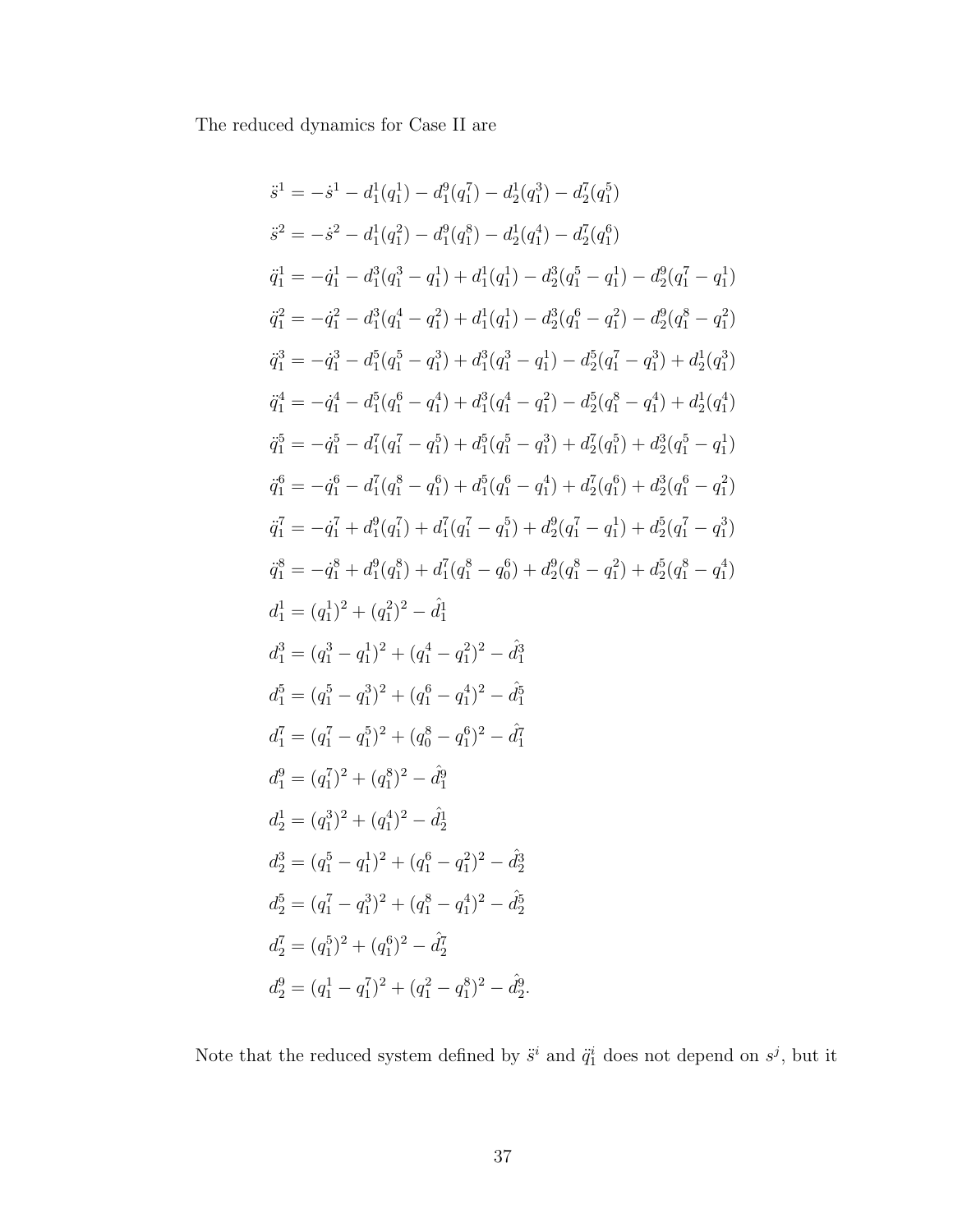The reduced dynamics for Case II are

$$
\begin{aligned}
\ddot{s}^1 &= -\dot{s}^1 - d_1^1(q_1^1) - d_1^9(q_1^7) - d_2^1(q_1^3) - d_2^7(q_1^5) \\
\ddot{s}^2 &= -\dot{s}^2 - d_1^1(q_1^2) - d_1^9(q_1^8) - d_2^1(q_1^4) - d_2^7(q_1^6) \\
\ddot{q}_1^1 &= -\dot{q}_1^1 - d_1^3(q_1^3 - q_1^1) + d_1^1(q_1^1) - d_2^3(q_1^5 - q_1^1) - d_2^9(q_1^7 - q_1^1) \\
\ddot{q}_1^2 &= -\dot{q}_1^2 - d_1^3(q_1^4 - q_1^2) + d_1^1(q_1^1) - d_2^3(q_1^6 - q_1^2) - d_2^9(q_1^8 - q_1^2) \\
\ddot{q}_1^3 &= -\dot{q}_1^3 - d_1^5(q_1^5 - q_1^3) + d_1^3(q_1^3 - q_1^1) - d_2^5(q_1^7 - q_1^3) + d_2^1(q_1^3) \\
\ddot{q}_1^4 &= -\dot{q}_1^4 - d_1^5(q_1^6 - q_1^4) + d_1^3(q_1^4 - q_1^2) - d_2^5(q_1^8 - q_1^4) + d_2^1(q_1^4) \\
\ddot{q}_1^5 &= -\dot{q}_1^5 - d_1^7(q_1^7 - q_1^5) + d_1^5(q_1^5 - q_1^3) + d_2^7(q_1^5) + d_2^3(q_1^5 - q_1^1) \\
\ddot{q}_1^6 &= -\dot{q}_1^6 - d_1^7(q_1^8 - q_1^6) + d_1^5(q_1^6 - q_1^4) + d_2^7(q_1^6) + d_2^3(q_1^6 - q_1^2) \\
\ddot{q}_1^7 &= -\dot{q}_1^7 + d_1^9(q_1^7) + d_1^7(q_1^7 - q_1^5) + d_2^9(q_1^7 - q_1^1) + d_2^5(q_1^7 - q_1^3) \\
\ddot{q}_1^8 &= -\dot{q}_1^8 + d_1^9(q_1^8) + d_1^7(q_1^8 - q_0^6) + d_2^9(q_1^8 - q_1^2) + d_2^5(q_1^8 - q_1^4) \\
d_1^1 &= (q_1^1)^2 + (q_1^2)^2 - \hat{d}_1^1 \\
d_1^3 &= (q_1^3 - q_1^1)^2 + (q_1^4 - q_1^2)^2 - \hat{d}_1^3 \\
d_1^5 &= (q_1^5 - q_1^3)^2 + (q_1^6 - q_1^4)^2 - \hat{d}_1^5 \\
d_1^7 &= (q_1^7 - q_1^5)^2 + (q_0^8 - q_1^6)^2 - \hat{d}_1^7 \\
d_1^9 &= (q_1^7)^2 + (q_1^8)^2 - \hat{d}_1^9 \\
d_2^1 &= (q_1^3)^2 + (q_1^4)^2 - \hat{d}_2^1 \\
d_2^3 &= (q_1^5 - q_1^1)^2 + (q_1^6 - q_1^2)^2 - \hat{d}_2^3 \\
d_2^5 &= (q_1^7 - q_1^3)^2 + (q_1^8 - q_1^4)^2 - \hat{d}_2^5 \\
d_2^7 &= (q_1^5)^2 + (q_1^6)^2 - \hat{d}_2^7 \\
d_2^9 &= (q_1^1 - q_1^7)^2 + (q_1^2 - q_1^8)^2 - \hat{d}_2^9.
\end{aligned}
$$

Note that the reduced system defined by $\ddot{s}^i$ and $\ddot{q}_1^i$ does not depend on $s^j$, but it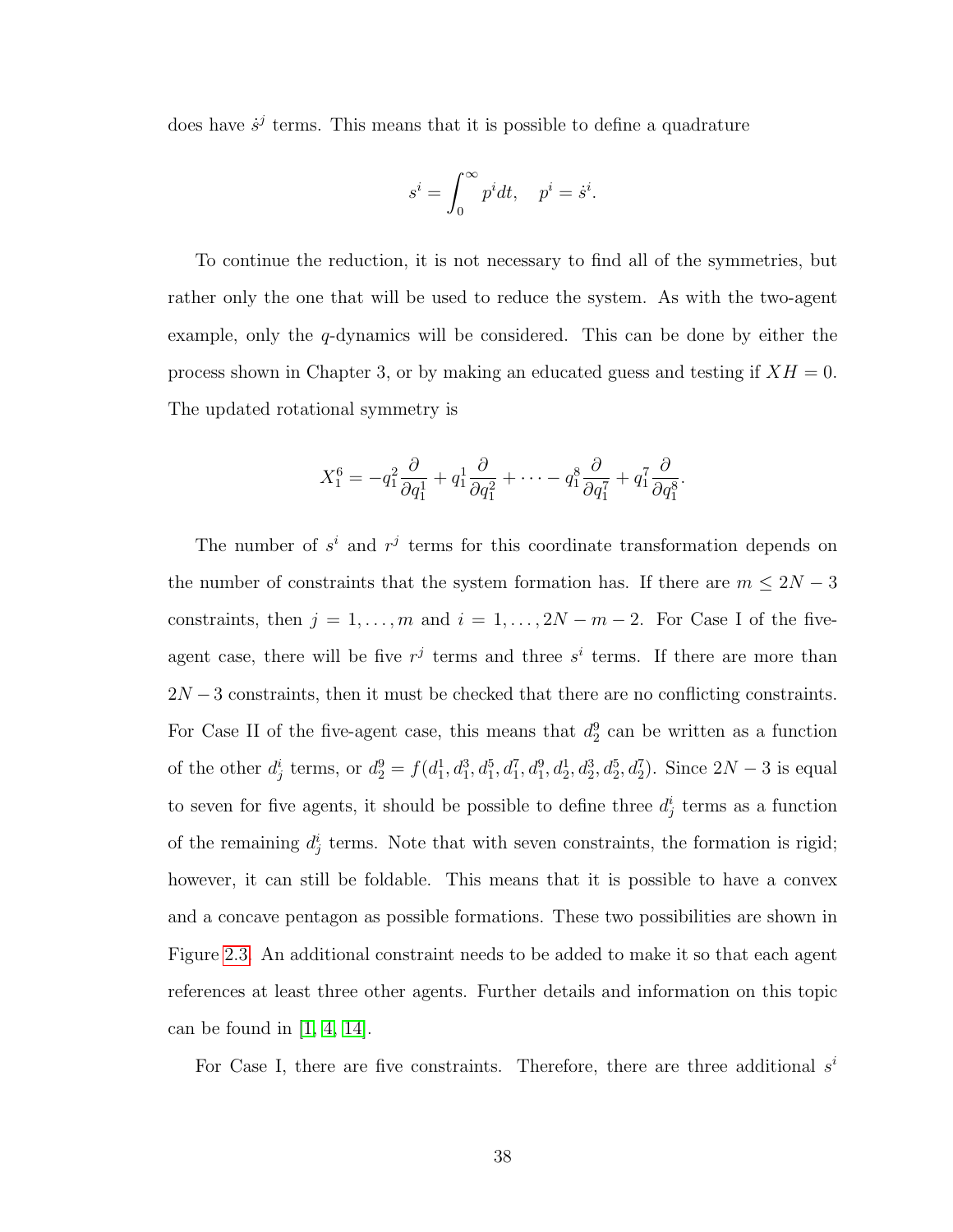does have $\dot{s}^j$ terms. This means that it is possible to define a quadrature

$$s^i = \int_0^\infty p^i dt, \quad p^i = \dot{s}^i.$$

To continue the reduction, it is not necessary to find all of the symmetries, but rather only the one that will be used to reduce the system. As with the two-agent example, only the $q$-dynamics will be considered. This can be done by either the process shown in Chapter 3, or by making an educated guess and testing if $XH = 0$. The updated rotational symmetry is

$$X_1^6 = -q_1^2 \frac{\partial}{\partial q_1^1} + q_1^1 \frac{\partial}{\partial q_1^2} + \cdots - q_1^8 \frac{\partial}{\partial q_1^7} + q_1^7 \frac{\partial}{\partial q_1^8}.$$

The number of $s^i$ and $r^j$ terms for this coordinate transformation depends on the number of constraints that the system formation has. If there are $m \leq 2N - 3$ constraints, then $j = 1, \ldots, m$ and $i = 1, \ldots, 2N - m - 2$. For Case I of the five-agent case, there will be five $r^j$ terms and three $s^i$ terms. If there are more than $2N - 3$ constraints, then it must be checked that there are no conflicting constraints. For Case II of the five-agent case, this means that $d_2^9$ can be written as a function of the other $d_j^i$ terms, or $d_2^9 = f(d_1^1, d_1^3, d_1^5, d_1^7, d_1^9, d_2^1, d_2^3, d_2^5, d_2^7)$. Since $2N - 3$ is equal to seven for five agents, it should be possible to define three $d_j^i$ terms as a function of the remaining $d_j^i$ terms. Note that with seven constraints, the formation is rigid; however, it can still be foldable. This means that it is possible to have a convex and a concave pentagon as possible formations. These two possibilities are shown in Figure 2.3. An additional constraint needs to be added to make it so that each agent references at least three other agents. Further details and information on this topic can be found in [1, 4, 14].

For Case I, there are five constraints. Therefore, there are three additional $s^i$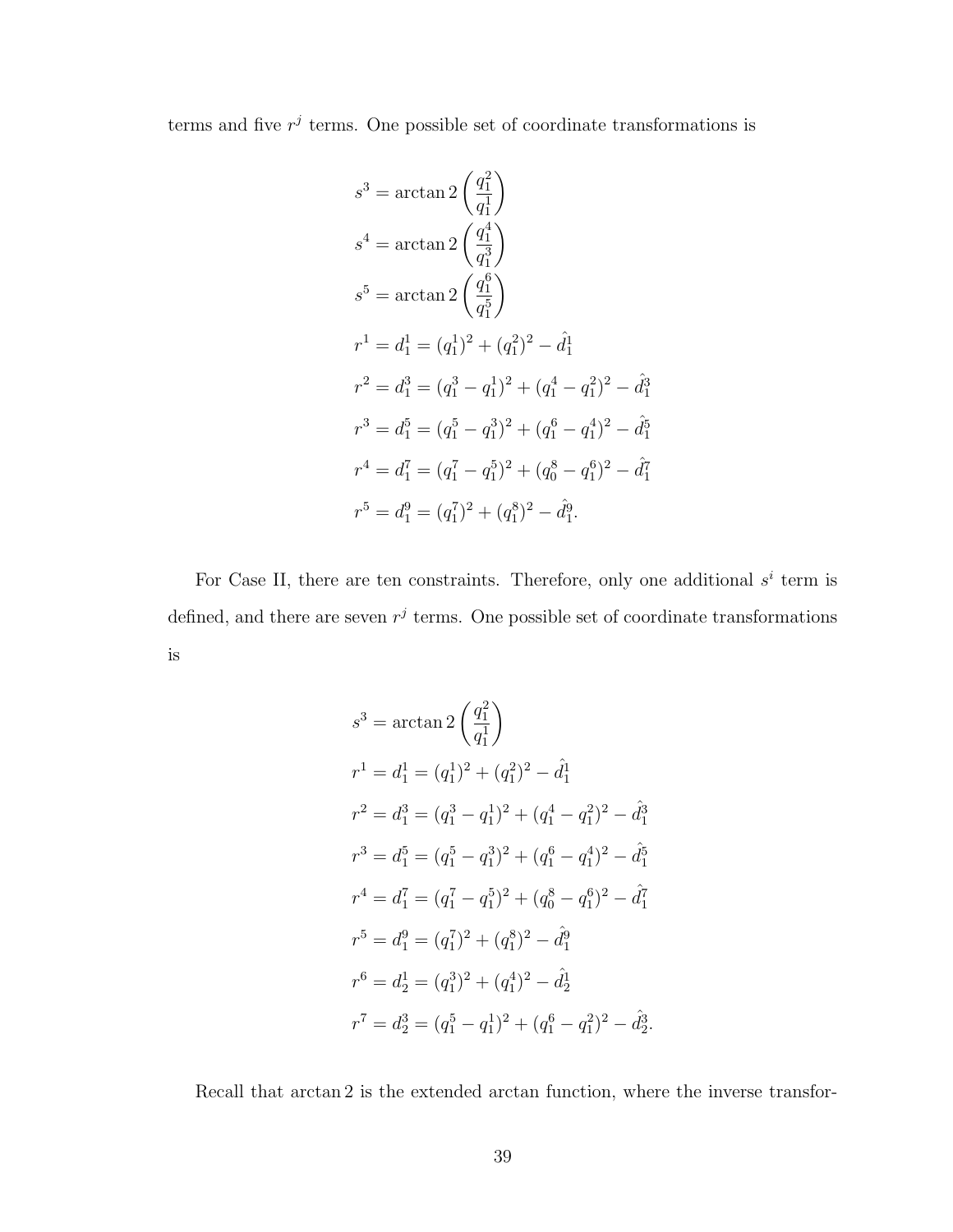terms and five $r^j$ terms. One possible set of coordinate transformations is

$$
\begin{aligned}
s^3 &= \arctan 2\left(\frac{q_1^2}{q_1^1}\right) \\
s^4 &= \arctan 2\left(\frac{q_1^4}{q_1^3}\right) \\
s^5 &= \arctan 2\left(\frac{q_1^6}{q_1^5}\right) \\
r^1 &= d_1^1 = (q_1^1)^2 + (q_1^2)^2 - \hat{d}_1^1 \\
r^2 &= d_1^3 = (q_1^3 - q_1^1)^2 + (q_1^4 - q_1^2)^2 - \hat{d}_1^3 \\
r^3 &= d_1^5 = (q_1^5 - q_1^3)^2 + (q_1^6 - q_1^4)^2 - \hat{d}_1^5 \\
r^4 &= d_1^7 = (q_1^7 - q_1^5)^2 + (q_0^8 - q_1^6)^2 - \hat{d}_1^7 \\
r^5 &= d_1^9 = (q_1^7)^2 + (q_1^8)^2 - \hat{d}_1^9.
\end{aligned}
$$

For Case II, there are ten constraints. Therefore, only one additional $s^i$ term is defined, and there are seven $r^j$ terms. One possible set of coordinate transformations is

$$
\begin{aligned}
s^3 &= \arctan 2\left(\frac{q_1^2}{q_1^1}\right) \\
r^1 &= d_1^1 = (q_1^1)^2 + (q_1^2)^2 - \hat{d}_1^1 \\
r^2 &= d_1^3 = (q_1^3 - q_1^1)^2 + (q_1^4 - q_1^2)^2 - \hat{d}_1^3 \\
r^3 &= d_1^5 = (q_1^5 - q_1^3)^2 + (q_1^6 - q_1^4)^2 - \hat{d}_1^5 \\
r^4 &= d_1^7 = (q_1^7 - q_1^5)^2 + (q_0^8 - q_1^6)^2 - \hat{d}_1^7 \\
r^5 &= d_1^9 = (q_1^7)^2 + (q_1^8)^2 - \hat{d}_1^9 \\
r^6 &= d_2^1 = (q_1^3)^2 + (q_1^4)^2 - \hat{d}_2^1 \\
r^7 &= d_2^3 = (q_1^5 - q_1^1)^2 + (q_1^6 - q_1^2)^2 - \hat{d}_2^3.
\end{aligned}
$$

Recall that arctan 2 is the extended arctan function, where the inverse transfor-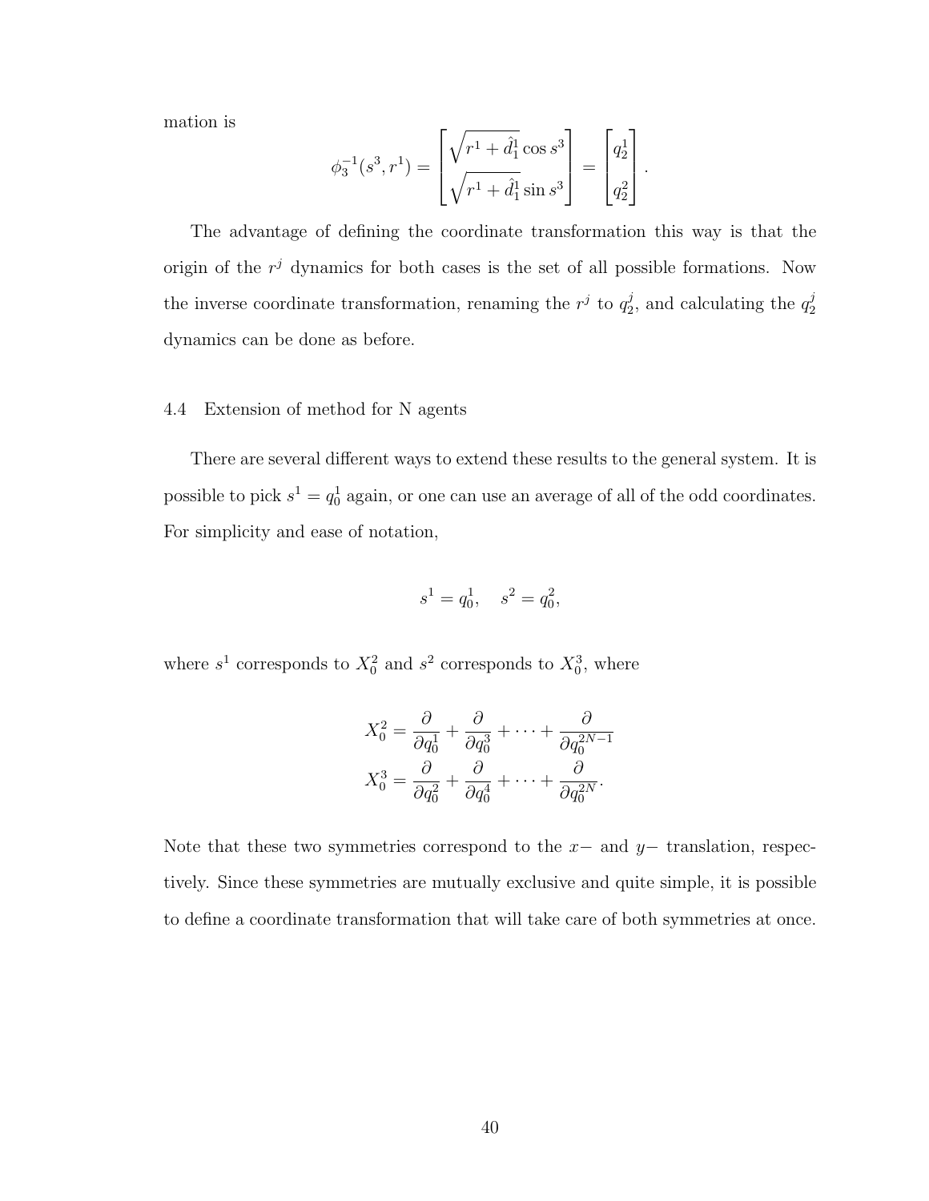mation is

$$\phi_3^{-1}(s^3, r^1) = \begin{bmatrix} \sqrt{r^1 + \hat{d}_1^1} \cos s^3 \\ \sqrt{r^1 + \hat{d}_1^1} \sin s^3 \end{bmatrix} = \begin{bmatrix} q_2^1 \\ q_2^2 \end{bmatrix}.$$

The advantage of defining the coordinate transformation this way is that the origin of the $r^j$ dynamics for both cases is the set of all possible formations. Now the inverse coordinate transformation, renaming the $r^j$ to $q_2^j$, and calculating the $q_2^j$ dynamics can be done as before.

### 4.4 Extension of method for N agents

There are several different ways to extend these results to the general system. It is possible to pick $s^1 = q_0^1$ again, or one can use an average of all of the odd coordinates. For simplicity and ease of notation,

$$s^1 = q_0^1, \quad s^2 = q_0^2,$$

where $s^1$ corresponds to $X_0^2$ and $s^2$ corresponds to $X_0^3$, where

$$X_0^2 = \frac{\partial}{\partial q_0^1} + \frac{\partial}{\partial q_0^3} + \cdots + \frac{\partial}{\partial q_0^{2N-1}}$$
$$X_0^3 = \frac{\partial}{\partial q_0^2} + \frac{\partial}{\partial q_0^4} + \cdots + \frac{\partial}{\partial q_0^{2N}}.$$

Note that these two symmetries correspond to the $x-$ and $y-$ translation, respectively. Since these symmetries are mutually exclusive and quite simple, it is possible to define a coordinate transformation that will take care of both symmetries at once.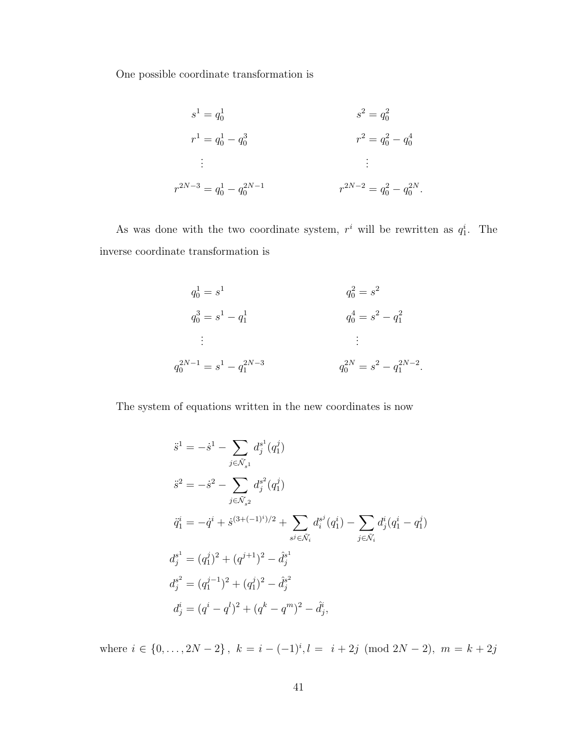One possible coordinate transformation is

$$
\begin{aligned}
s^1 &= q_0^1 & s^2 &= q_0^2 \\
r^1 &= q_0^1 - q_0^3 & r^2 &= q_0^2 - q_0^4 \\
&\vdots & &\vdots \\
r^{2N-3} &= q_0^1 - q_0^{2N-1} & r^{2N-2} &= q_0^2 - q_0^{2N}.
\end{aligned}
$$

As was done with the two coordinate system, $r^i$ will be rewritten as $q_1^i$. The inverse coordinate transformation is

$$
\begin{aligned}
q_0^1 &= s^1 & q_0^2 &= s^2 \\
q_0^3 &= s^1 - q_1^1 & q_0^4 &= s^2 - q_1^2 \\
&\vdots & &\vdots \\
q_0^{2N-1} &= s^1 - q_1^{2N-3} & q_0^{2N} &= s^2 - q_1^{2N-2}.
\end{aligned}
$$

The system of equations written in the new coordinates is now

$$
\begin{aligned}
\ddot{s}^1 &= -\dot{s}^1 - \sum_{j \in \tilde{\mathcal{N}}_{s^1}} d_j^{s^1}(q_1^j) \\
\ddot{s}^2 &= -\dot{s}^2 - \sum_{j \in \tilde{\mathcal{N}}_{s^2}} d_j^{s^2}(q_1^j) \\
\ddot{q}_1^i &= -\dot{q}^i + \dot{s}^{(3+(-1)^i)/2} + \sum_{s^j \in \tilde{\mathcal{N}}_i} d_i^{s^j}(q_1^i) - \sum_{j \in \tilde{\mathcal{N}}_i} d_j^i(q_1^i - q_1^j) \\
d_j^{s^1} &= (q_1^j)^2 + (q^{j+1})^2 - \hat{d}_j^{s^1} \\
d_j^{s^2} &= (q_1^{j-1})^2 + (q_1^j)^2 - \hat{d}_j^{s^2} \\
d_j^i &= (q^i - q^l)^2 + (q^k - q^m)^2 - \hat{d}_j^i,
\end{aligned}
$$

where $i \in \{0, \ldots, 2N-2\}$, $k = i - (-1)^i, l = \; i + 2j \pmod{2N-2}$, $m = k + 2j$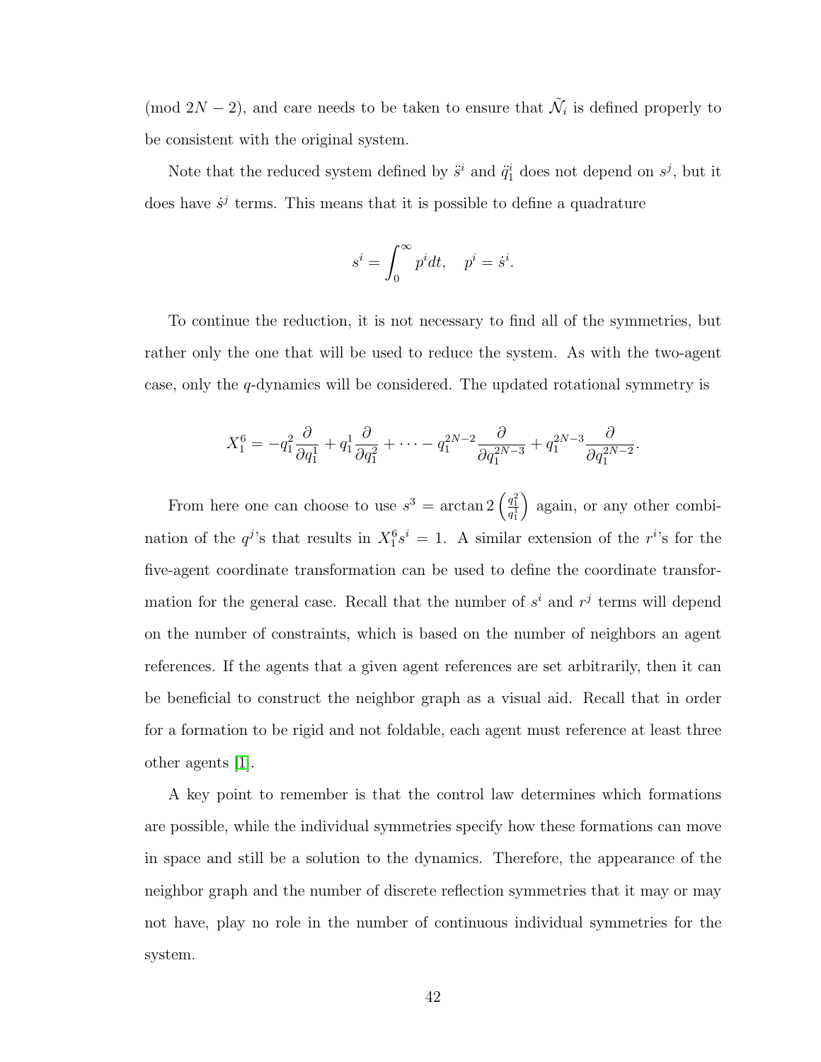(mod $2N-2$), and care needs to be taken to ensure that $\tilde{\mathcal{N}}_i$ is defined properly to be consistent with the original system.

Note that the reduced system defined by $\ddot{s}^i$ and $\ddot{q}_1^i$ does not depend on $s^j$, but it does have $\dot{s}^j$ terms. This means that it is possible to define a quadrature

$$s^i = \int_0^\infty p^i dt, \quad p^i = \dot{s}^i.$$

To continue the reduction, it is not necessary to find all of the symmetries, but rather only the one that will be used to reduce the system. As with the two-agent case, only the $q$-dynamics will be considered. The updated rotational symmetry is

$$X_1^6 = -q_1^2 \frac{\partial}{\partial q_1^1} + q_1^1 \frac{\partial}{\partial q_1^2} + \cdots - q_1^{2N-2} \frac{\partial}{\partial q_1^{2N-3}} + q_1^{2N-3} \frac{\partial}{\partial q_1^{2N-2}}.$$

From here one can choose to use $s^3 = \arctan 2 \left( \frac{q_1^2}{q_1^1} \right)$ again, or any other combination of the $q^j$'s that results in $X_1^6 s^i = 1$. A similar extension of the $r^i$'s for the five-agent coordinate transformation can be used to define the coordinate transformation for the general case. Recall that the number of $s^i$ and $r^j$ terms will depend on the number of constraints, which is based on the number of neighbors an agent references. If the agents that a given agent references are set arbitrarily, then it can be beneficial to construct the neighbor graph as a visual aid. Recall that in order for a formation to be rigid and not foldable, each agent must reference at least three other agents [1].

A key point to remember is that the control law determines which formations are possible, while the individual symmetries specify how these formations can move in space and still be a solution to the dynamics. Therefore, the appearance of the neighbor graph and the number of discrete reflection symmetries that it may or may not have, play no role in the number of continuous individual symmetries for the system.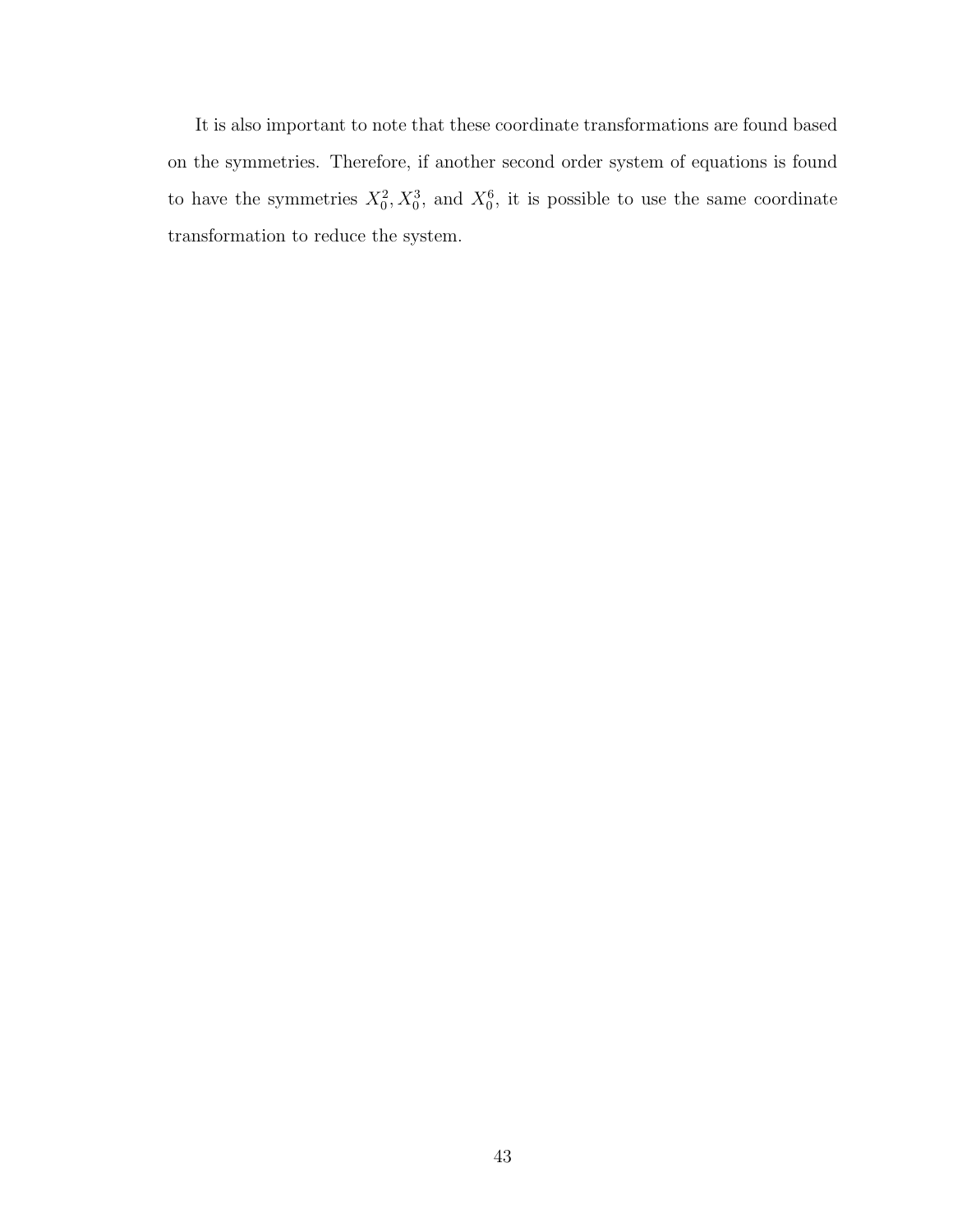It is also important to note that these coordinate transformations are found based on the symmetries. Therefore, if another second order system of equations is found to have the symmetries $X_0^2, X_0^3$, and $X_0^6$, it is possible to use the same coordinate transformation to reduce the system.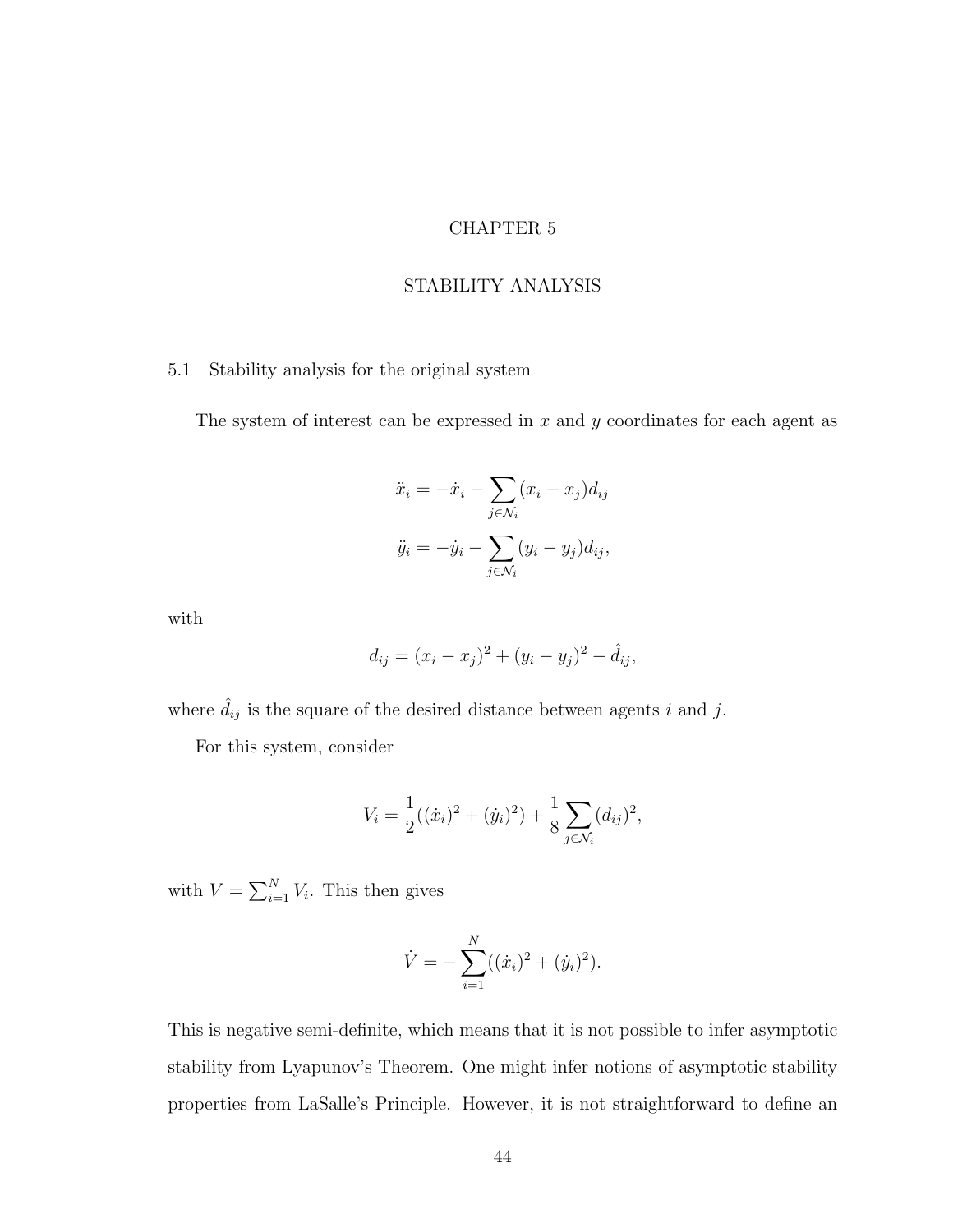# CHAPTER 5

# STABILITY ANALYSIS

## 5.1 Stability analysis for the original system

The system of interest can be expressed in $x$ and $y$ coordinates for each agent as

$$
\begin{aligned}
\ddot{x}_i &= -\dot{x}_i - \sum_{j \in \mathcal{N}_i} (x_i - x_j) d_{ij} \\
\ddot{y}_i &= -\dot{y}_i - \sum_{j \in \mathcal{N}_i} (y_i - y_j) d_{ij},
\end{aligned}
$$

with

$$
d_{ij} = (x_i - x_j)^2 + (y_i - y_j)^2 - \hat{d}_{ij},
$$

where $\hat{d}_{ij}$ is the square of the desired distance between agents $i$ and $j$.

For this system, consider

$$
V_i = \frac{1}{2}((\dot{x}_i)^2 + (\dot{y}_i)^2) + \frac{1}{8} \sum_{j \in \mathcal{N}_i} (d_{ij})^2,
$$

with $V = \sum_{i=1}^{N} V_i$. This then gives

$$
\dot{V} = -\sum_{i=1}^{N} ((\dot{x}_i)^2 + (\dot{y}_i)^2).
$$

This is negative semi-definite, which means that it is not possible to infer asymptotic stability from Lyapunov's Theorem. One might infer notions of asymptotic stability properties from LaSalle's Principle. However, it is not straightforward to define an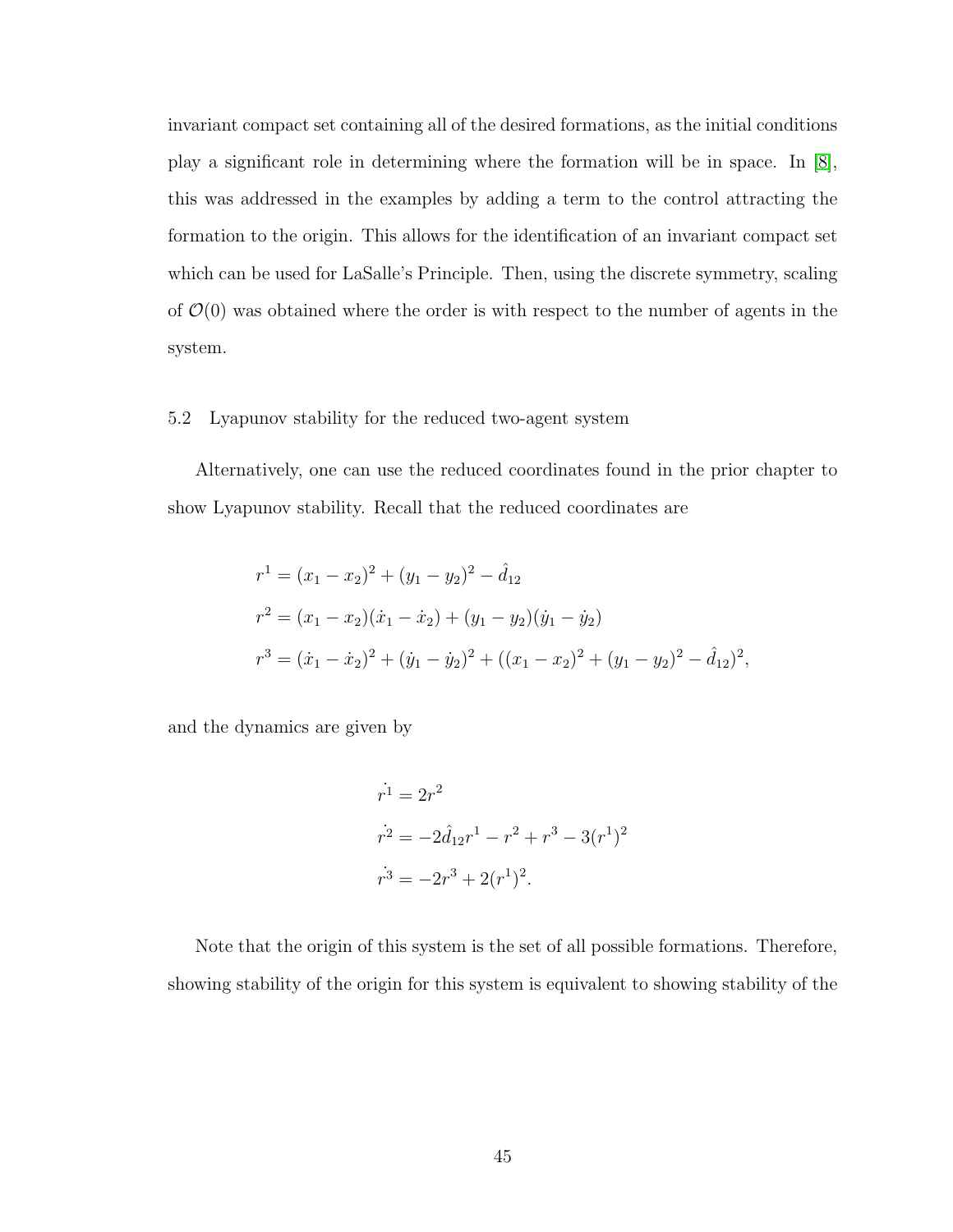invariant compact set containing all of the desired formations, as the initial conditions play a significant role in determining where the formation will be in space. In [8], this was addressed in the examples by adding a term to the control attracting the formation to the origin. This allows for the identification of an invariant compact set which can be used for LaSalle's Principle. Then, using the discrete symmetry, scaling of $\mathcal{O}(0)$ was obtained where the order is with respect to the number of agents in the system.

### 5.2 Lyapunov stability for the reduced two-agent system

Alternatively, one can use the reduced coordinates found in the prior chapter to show Lyapunov stability. Recall that the reduced coordinates are

$$
\begin{aligned}
r^1 &= (x_1 - x_2)^2 + (y_1 - y_2)^2 - \hat{d}_{12} \\
r^2 &= (x_1 - x_2)(\dot{x}_1 - \dot{x}_2) + (y_1 - y_2)(\dot{y}_1 - \dot{y}_2) \\
r^3 &= (\dot{x}_1 - \dot{x}_2)^2 + (\dot{y}_1 - \dot{y}_2)^2 + ((x_1 - x_2)^2 + (y_1 - y_2)^2 - \hat{d}_{12})^2,
\end{aligned}
$$

and the dynamics are given by

$$
\begin{aligned}
\dot{r^1} &= 2r^2 \\
\dot{r^2} &= -2\hat{d}_{12}r^1 - r^2 + r^3 - 3(r^1)^2 \\
\dot{r^3} &= -2r^3 + 2(r^1)^2.
\end{aligned}
$$

Note that the origin of this system is the set of all possible formations. Therefore, showing stability of the origin for this system is equivalent to showing stability of the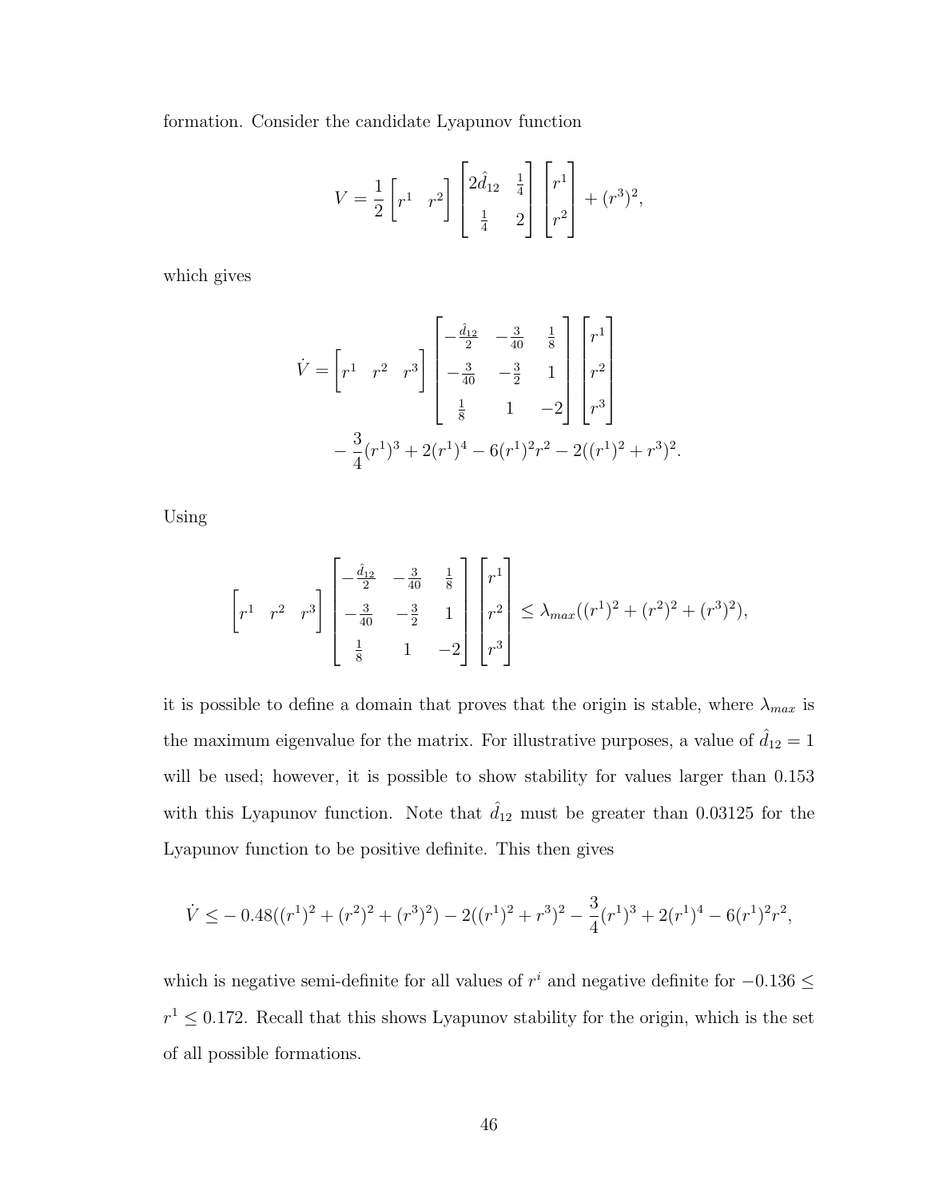formation. Consider the candidate Lyapunov function

$$V = \frac{1}{2} \begin{bmatrix} r^1 & r^2 \end{bmatrix} \begin{bmatrix} 2\hat{d}_{12} & \frac{1}{4} \\ \frac{1}{4} & 2 \end{bmatrix} \begin{bmatrix} r^1 \\ r^2 \end{bmatrix} + (r^3)^2,$$

which gives

$$\dot{V} = \begin{bmatrix} r^1 & r^2 & r^3 \end{bmatrix} \begin{bmatrix} -\frac{\hat{d}_{12}}{2} & -\frac{3}{40} & \frac{1}{8} \\ -\frac{3}{40} & -\frac{3}{2} & 1 \\ \frac{1}{8} & 1 & -2 \end{bmatrix} \begin{bmatrix} r^1 \\ r^2 \\ r^3 \end{bmatrix}$$
$$- \frac{3}{4}(r^1)^3 + 2(r^1)^4 - 6(r^1)^2 r^2 - 2((r^1)^2 + r^3)^2.$$

Using

$$\begin{bmatrix} r^1 & r^2 & r^3 \end{bmatrix} \begin{bmatrix} -\frac{\hat{d}_{12}}{2} & -\frac{3}{40} & \frac{1}{8} \\ -\frac{3}{40} & -\frac{3}{2} & 1 \\ \frac{1}{8} & 1 & -2 \end{bmatrix} \begin{bmatrix} r^1 \\ r^2 \\ r^3 \end{bmatrix} \leq \lambda_{max}((r^1)^2 + (r^2)^2 + (r^3)^2),$$

it is possible to define a domain that proves that the origin is stable, where $\lambda_{max}$ is the maximum eigenvalue for the matrix. For illustrative purposes, a value of $\hat{d}_{12} = 1$ will be used; however, it is possible to show stability for values larger than 0.153 with this Lyapunov function. Note that $\hat{d}_{12}$ must be greater than 0.03125 for the Lyapunov function to be positive definite. This then gives

$$\dot{V} \leq -0.48((r^1)^2 + (r^2)^2 + (r^3)^2) - 2((r^1)^2 + r^3)^2 - \frac{3}{4}(r^1)^3 + 2(r^1)^4 - 6(r^1)^2 r^2,$$

which is negative semi-definite for all values of $r^i$ and negative definite for $-0.136 \leq r^1 \leq 0.172$. Recall that this shows Lyapunov stability for the origin, which is the set of all possible formations.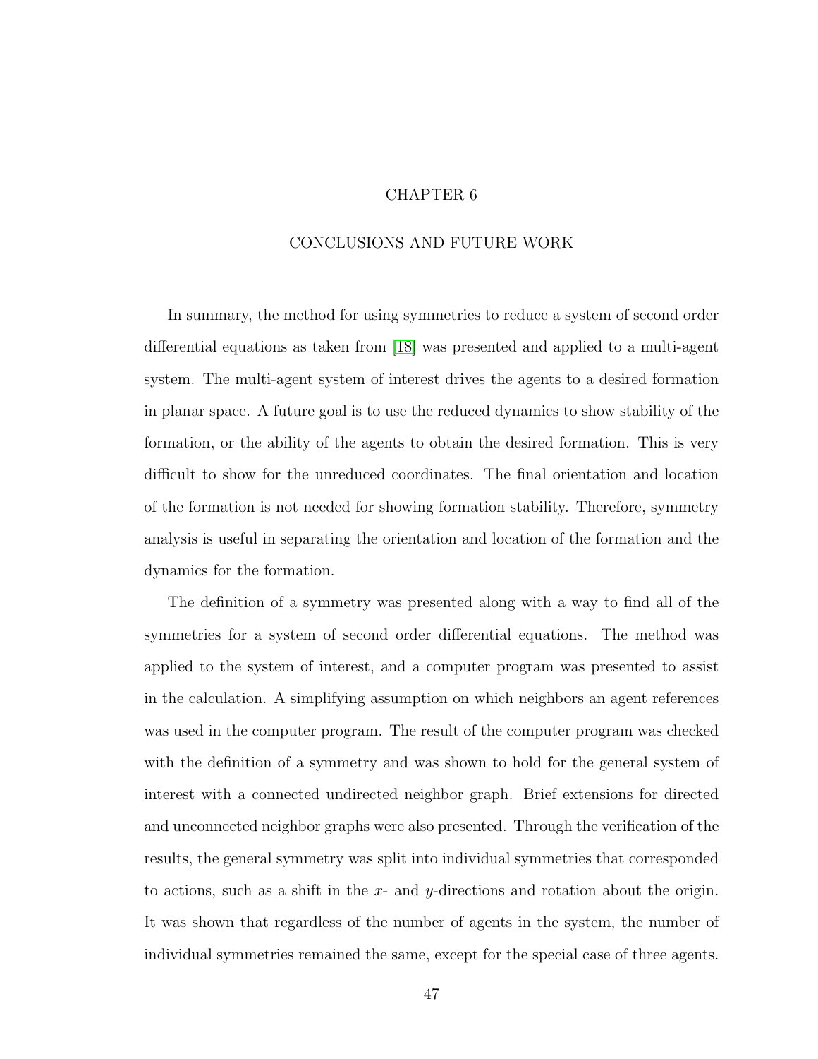# CHAPTER 6

# CONCLUSIONS AND FUTURE WORK

In summary, the method for using symmetries to reduce a system of second order differential equations as taken from [18] was presented and applied to a multi-agent system. The multi-agent system of interest drives the agents to a desired formation in planar space. A future goal is to use the reduced dynamics to show stability of the formation, or the ability of the agents to obtain the desired formation. This is very difficult to show for the unreduced coordinates. The final orientation and location of the formation is not needed for showing formation stability. Therefore, symmetry analysis is useful in separating the orientation and location of the formation and the dynamics for the formation.

The definition of a symmetry was presented along with a way to find all of the symmetries for a system of second order differential equations. The method was applied to the system of interest, and a computer program was presented to assist in the calculation. A simplifying assumption on which neighbors an agent references was used in the computer program. The result of the computer program was checked with the definition of a symmetry and was shown to hold for the general system of interest with a connected undirected neighbor graph. Brief extensions for directed and unconnected neighbor graphs were also presented. Through the verification of the results, the general symmetry was split into individual symmetries that corresponded to actions, such as a shift in the $x$- and $y$-directions and rotation about the origin. It was shown that regardless of the number of agents in the system, the number of individual symmetries remained the same, except for the special case of three agents.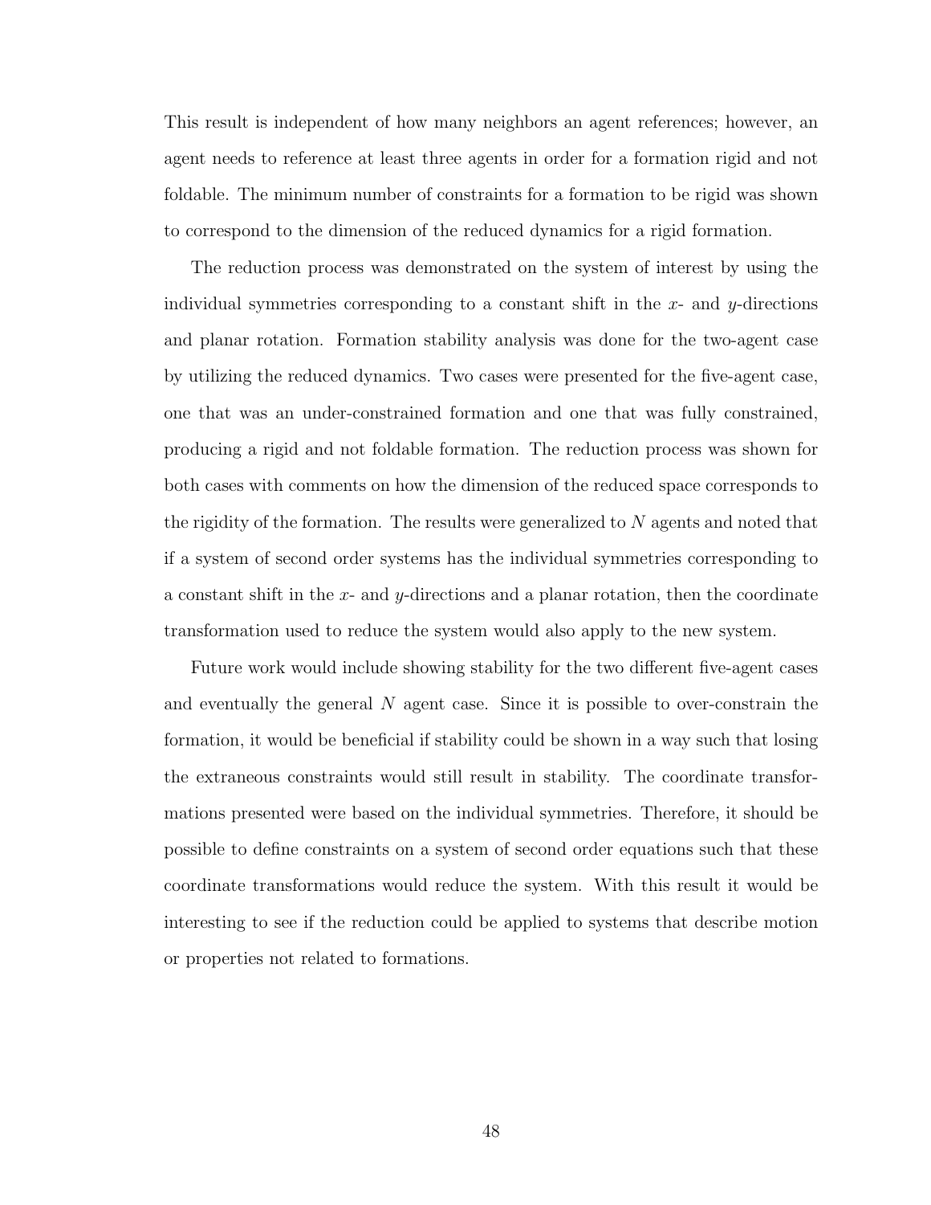This result is independent of how many neighbors an agent references; however, an agent needs to reference at least three agents in order for a formation rigid and not foldable. The minimum number of constraints for a formation to be rigid was shown to correspond to the dimension of the reduced dynamics for a rigid formation.

The reduction process was demonstrated on the system of interest by using the individual symmetries corresponding to a constant shift in the $x$- and $y$-directions and planar rotation. Formation stability analysis was done for the two-agent case by utilizing the reduced dynamics. Two cases were presented for the five-agent case, one that was an under-constrained formation and one that was fully constrained, producing a rigid and not foldable formation. The reduction process was shown for both cases with comments on how the dimension of the reduced space corresponds to the rigidity of the formation. The results were generalized to $N$ agents and noted that if a system of second order systems has the individual symmetries corresponding to a constant shift in the $x$- and $y$-directions and a planar rotation, then the coordinate transformation used to reduce the system would also apply to the new system.

Future work would include showing stability for the two different five-agent cases and eventually the general $N$ agent case. Since it is possible to over-constrain the formation, it would be beneficial if stability could be shown in a way such that losing the extraneous constraints would still result in stability. The coordinate transformations presented were based on the individual symmetries. Therefore, it should be possible to define constraints on a system of second order equations such that these coordinate transformations would reduce the system. With this result it would be interesting to see if the reduction could be applied to systems that describe motion or properties not related to formations.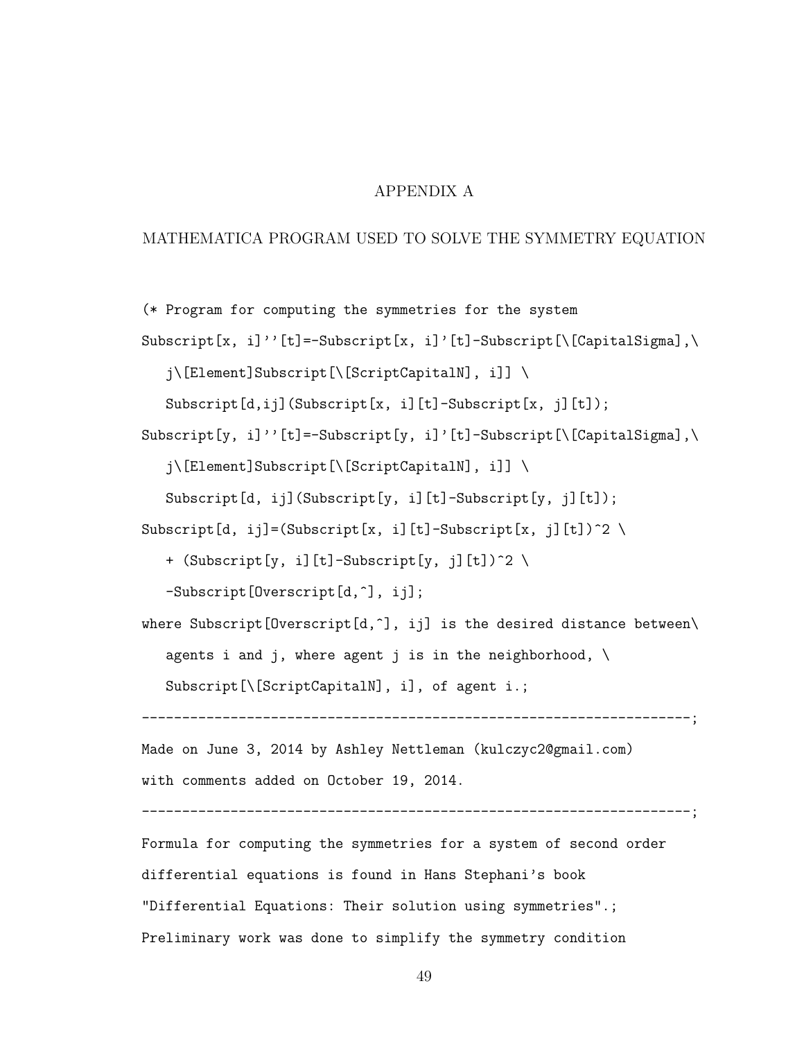# APPENDIX A

## MATHEMATICA PROGRAM USED TO SOLVE THE SYMMETRY EQUATION

```
(* Program for computing the symmetries for the system
Subscript[x, i]''[t]=-Subscript[x, i]'[t]-Subscript[\[CapitalSigma],\
   j\[Element]Subscript[\[ScriptCapitalN], i]] \
   Subscript[d,ij](Subscript[x, i][t]-Subscript[x, j][t]);
Subscript[y, i]''[t]=-Subscript[y, i]'[t]-Subscript[\[CapitalSigma],\
   j\[Element]Subscript[\[ScriptCapitalN], i]] \
   Subscript[d, ij](Subscript[y, i][t]-Subscript[y, j][t]);
Subscript[d, ij]=(Subscript[x, i][t]-Subscript[x, j][t])^2 \
   + (Subscript[y, i][t]-Subscript[y, j][t])^2 \
   -Subscript[Overscript[d,^], ij];
where Subscript[Overscript[d,^], ij] is the desired distance between\
   agents i and j, where agent j is in the neighborhood, \
   Subscript[\[ScriptCapitalN], i], of agent i.;
--------------------------------------------------------------------;
Made on June 3, 2014 by Ashley Nettleman (kulczyc2@gmail.com)
with comments added on October 19, 2014.
--------------------------------------------------------------------;
Formula for computing the symmetries for a system of second order
differential equations is found in Hans Stephani's book
"Differential Equations: Their solution using symmetries".;
Preliminary work was done to simplify the symmetry condition
```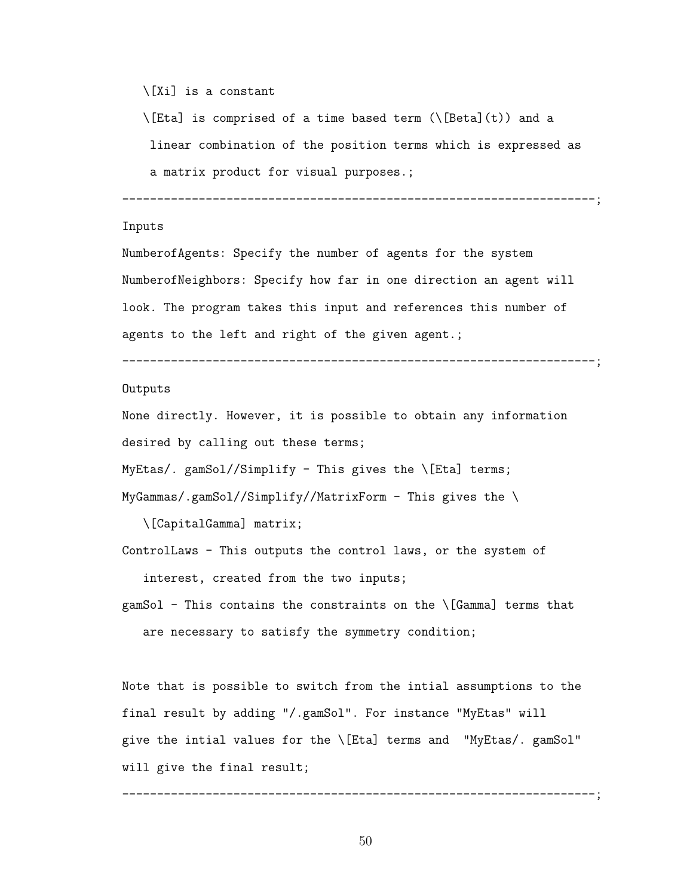```
   \[Xi] is a constant

   \[Eta] is comprised of a time based term (\[Beta](t)) and a
    linear combination of the position terms which is expressed as
    a matrix product for visual purposes.;
-------------------------------------------------------------------;
Inputs
NumberofAgents: Specify the number of agents for the system
NumberofNeighbors: Specify how far in one direction an agent will
look. The program takes this input and references this number of
agents to the left and right of the given agent.;
-------------------------------------------------------------------;
Outputs
None directly. However, it is possible to obtain any information
desired by calling out these terms;
MyEtas/. gamSol//Simplify - This gives the \[Eta] terms;
MyGammas/.gamSol//Simplify//MatrixForm - This gives the \
   \[CapitalGamma] matrix;
ControlLaws - This outputs the control laws, or the system of
   interest, created from the two inputs;
gamSol - This contains the constraints on the \[Gamma] terms that
   are necessary to satisfy the symmetry condition;

Note that is possible to switch from the intial assumptions to the
final result by adding "/.gamSol". For instance "MyEtas" will
give the intial values for the \[Eta] terms and  "MyEtas/. gamSol"
will give the final result;
-------------------------------------------------------------------;
```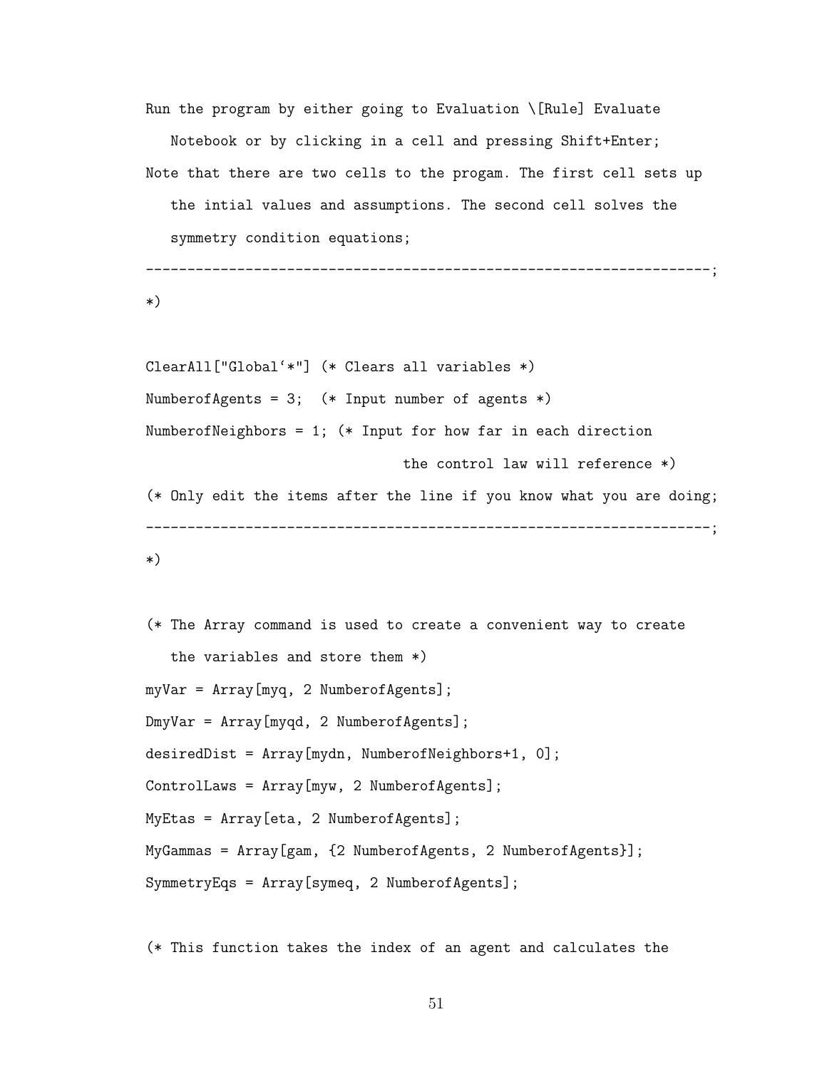```
Run the program by either going to Evaluation \[Rule] Evaluate
   Notebook or by clicking in a cell and pressing Shift+Enter;
Note that there are two cells to the progam. The first cell sets up
   the intial values and assumptions. The second cell solves the
   symmetry condition equations;
--------------------------------------------------------------------;
*)

ClearAll["Global`*"] (* Clears all variables *)
NumberofAgents = 3;  (* Input number of agents *)
NumberofNeighbors = 1; (* Input for how far in each direction
                                the control law will reference *)
(* Only edit the items after the line if you know what you are doing;
--------------------------------------------------------------------;
*)

(* The Array command is used to create a convenient way to create
   the variables and store them *)
myVar = Array[myq, 2 NumberofAgents];
DmyVar = Array[myqd, 2 NumberofAgents];
desiredDist = Array[mydn, NumberofNeighbors+1, 0];
ControlLaws = Array[myw, 2 NumberofAgents];
MyEtas = Array[eta, 2 NumberofAgents];
MyGammas = Array[gam, {2 NumberofAgents, 2 NumberofAgents}];
SymmetryEqs = Array[symeq, 2 NumberofAgents];

(* This function takes the index of an agent and calculates the
```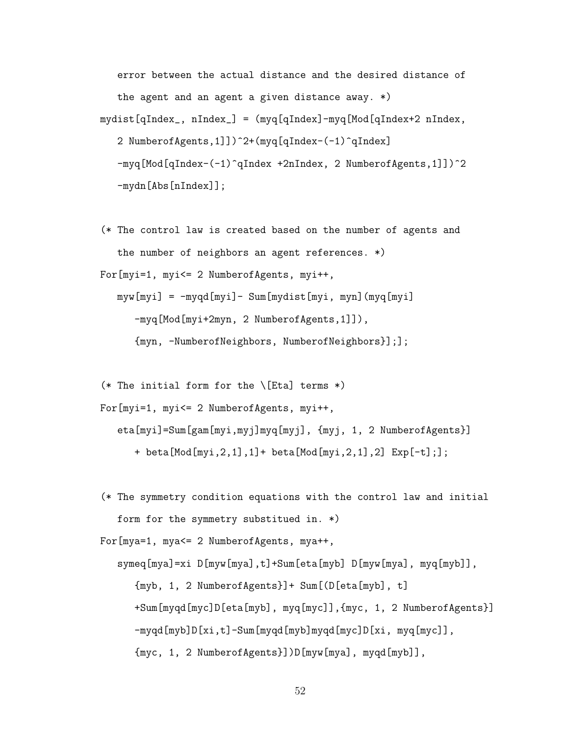```
   error between the actual distance and the desired distance of
   the agent and an agent a given distance away. *)
mydist[qIndex_, nIndex_] = (myq[qIndex]-myq[Mod[qIndex+2 nIndex,
   2 NumberofAgents,1]])^2+(myq[qIndex-(-1)^qIndex]
   -myq[Mod[qIndex-(-1)^qIndex +2nIndex, 2 NumberofAgents,1]])^2
   -mydn[Abs[nIndex]];

(* The control law is created based on the number of agents and
   the number of neighbors an agent references. *)
For[myi=1, myi<= 2 NumberofAgents, myi++,
   myw[myi] = -myqd[myi]- Sum[mydist[myi, myn](myq[myi]
      -myq[Mod[myi+2myn, 2 NumberofAgents,1]]),
      {myn, -NumberofNeighbors, NumberofNeighbors}];];

(* The initial form for the \[Eta] terms *)
For[myi=1, myi<= 2 NumberofAgents, myi++,
   eta[myi]=Sum[gam[myi,myj]myq[myj], {myj, 1, 2 NumberofAgents}]
      + beta[Mod[myi,2,1],1]+ beta[Mod[myi,2,1],2] Exp[-t];];

(* The symmetry condition equations with the control law and initial
   form for the symmetry substitued in. *)
For[mya=1, mya<= 2 NumberofAgents, mya++,
   symeq[mya]=xi D[myw[mya],t]+Sum[eta[myb] D[myw[mya], myq[myb]],
      {myb, 1, 2 NumberofAgents}]+ Sum[(D[eta[myb], t]
      +Sum[myqd[myc]D[eta[myb], myq[myc]],{myc, 1, 2 NumberofAgents}]
      -myqd[myb]D[xi,t]-Sum[myqd[myb]myqd[myc]D[xi, myq[myc]],
      {myc, 1, 2 NumberofAgents}])D[myw[mya], myqd[myb]],
```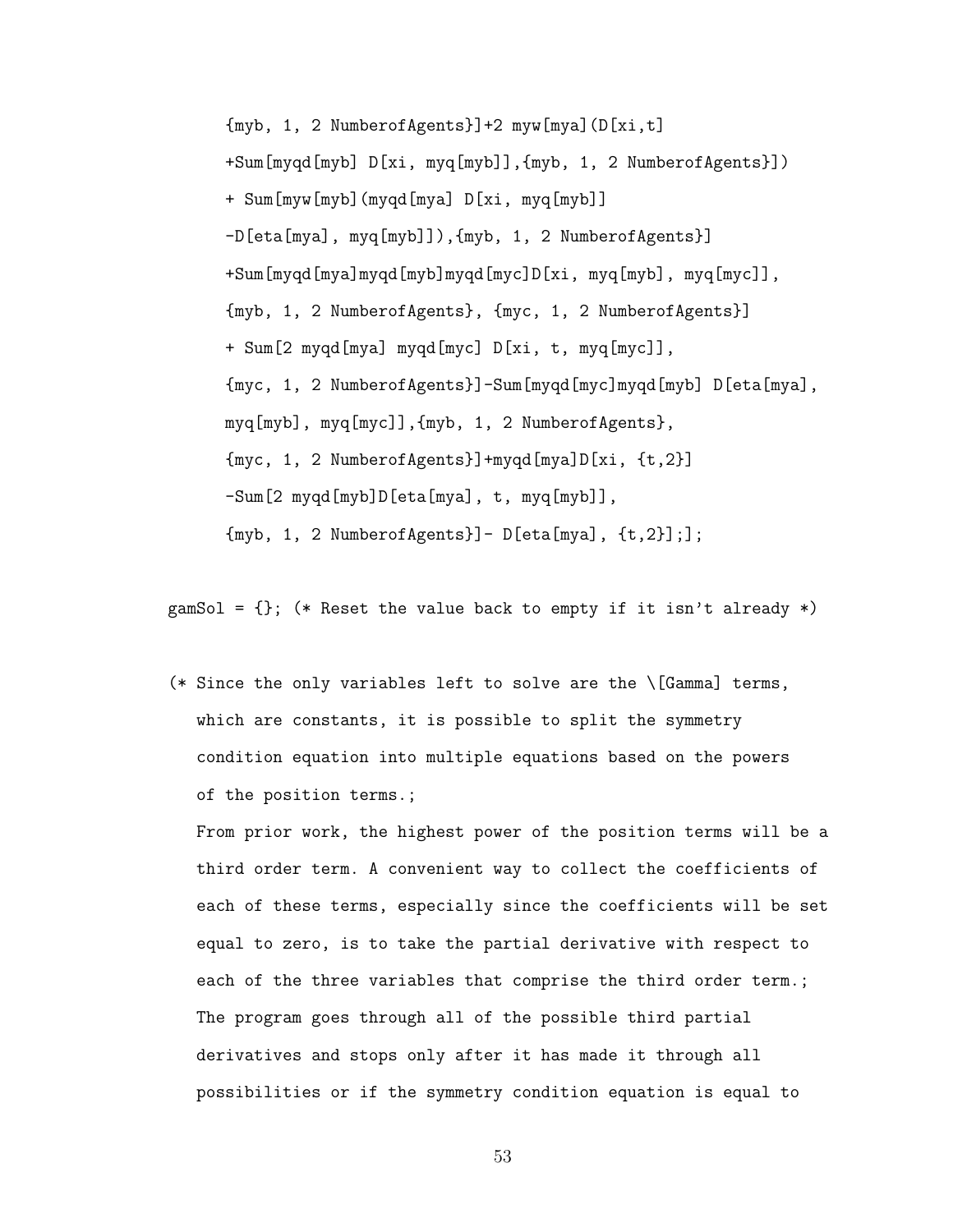```
    {myb, 1, 2 NumberofAgents}]+2 myw[mya](D[xi,t]
    +Sum[myqd[myb] D[xi, myq[myb]],{myb, 1, 2 NumberofAgents}])
    + Sum[myw[myb](myqd[mya] D[xi, myq[myb]]
    -D[eta[mya], myq[myb]]),{myb, 1, 2 NumberofAgents}]
    +Sum[myqd[mya]myqd[myb]myqd[myc]D[xi, myq[myb], myq[myc]],
    {myb, 1, 2 NumberofAgents}, {myc, 1, 2 NumberofAgents}]
    + Sum[2 myqd[mya] myqd[myc] D[xi, t, myq[myc]],
    {myc, 1, 2 NumberofAgents}]-Sum[myqd[myc]myqd[myb] D[eta[mya],
    myq[myb], myq[myc]],{myb, 1, 2 NumberofAgents},
    {myc, 1, 2 NumberofAgents}]+myqd[mya]D[xi, {t,2}]
    -Sum[2 myqd[myb]D[eta[mya], t, myq[myb]],
    {myb, 1, 2 NumberofAgents}]- D[eta[mya], {t,2}];];

gamSol = {}; (* Reset the value back to empty if it isn't already *)

(* Since the only variables left to solve are the \[Gamma] terms,
   which are constants, it is possible to split the symmetry
   condition equation into multiple equations based on the powers
   of the position terms.;
   From prior work, the highest power of the position terms will be a
   third order term. A convenient way to collect the coefficients of
   each of these terms, especially since the coefficients will be set
   equal to zero, is to take the partial derivative with respect to
   each of the three variables that comprise the third order term.;
   The program goes through all of the possible third partial
   derivatives and stops only after it has made it through all
   possibilities or if the symmetry condition equation is equal to
```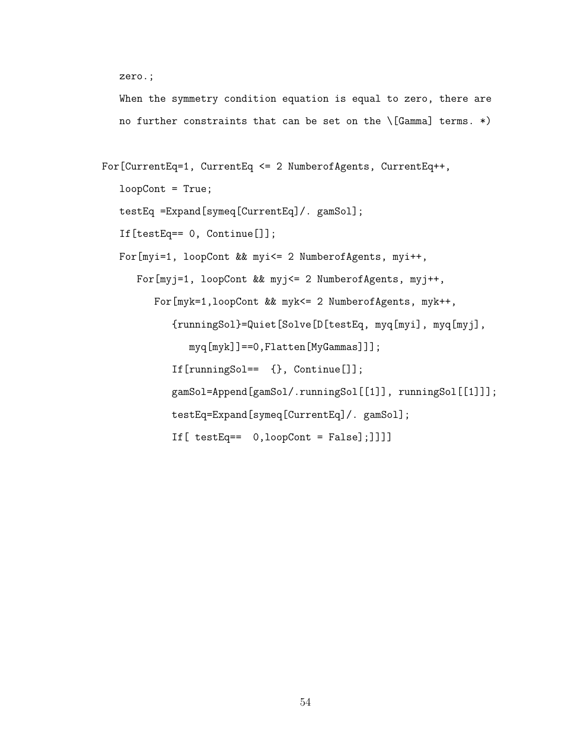```
   zero.;
   When the symmetry condition equation is equal to zero, there are
   no further constraints that can be set on the \[Gamma] terms. *)

For[CurrentEq=1, CurrentEq <= 2 NumberofAgents, CurrentEq++,
   loopCont = True;
   testEq =Expand[symeq[CurrentEq]/. gamSol];
   If[testEq== 0, Continue[]];
   For[myi=1, loopCont && myi<= 2 NumberofAgents, myi++,
      For[myj=1, loopCont && myj<= 2 NumberofAgents, myj++,
         For[myk=1,loopCont && myk<= 2 NumberofAgents, myk++,
            {runningSol}=Quiet[Solve[D[testEq, myq[myi], myq[myj],
               myq[myk]]==0,Flatten[MyGammas]]];
            If[runningSol== {}, Continue[]];
            gamSol=Append[gamSol/.runningSol[[1]], runningSol[[1]]];
            testEq=Expand[symeq[CurrentEq]/. gamSol];
            If[ testEq== 0,loopCont = False];]]]]
```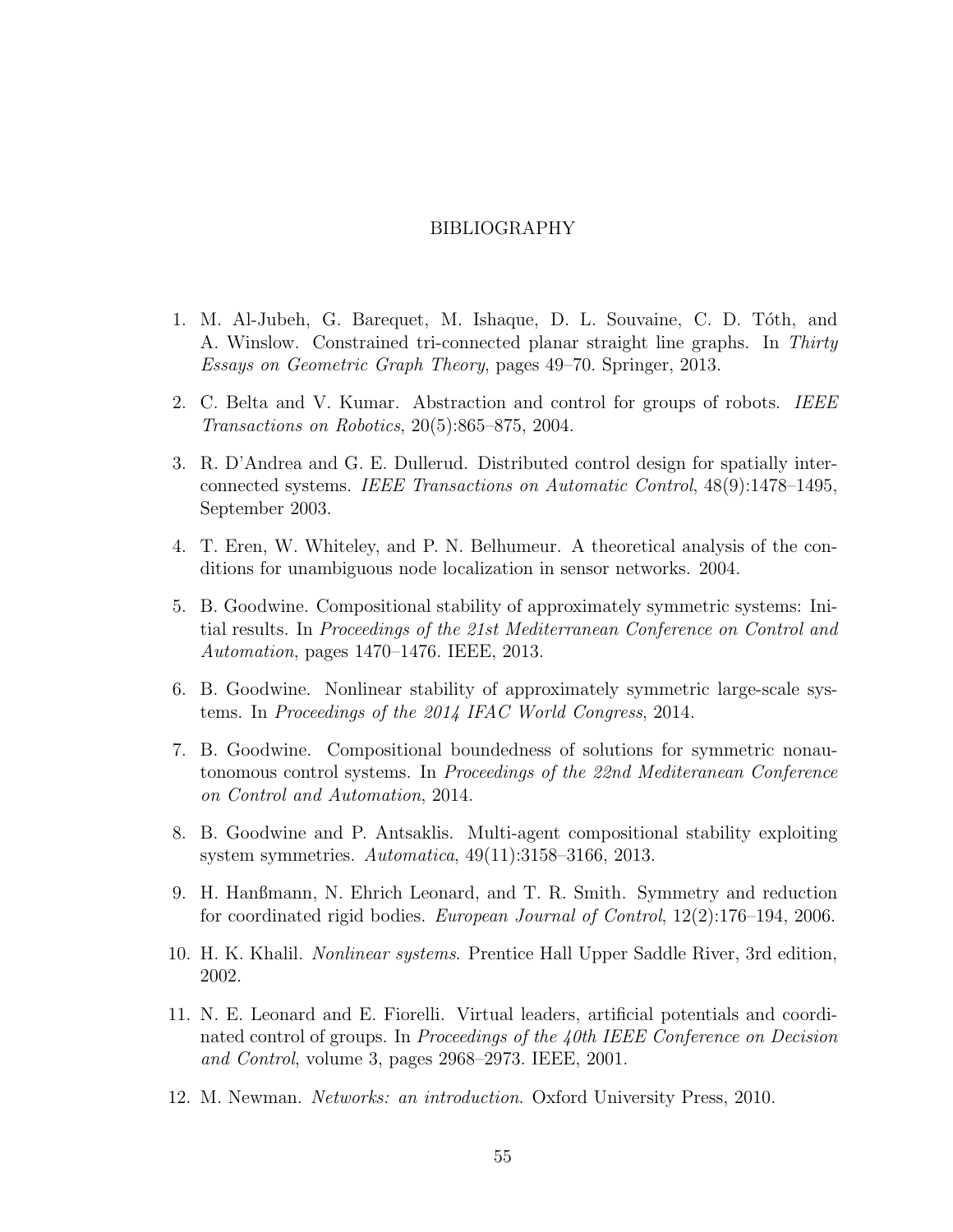# BIBLIOGRAPHY

1. M. Al-Jubeh, G. Barequet, M. Ishaque, D. L. Souvaine, C. D. Tóth, and A. Winslow. Constrained tri-connected planar straight line graphs. In *Thirty Essays on Geometric Graph Theory*, pages 49–70. Springer, 2013.

2. C. Belta and V. Kumar. Abstraction and control for groups of robots. *IEEE Transactions on Robotics*, 20(5):865–875, 2004.

3. R. D'Andrea and G. E. Dullerud. Distributed control design for spatially interconnected systems. *IEEE Transactions on Automatic Control*, 48(9):1478–1495, September 2003.

4. T. Eren, W. Whiteley, and P. N. Belhumeur. A theoretical analysis of the conditions for unambiguous node localization in sensor networks. 2004.

5. B. Goodwine. Compositional stability of approximately symmetric systems: Initial results. In *Proceedings of the 21st Mediterranean Conference on Control and Automation*, pages 1470–1476. IEEE, 2013.

6. B. Goodwine. Nonlinear stability of approximately symmetric large-scale systems. In *Proceedings of the 2014 IFAC World Congress*, 2014.

7. B. Goodwine. Compositional boundedness of solutions for symmetric nonautonomous control systems. In *Proceedings of the 22nd Mediteranean Conference on Control and Automation*, 2014.

8. B. Goodwine and P. Antsaklis. Multi-agent compositional stability exploiting system symmetries. *Automatica*, 49(11):3158–3166, 2013.

9. H. Hanßmann, N. Ehrich Leonard, and T. R. Smith. Symmetry and reduction for coordinated rigid bodies. *European Journal of Control*, 12(2):176–194, 2006.

10. H. K. Khalil. *Nonlinear systems*. Prentice Hall Upper Saddle River, 3rd edition, 2002.

11. N. E. Leonard and E. Fiorelli. Virtual leaders, artificial potentials and coordinated control of groups. In *Proceedings of the 40th IEEE Conference on Decision and Control*, volume 3, pages 2968–2973. IEEE, 2001.

12. M. Newman. *Networks: an introduction*. Oxford University Press, 2010.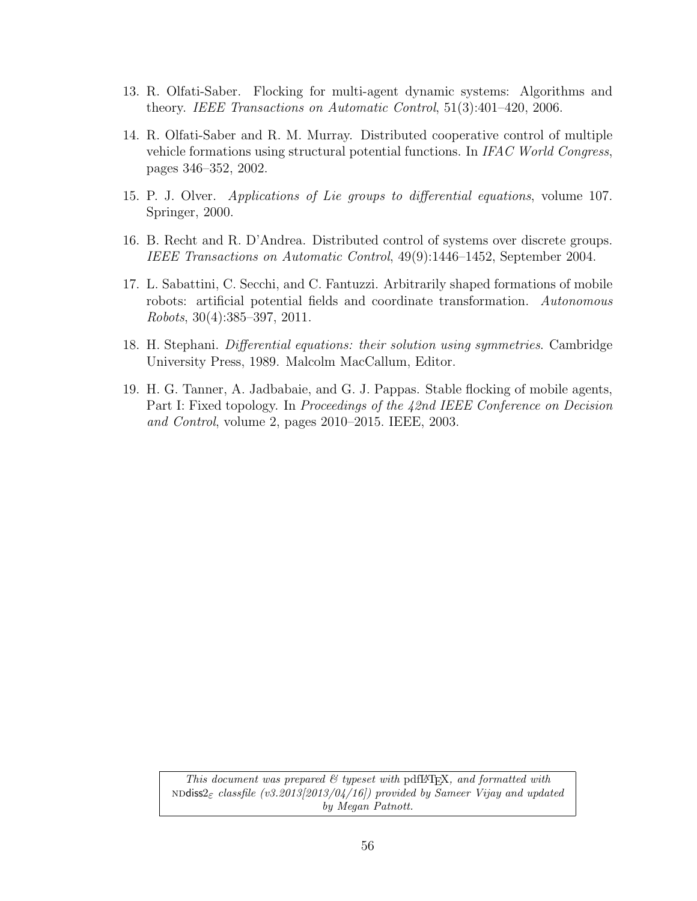13. R. Olfati-Saber. Flocking for multi-agent dynamic systems: Algorithms and theory. *IEEE Transactions on Automatic Control*, 51(3):401–420, 2006.

14. R. Olfati-Saber and R. M. Murray. Distributed cooperative control of multiple vehicle formations using structural potential functions. In *IFAC World Congress*, pages 346–352, 2002.

15. P. J. Olver. *Applications of Lie groups to differential equations*, volume 107. Springer, 2000.

16. B. Recht and R. D'Andrea. Distributed control of systems over discrete groups. *IEEE Transactions on Automatic Control*, 49(9):1446–1452, September 2004.

17. L. Sabattini, C. Secchi, and C. Fantuzzi. Arbitrarily shaped formations of mobile robots: artificial potential fields and coordinate transformation. *Autonomous Robots*, 30(4):385–397, 2011.

18. H. Stephani. *Differential equations: their solution using symmetries*. Cambridge University Press, 1989. Malcolm MacCallum, Editor.

19. H. G. Tanner, A. Jadbabaie, and G. J. Pappas. Stable flocking of mobile agents, Part I: Fixed topology. In *Proceedings of the 42nd IEEE Conference on Decision and Control*, volume 2, pages 2010–2015. IEEE, 2003.

*This document was prepared & typeset with* pdfLaTeX*, and formatted with* NDdiss2$_\varepsilon$ *classfile (v3.2013[2013/04/16]) provided by Sameer Vijay and updated by Megan Patnott.*